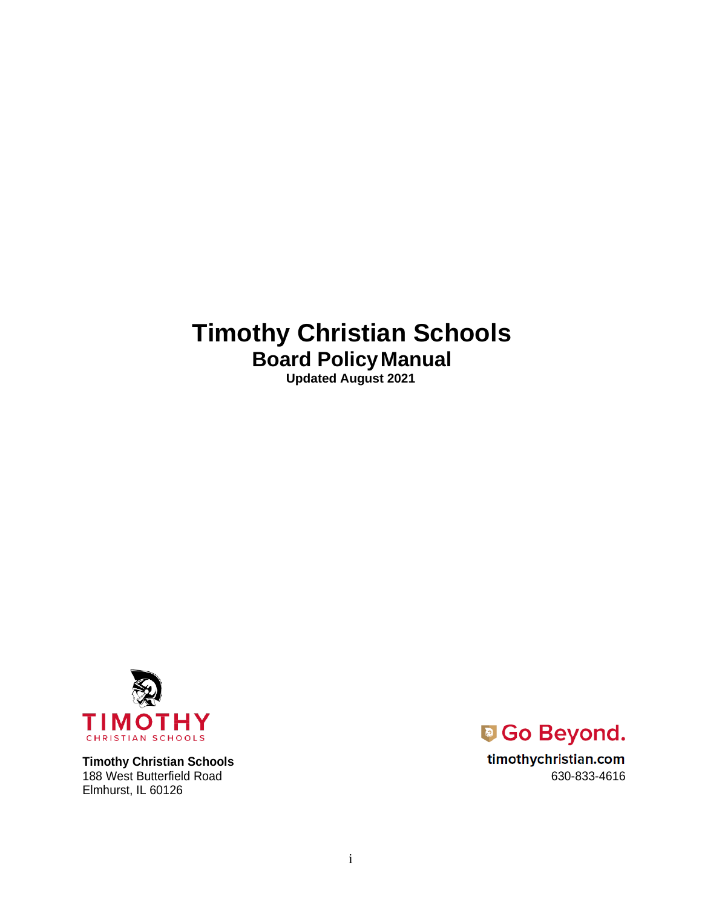# Timothy Christian Schools

## Board Policy Manual

**Updated August 2021**

TIMOTHY
CHRISTIAN SCHOOLS

**Timothy Christian Schools**
188 West Butterfield Road
Elmhurst, IL 60126

Go Beyond.

**timothychristian.com**
630-833-4616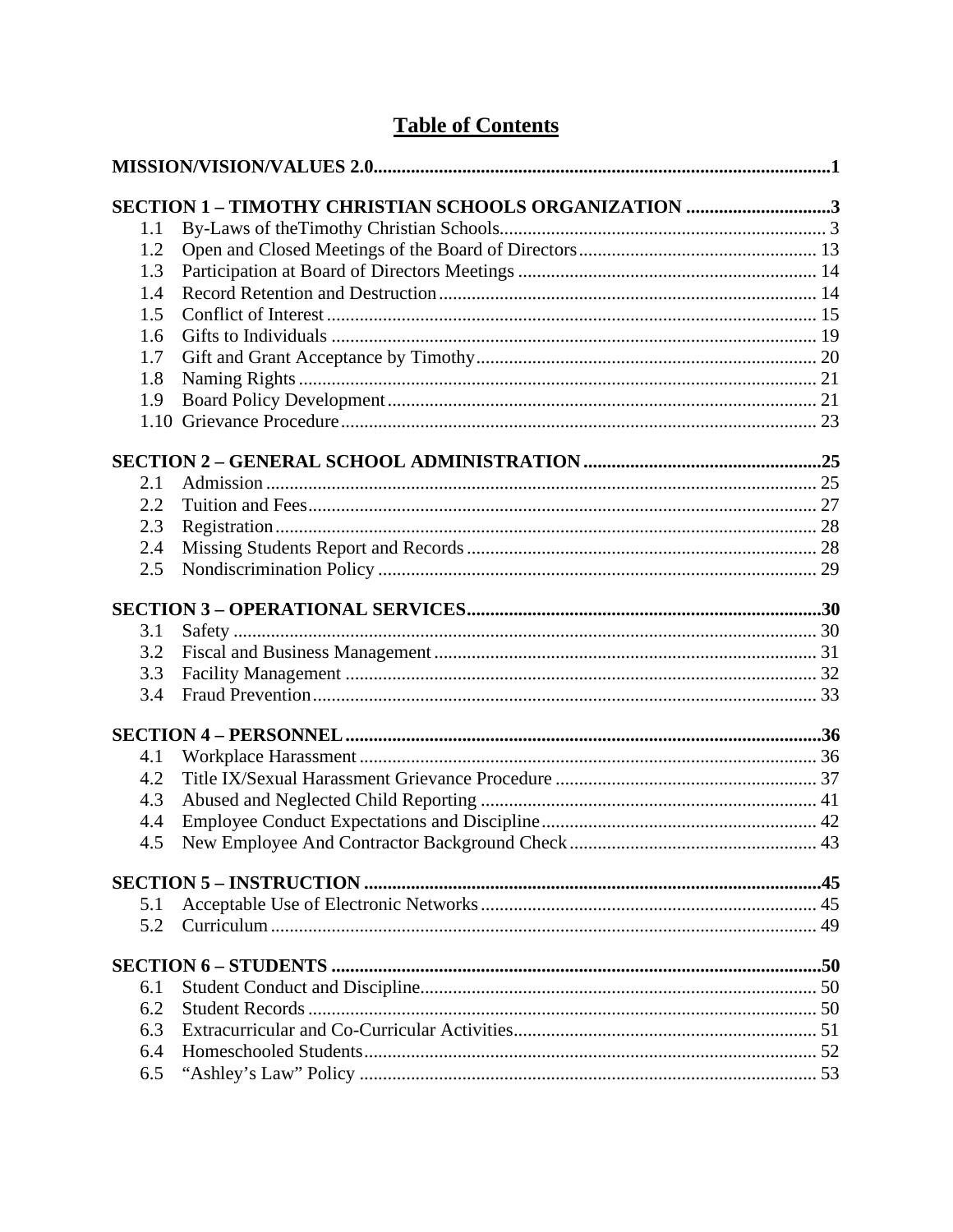# Table of Contents

**MISSION/VISION/VALUES 2.0** ... **1**

**SECTION 1 – TIMOTHY CHRISTIAN SCHOOLS ORGANIZATION** ... **3**

- 1.1 By-Laws of theTimothy Christian Schools ... 3
- 1.2 Open and Closed Meetings of the Board of Directors ... 13
- 1.3 Participation at Board of Directors Meetings ... 14
- 1.4 Record Retention and Destruction ... 14
- 1.5 Conflict of Interest ... 15
- 1.6 Gifts to Individuals ... 19
- 1.7 Gift and Grant Acceptance by Timothy ... 20
- 1.8 Naming Rights ... 21
- 1.9 Board Policy Development ... 21
- 1.10 Grievance Procedure ... 23

**SECTION 2 – GENERAL SCHOOL ADMINISTRATION** ... **25**

- 2.1 Admission ... 25
- 2.2 Tuition and Fees ... 27
- 2.3 Registration ... 28
- 2.4 Missing Students Report and Records ... 28
- 2.5 Nondiscrimination Policy ... 29

**SECTION 3 – OPERATIONAL SERVICES** ... **30**

- 3.1 Safety ... 30
- 3.2 Fiscal and Business Management ... 31
- 3.3 Facility Management ... 32
- 3.4 Fraud Prevention ... 33

**SECTION 4 – PERSONNEL** ... **36**

- 4.1 Workplace Harassment ... 36
- 4.2 Title IX/Sexual Harassment Grievance Procedure ... 37
- 4.3 Abused and Neglected Child Reporting ... 41
- 4.4 Employee Conduct Expectations and Discipline ... 42
- 4.5 New Employee And Contractor Background Check ... 43

**SECTION 5 – INSTRUCTION** ... **45**

- 5.1 Acceptable Use of Electronic Networks ... 45
- 5.2 Curriculum ... 49

**SECTION 6 – STUDENTS** ... **50**

- 6.1 Student Conduct and Discipline ... 50
- 6.2 Student Records ... 50
- 6.3 Extracurricular and Co-Curricular Activities ... 51
- 6.4 Homeschooled Students ... 52
- 6.5 “Ashley’s Law” Policy ... 53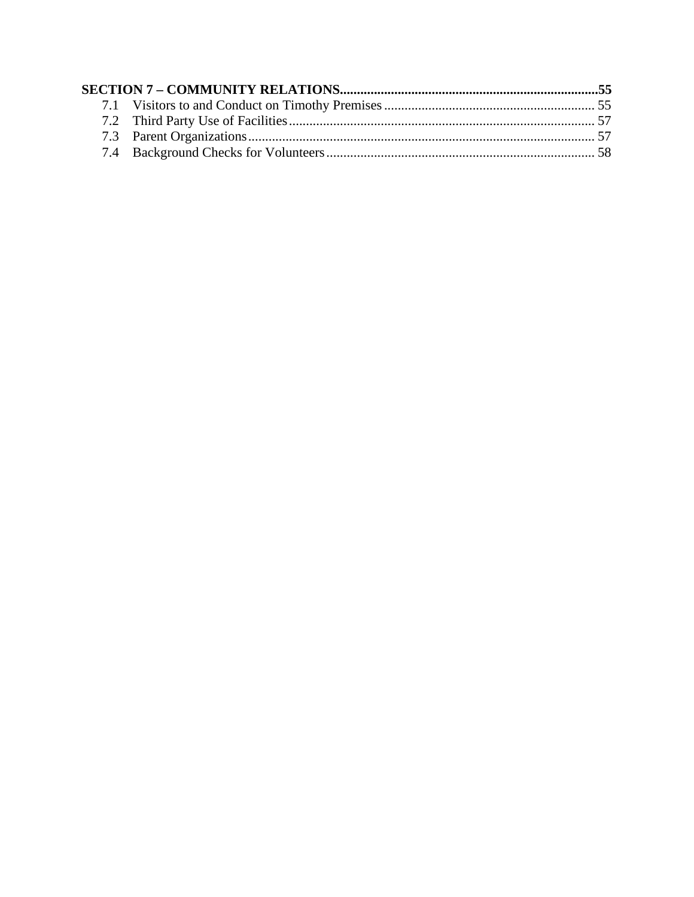**SECTION 7 – COMMUNITY RELATIONS..........................................................................55**

7.1 Visitors to and Conduct on Timothy Premises ............................................................ 55

7.2 Third Party Use of Facilities........................................................................................ 57

7.3 Parent Organizations.................................................................................................... 57

7.4 Background Checks for Volunteers............................................................................. 58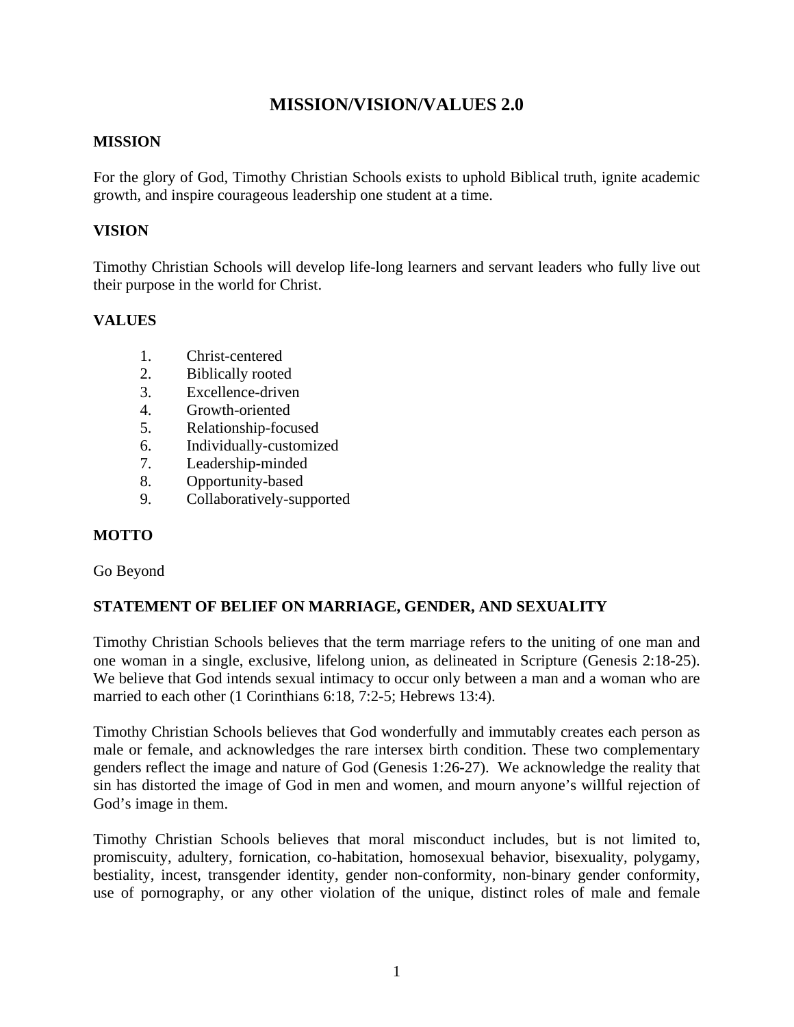# MISSION/VISION/VALUES 2.0

## MISSION

For the glory of God, Timothy Christian Schools exists to uphold Biblical truth, ignite academic growth, and inspire courageous leadership one student at a time.

## VISION

Timothy Christian Schools will develop life-long learners and servant leaders who fully live out their purpose in the world for Christ.

## VALUES

1. Christ-centered
2. Biblically rooted
3. Excellence-driven
4. Growth-oriented
5. Relationship-focused
6. Individually-customized
7. Leadership-minded
8. Opportunity-based
9. Collaboratively-supported

## MOTTO

Go Beyond

## STATEMENT OF BELIEF ON MARRIAGE, GENDER, AND SEXUALITY

Timothy Christian Schools believes that the term marriage refers to the uniting of one man and one woman in a single, exclusive, lifelong union, as delineated in Scripture (Genesis 2:18-25). We believe that God intends sexual intimacy to occur only between a man and a woman who are married to each other (1 Corinthians 6:18, 7:2-5; Hebrews 13:4).

Timothy Christian Schools believes that God wonderfully and immutably creates each person as male or female, and acknowledges the rare intersex birth condition. These two complementary genders reflect the image and nature of God (Genesis 1:26-27). We acknowledge the reality that sin has distorted the image of God in men and women, and mourn anyone's willful rejection of God's image in them.

Timothy Christian Schools believes that moral misconduct includes, but is not limited to, promiscuity, adultery, fornication, co-habitation, homosexual behavior, bisexuality, polygamy, bestiality, incest, transgender identity, gender non-conformity, non-binary gender conformity, use of pornography, or any other violation of the unique, distinct roles of male and female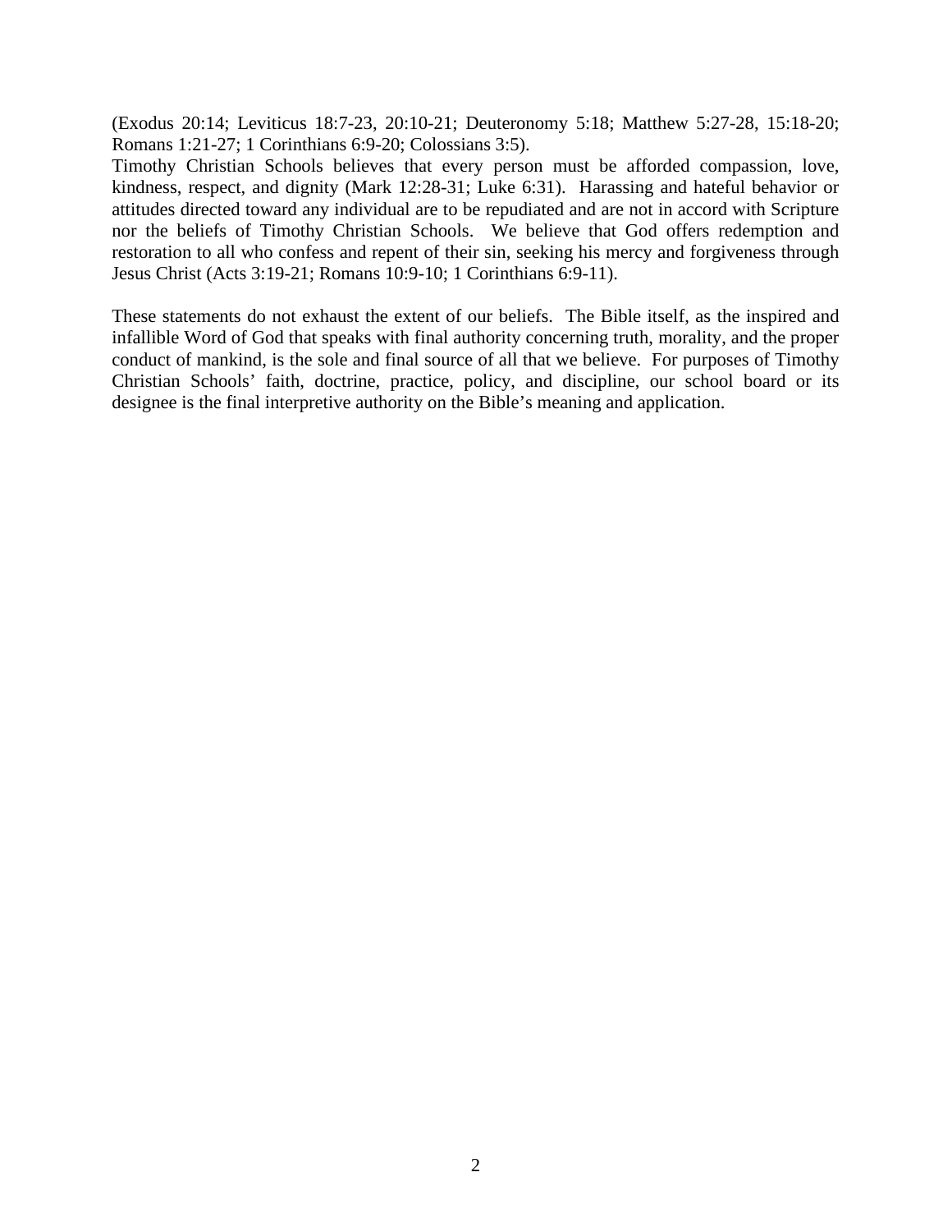(Exodus 20:14; Leviticus 18:7-23, 20:10-21; Deuteronomy 5:18; Matthew 5:27-28, 15:18-20; Romans 1:21-27; 1 Corinthians 6:9-20; Colossians 3:5).

Timothy Christian Schools believes that every person must be afforded compassion, love, kindness, respect, and dignity (Mark 12:28-31; Luke 6:31). Harassing and hateful behavior or attitudes directed toward any individual are to be repudiated and are not in accord with Scripture nor the beliefs of Timothy Christian Schools. We believe that God offers redemption and restoration to all who confess and repent of their sin, seeking his mercy and forgiveness through Jesus Christ (Acts 3:19-21; Romans 10:9-10; 1 Corinthians 6:9-11).

These statements do not exhaust the extent of our beliefs. The Bible itself, as the inspired and infallible Word of God that speaks with final authority concerning truth, morality, and the proper conduct of mankind, is the sole and final source of all that we believe. For purposes of Timothy Christian Schools' faith, doctrine, practice, policy, and discipline, our school board or its designee is the final interpretive authority on the Bible's meaning and application.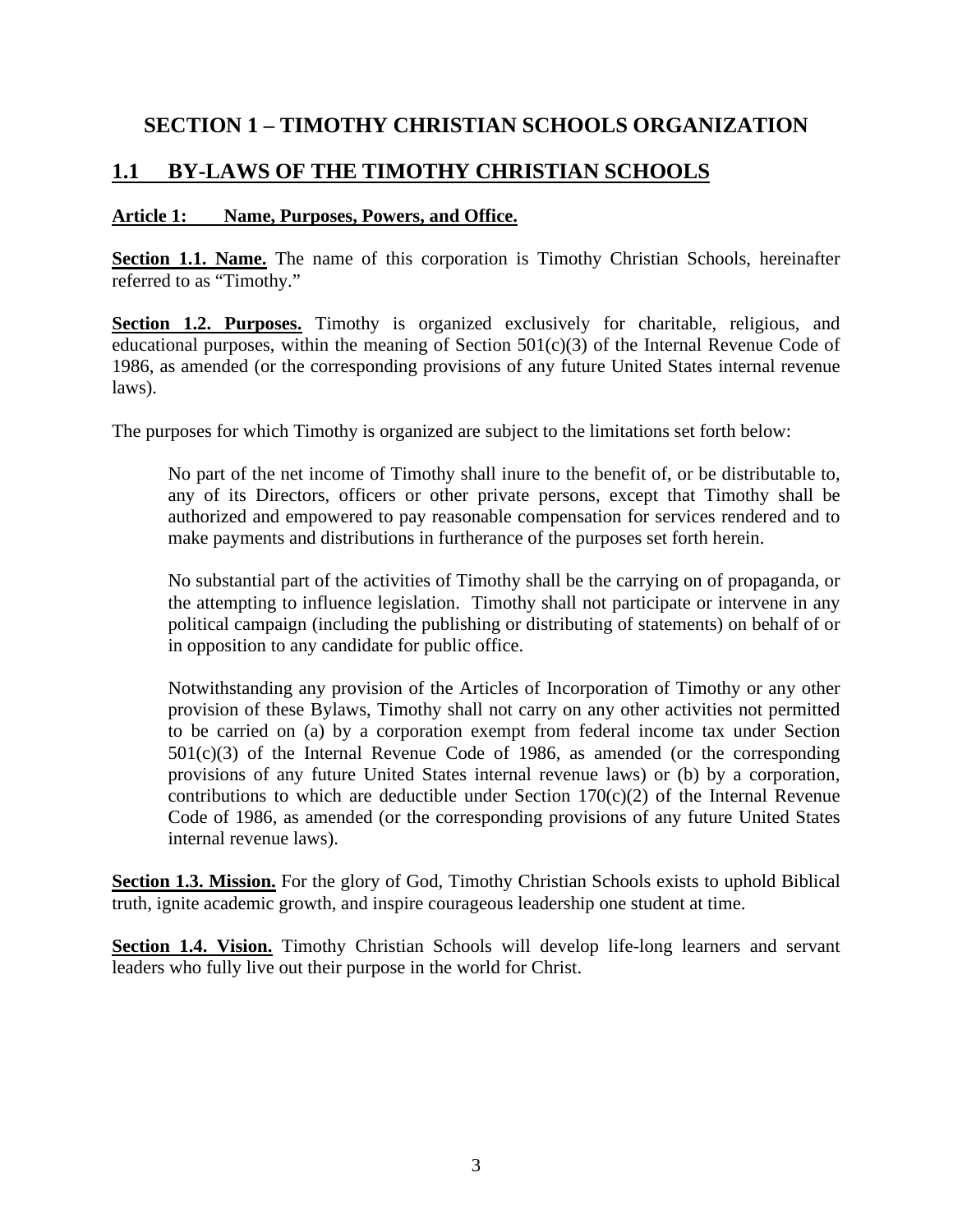# SECTION 1 – TIMOTHY CHRISTIAN SCHOOLS ORGANIZATION

## 1.1 BY-LAWS OF THE TIMOTHY CHRISTIAN SCHOOLS

### Article 1: Name, Purposes, Powers, and Office.

**Section 1.1. Name.** The name of this corporation is Timothy Christian Schools, hereinafter referred to as "Timothy."

**Section 1.2. Purposes.** Timothy is organized exclusively for charitable, religious, and educational purposes, within the meaning of Section 501(c)(3) of the Internal Revenue Code of 1986, as amended (or the corresponding provisions of any future United States internal revenue laws).

The purposes for which Timothy is organized are subject to the limitations set forth below:

> No part of the net income of Timothy shall inure to the benefit of, or be distributable to, any of its Directors, officers or other private persons, except that Timothy shall be authorized and empowered to pay reasonable compensation for services rendered and to make payments and distributions in furtherance of the purposes set forth herein.
>
> No substantial part of the activities of Timothy shall be the carrying on of propaganda, or the attempting to influence legislation. Timothy shall not participate or intervene in any political campaign (including the publishing or distributing of statements) on behalf of or in opposition to any candidate for public office.
>
> Notwithstanding any provision of the Articles of Incorporation of Timothy or any other provision of these Bylaws, Timothy shall not carry on any other activities not permitted to be carried on (a) by a corporation exempt from federal income tax under Section 501(c)(3) of the Internal Revenue Code of 1986, as amended (or the corresponding provisions of any future United States internal revenue laws) or (b) by a corporation, contributions to which are deductible under Section 170(c)(2) of the Internal Revenue Code of 1986, as amended (or the corresponding provisions of any future United States internal revenue laws).

**Section 1.3. Mission.** For the glory of God, Timothy Christian Schools exists to uphold Biblical truth, ignite academic growth, and inspire courageous leadership one student at time.

**Section 1.4. Vision.** Timothy Christian Schools will develop life-long learners and servant leaders who fully live out their purpose in the world for Christ.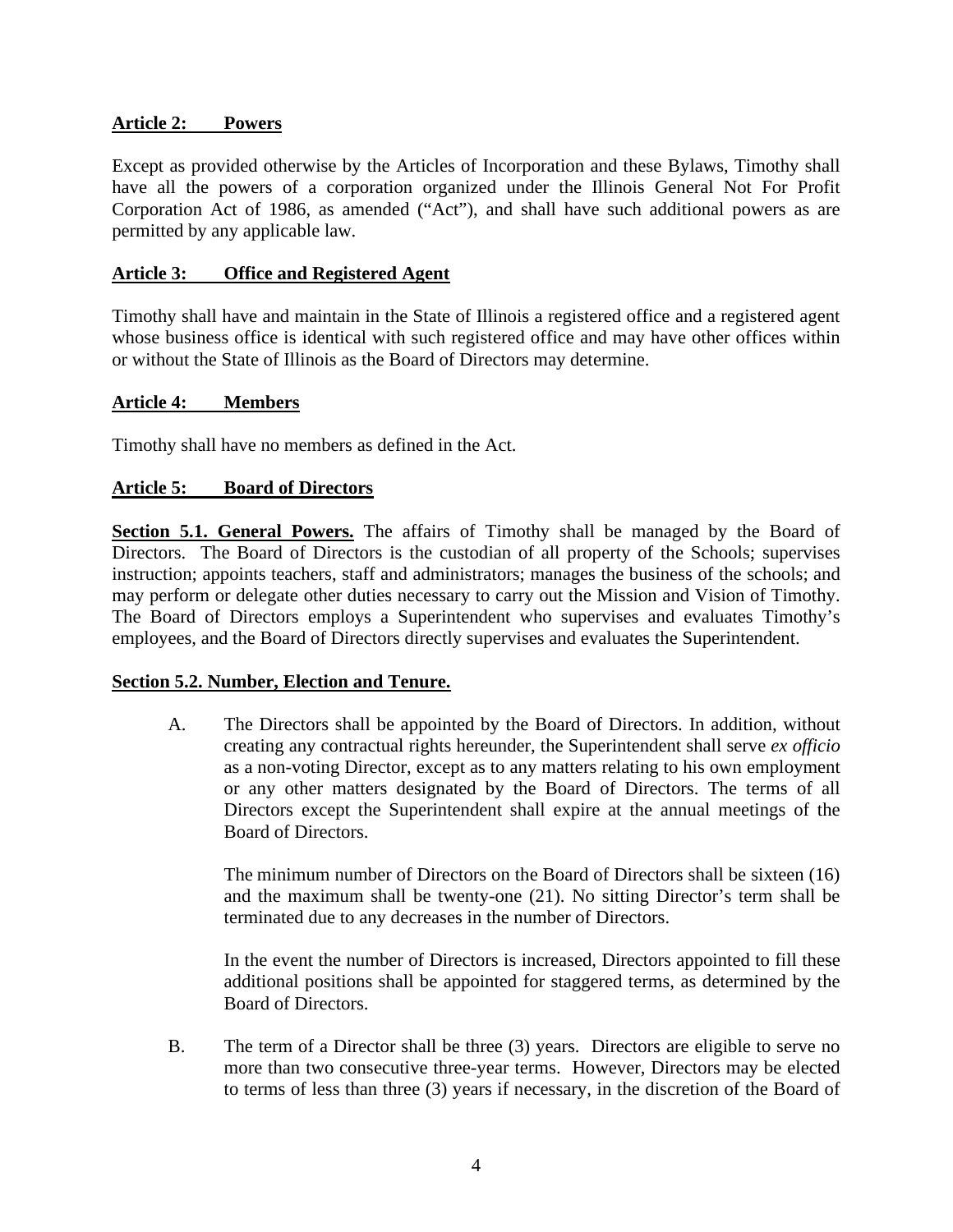**Article 2: Powers**

Except as provided otherwise by the Articles of Incorporation and these Bylaws, Timothy shall have all the powers of a corporation organized under the Illinois General Not For Profit Corporation Act of 1986, as amended ("Act"), and shall have such additional powers as are permitted by any applicable law.

**Article 3: Office and Registered Agent**

Timothy shall have and maintain in the State of Illinois a registered office and a registered agent whose business office is identical with such registered office and may have other offices within or without the State of Illinois as the Board of Directors may determine.

**Article 4: Members**

Timothy shall have no members as defined in the Act.

**Article 5: Board of Directors**

**Section 5.1. General Powers.** The affairs of Timothy shall be managed by the Board of Directors. The Board of Directors is the custodian of all property of the Schools; supervises instruction; appoints teachers, staff and administrators; manages the business of the schools; and may perform or delegate other duties necessary to carry out the Mission and Vision of Timothy. The Board of Directors employs a Superintendent who supervises and evaluates Timothy's employees, and the Board of Directors directly supervises and evaluates the Superintendent.

**Section 5.2. Number, Election and Tenure.**

A. The Directors shall be appointed by the Board of Directors. In addition, without creating any contractual rights hereunder, the Superintendent shall serve *ex officio* as a non-voting Director, except as to any matters relating to his own employment or any other matters designated by the Board of Directors. The terms of all Directors except the Superintendent shall expire at the annual meetings of the Board of Directors.

The minimum number of Directors on the Board of Directors shall be sixteen (16) and the maximum shall be twenty-one (21). No sitting Director's term shall be terminated due to any decreases in the number of Directors.

In the event the number of Directors is increased, Directors appointed to fill these additional positions shall be appointed for staggered terms, as determined by the Board of Directors.

B. The term of a Director shall be three (3) years. Directors are eligible to serve no more than two consecutive three-year terms. However, Directors may be elected to terms of less than three (3) years if necessary, in the discretion of the Board of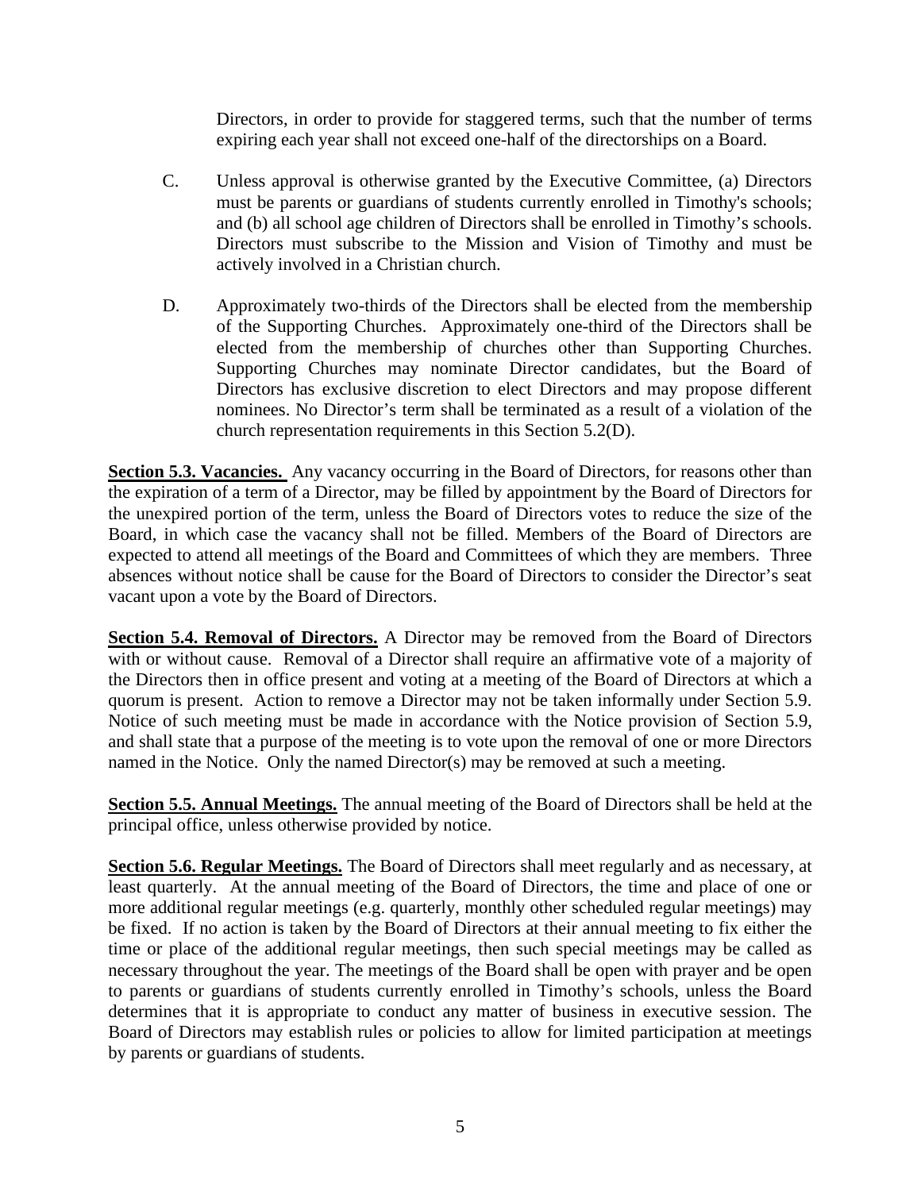Directors, in order to provide for staggered terms, such that the number of terms expiring each year shall not exceed one-half of the directorships on a Board.

C. Unless approval is otherwise granted by the Executive Committee, (a) Directors must be parents or guardians of students currently enrolled in Timothy's schools; and (b) all school age children of Directors shall be enrolled in Timothy's schools. Directors must subscribe to the Mission and Vision of Timothy and must be actively involved in a Christian church.

D. Approximately two-thirds of the Directors shall be elected from the membership of the Supporting Churches. Approximately one-third of the Directors shall be elected from the membership of churches other than Supporting Churches. Supporting Churches may nominate Director candidates, but the Board of Directors has exclusive discretion to elect Directors and may propose different nominees. No Director's term shall be terminated as a result of a violation of the church representation requirements in this Section 5.2(D).

**Section 5.3. Vacancies.** Any vacancy occurring in the Board of Directors, for reasons other than the expiration of a term of a Director, may be filled by appointment by the Board of Directors for the unexpired portion of the term, unless the Board of Directors votes to reduce the size of the Board, in which case the vacancy shall not be filled. Members of the Board of Directors are expected to attend all meetings of the Board and Committees of which they are members. Three absences without notice shall be cause for the Board of Directors to consider the Director's seat vacant upon a vote by the Board of Directors.

**Section 5.4. Removal of Directors.** A Director may be removed from the Board of Directors with or without cause. Removal of a Director shall require an affirmative vote of a majority of the Directors then in office present and voting at a meeting of the Board of Directors at which a quorum is present. Action to remove a Director may not be taken informally under Section 5.9. Notice of such meeting must be made in accordance with the Notice provision of Section 5.9, and shall state that a purpose of the meeting is to vote upon the removal of one or more Directors named in the Notice. Only the named Director(s) may be removed at such a meeting.

**Section 5.5. Annual Meetings.** The annual meeting of the Board of Directors shall be held at the principal office, unless otherwise provided by notice.

**Section 5.6. Regular Meetings.** The Board of Directors shall meet regularly and as necessary, at least quarterly. At the annual meeting of the Board of Directors, the time and place of one or more additional regular meetings (e.g. quarterly, monthly other scheduled regular meetings) may be fixed. If no action is taken by the Board of Directors at their annual meeting to fix either the time or place of the additional regular meetings, then such special meetings may be called as necessary throughout the year. The meetings of the Board shall be open with prayer and be open to parents or guardians of students currently enrolled in Timothy's schools, unless the Board determines that it is appropriate to conduct any matter of business in executive session. The Board of Directors may establish rules or policies to allow for limited participation at meetings by parents or guardians of students.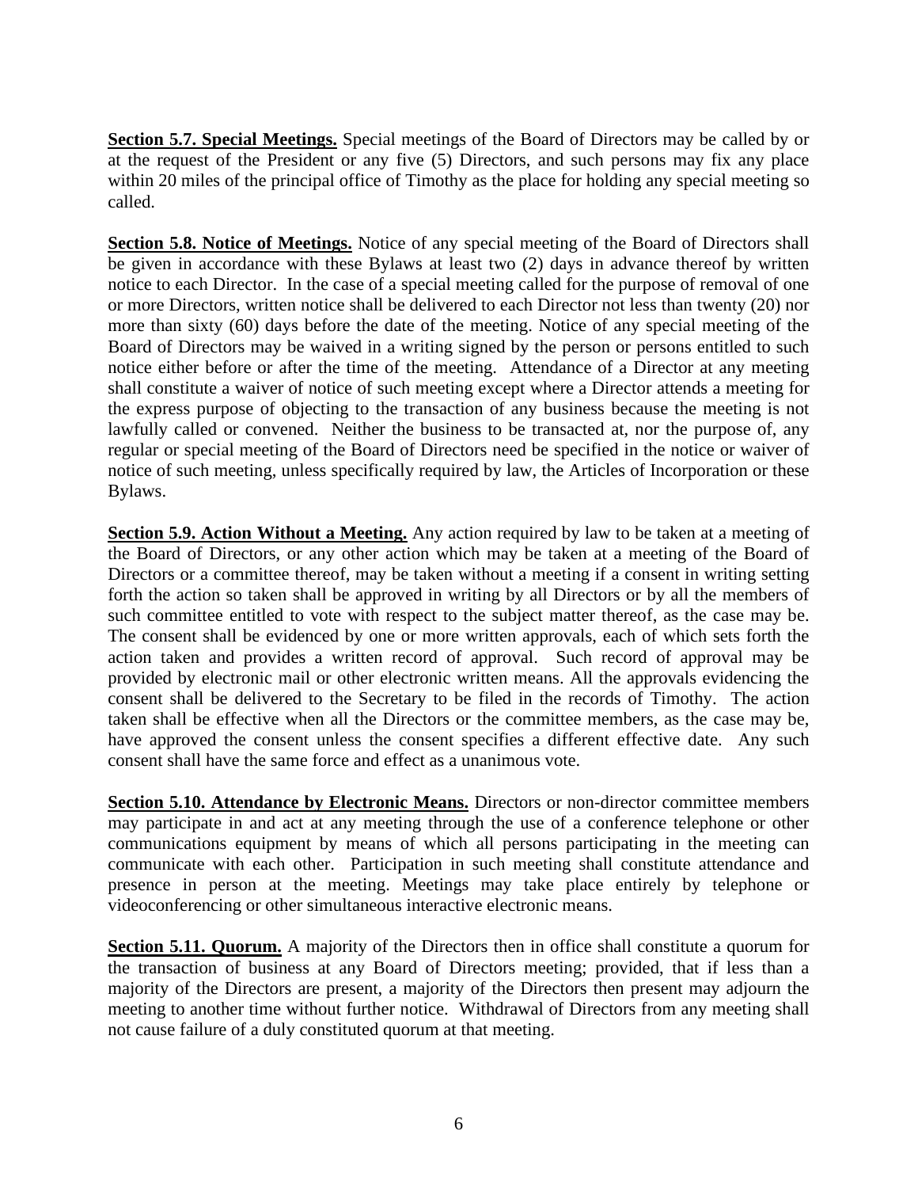**Section 5.7. Special Meetings.** Special meetings of the Board of Directors may be called by or at the request of the President or any five (5) Directors, and such persons may fix any place within 20 miles of the principal office of Timothy as the place for holding any special meeting so called.

**Section 5.8. Notice of Meetings.** Notice of any special meeting of the Board of Directors shall be given in accordance with these Bylaws at least two (2) days in advance thereof by written notice to each Director. In the case of a special meeting called for the purpose of removal of one or more Directors, written notice shall be delivered to each Director not less than twenty (20) nor more than sixty (60) days before the date of the meeting. Notice of any special meeting of the Board of Directors may be waived in a writing signed by the person or persons entitled to such notice either before or after the time of the meeting. Attendance of a Director at any meeting shall constitute a waiver of notice of such meeting except where a Director attends a meeting for the express purpose of objecting to the transaction of any business because the meeting is not lawfully called or convened. Neither the business to be transacted at, nor the purpose of, any regular or special meeting of the Board of Directors need be specified in the notice or waiver of notice of such meeting, unless specifically required by law, the Articles of Incorporation or these Bylaws.

**Section 5.9. Action Without a Meeting.** Any action required by law to be taken at a meeting of the Board of Directors, or any other action which may be taken at a meeting of the Board of Directors or a committee thereof, may be taken without a meeting if a consent in writing setting forth the action so taken shall be approved in writing by all Directors or by all the members of such committee entitled to vote with respect to the subject matter thereof, as the case may be. The consent shall be evidenced by one or more written approvals, each of which sets forth the action taken and provides a written record of approval. Such record of approval may be provided by electronic mail or other electronic written means. All the approvals evidencing the consent shall be delivered to the Secretary to be filed in the records of Timothy. The action taken shall be effective when all the Directors or the committee members, as the case may be, have approved the consent unless the consent specifies a different effective date. Any such consent shall have the same force and effect as a unanimous vote.

**Section 5.10. Attendance by Electronic Means.** Directors or non-director committee members may participate in and act at any meeting through the use of a conference telephone or other communications equipment by means of which all persons participating in the meeting can communicate with each other. Participation in such meeting shall constitute attendance and presence in person at the meeting. Meetings may take place entirely by telephone or videoconferencing or other simultaneous interactive electronic means.

**Section 5.11. Quorum.** A majority of the Directors then in office shall constitute a quorum for the transaction of business at any Board of Directors meeting; provided, that if less than a majority of the Directors are present, a majority of the Directors then present may adjourn the meeting to another time without further notice. Withdrawal of Directors from any meeting shall not cause failure of a duly constituted quorum at that meeting.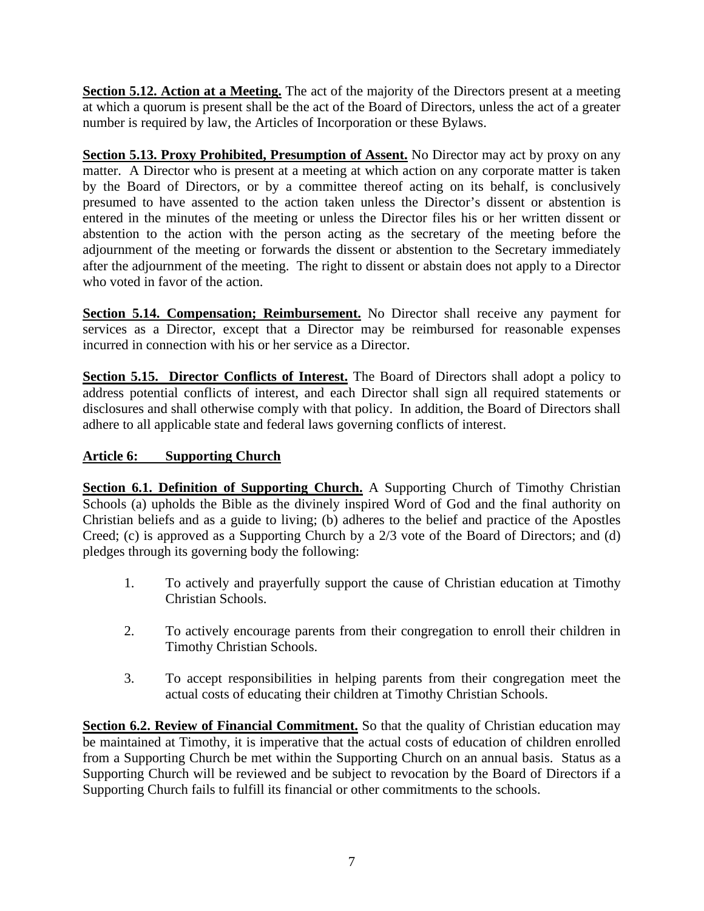**Section 5.12. Action at a Meeting.** The act of the majority of the Directors present at a meeting at which a quorum is present shall be the act of the Board of Directors, unless the act of a greater number is required by law, the Articles of Incorporation or these Bylaws.

**Section 5.13. Proxy Prohibited, Presumption of Assent.** No Director may act by proxy on any matter. A Director who is present at a meeting at which action on any corporate matter is taken by the Board of Directors, or by a committee thereof acting on its behalf, is conclusively presumed to have assented to the action taken unless the Director's dissent or abstention is entered in the minutes of the meeting or unless the Director files his or her written dissent or abstention to the action with the person acting as the secretary of the meeting before the adjournment of the meeting or forwards the dissent or abstention to the Secretary immediately after the adjournment of the meeting. The right to dissent or abstain does not apply to a Director who voted in favor of the action.

**Section 5.14. Compensation; Reimbursement.** No Director shall receive any payment for services as a Director, except that a Director may be reimbursed for reasonable expenses incurred in connection with his or her service as a Director.

**Section 5.15. Director Conflicts of Interest.** The Board of Directors shall adopt a policy to address potential conflicts of interest, and each Director shall sign all required statements or disclosures and shall otherwise comply with that policy. In addition, the Board of Directors shall adhere to all applicable state and federal laws governing conflicts of interest.

## Article 6: Supporting Church

**Section 6.1. Definition of Supporting Church.** A Supporting Church of Timothy Christian Schools (a) upholds the Bible as the divinely inspired Word of God and the final authority on Christian beliefs and as a guide to living; (b) adheres to the belief and practice of the Apostles Creed; (c) is approved as a Supporting Church by a 2/3 vote of the Board of Directors; and (d) pledges through its governing body the following:

1. To actively and prayerfully support the cause of Christian education at Timothy Christian Schools.

2. To actively encourage parents from their congregation to enroll their children in Timothy Christian Schools.

3. To accept responsibilities in helping parents from their congregation meet the actual costs of educating their children at Timothy Christian Schools.

**Section 6.2. Review of Financial Commitment.** So that the quality of Christian education may be maintained at Timothy, it is imperative that the actual costs of education of children enrolled from a Supporting Church be met within the Supporting Church on an annual basis. Status as a Supporting Church will be reviewed and be subject to revocation by the Board of Directors if a Supporting Church fails to fulfill its financial or other commitments to the schools.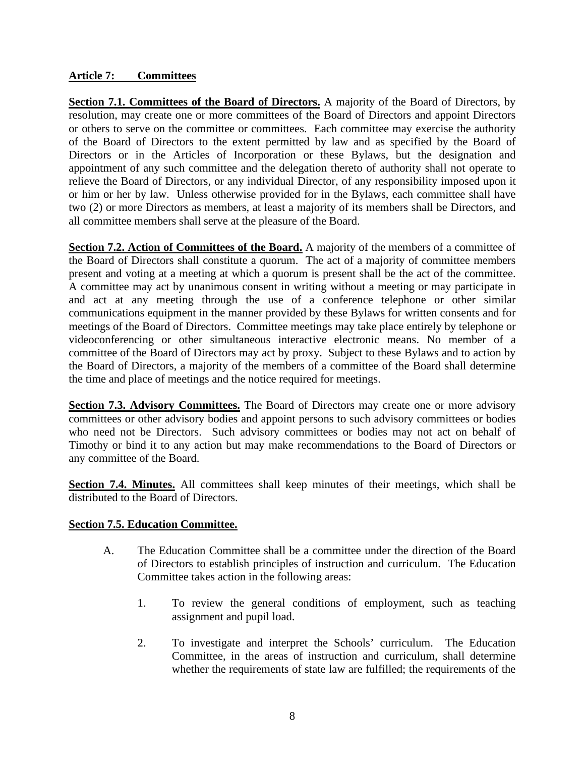## Article 7: Committees

**Section 7.1. Committees of the Board of Directors.** A majority of the Board of Directors, by resolution, may create one or more committees of the Board of Directors and appoint Directors or others to serve on the committee or committees. Each committee may exercise the authority of the Board of Directors to the extent permitted by law and as specified by the Board of Directors or in the Articles of Incorporation or these Bylaws, but the designation and appointment of any such committee and the delegation thereto of authority shall not operate to relieve the Board of Directors, or any individual Director, of any responsibility imposed upon it or him or her by law. Unless otherwise provided for in the Bylaws, each committee shall have two (2) or more Directors as members, at least a majority of its members shall be Directors, and all committee members shall serve at the pleasure of the Board.

**Section 7.2. Action of Committees of the Board.** A majority of the members of a committee of the Board of Directors shall constitute a quorum. The act of a majority of committee members present and voting at a meeting at which a quorum is present shall be the act of the committee. A committee may act by unanimous consent in writing without a meeting or may participate in and act at any meeting through the use of a conference telephone or other similar communications equipment in the manner provided by these Bylaws for written consents and for meetings of the Board of Directors. Committee meetings may take place entirely by telephone or videoconferencing or other simultaneous interactive electronic means. No member of a committee of the Board of Directors may act by proxy. Subject to these Bylaws and to action by the Board of Directors, a majority of the members of a committee of the Board shall determine the time and place of meetings and the notice required for meetings.

**Section 7.3. Advisory Committees.** The Board of Directors may create one or more advisory committees or other advisory bodies and appoint persons to such advisory committees or bodies who need not be Directors. Such advisory committees or bodies may not act on behalf of Timothy or bind it to any action but may make recommendations to the Board of Directors or any committee of the Board.

**Section 7.4. Minutes.** All committees shall keep minutes of their meetings, which shall be distributed to the Board of Directors.

**Section 7.5. Education Committee.**

A. The Education Committee shall be a committee under the direction of the Board of Directors to establish principles of instruction and curriculum. The Education Committee takes action in the following areas:

1. To review the general conditions of employment, such as teaching assignment and pupil load.

2. To investigate and interpret the Schools' curriculum. The Education Committee, in the areas of instruction and curriculum, shall determine whether the requirements of state law are fulfilled; the requirements of the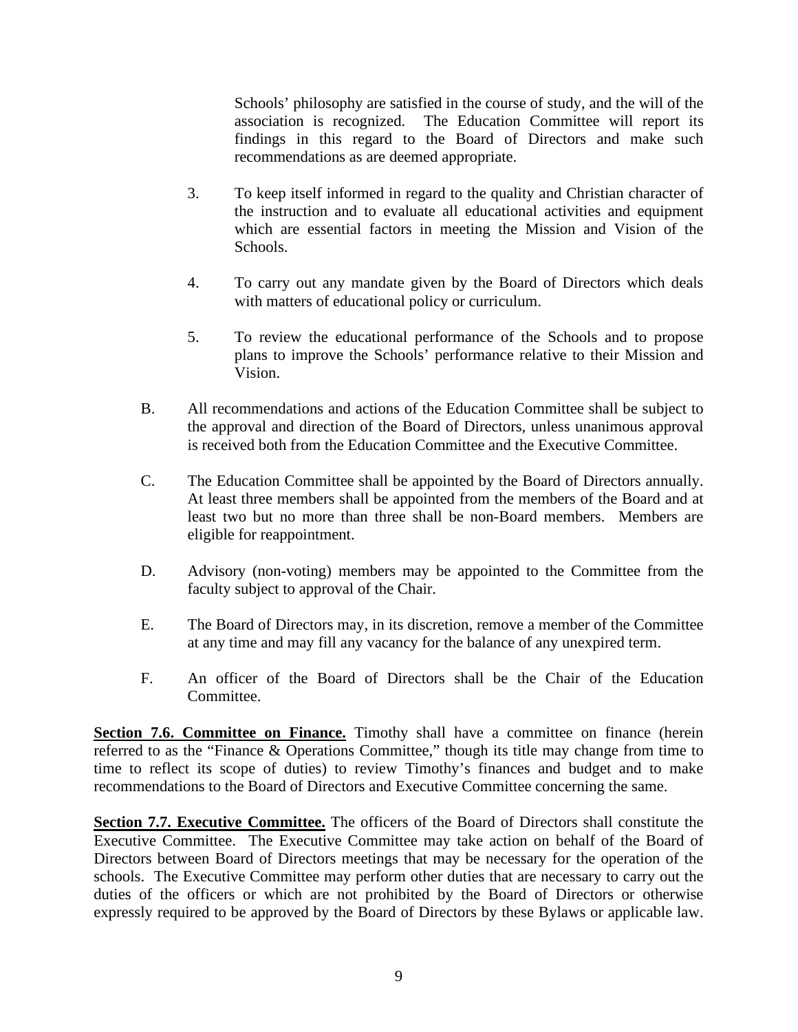Schools' philosophy are satisfied in the course of study, and the will of the association is recognized. The Education Committee will report its findings in this regard to the Board of Directors and make such recommendations as are deemed appropriate.

3. To keep itself informed in regard to the quality and Christian character of the instruction and to evaluate all educational activities and equipment which are essential factors in meeting the Mission and Vision of the Schools.

4. To carry out any mandate given by the Board of Directors which deals with matters of educational policy or curriculum.

5. To review the educational performance of the Schools and to propose plans to improve the Schools' performance relative to their Mission and Vision.

B. All recommendations and actions of the Education Committee shall be subject to the approval and direction of the Board of Directors, unless unanimous approval is received both from the Education Committee and the Executive Committee.

C. The Education Committee shall be appointed by the Board of Directors annually. At least three members shall be appointed from the members of the Board and at least two but no more than three shall be non-Board members. Members are eligible for reappointment.

D. Advisory (non-voting) members may be appointed to the Committee from the faculty subject to approval of the Chair.

E. The Board of Directors may, in its discretion, remove a member of the Committee at any time and may fill any vacancy for the balance of any unexpired term.

F. An officer of the Board of Directors shall be the Chair of the Education Committee.

**Section 7.6. Committee on Finance.** Timothy shall have a committee on finance (herein referred to as the "Finance & Operations Committee," though its title may change from time to time to reflect its scope of duties) to review Timothy's finances and budget and to make recommendations to the Board of Directors and Executive Committee concerning the same.

**Section 7.7. Executive Committee.** The officers of the Board of Directors shall constitute the Executive Committee. The Executive Committee may take action on behalf of the Board of Directors between Board of Directors meetings that may be necessary for the operation of the schools. The Executive Committee may perform other duties that are necessary to carry out the duties of the officers or which are not prohibited by the Board of Directors or otherwise expressly required to be approved by the Board of Directors by these Bylaws or applicable law.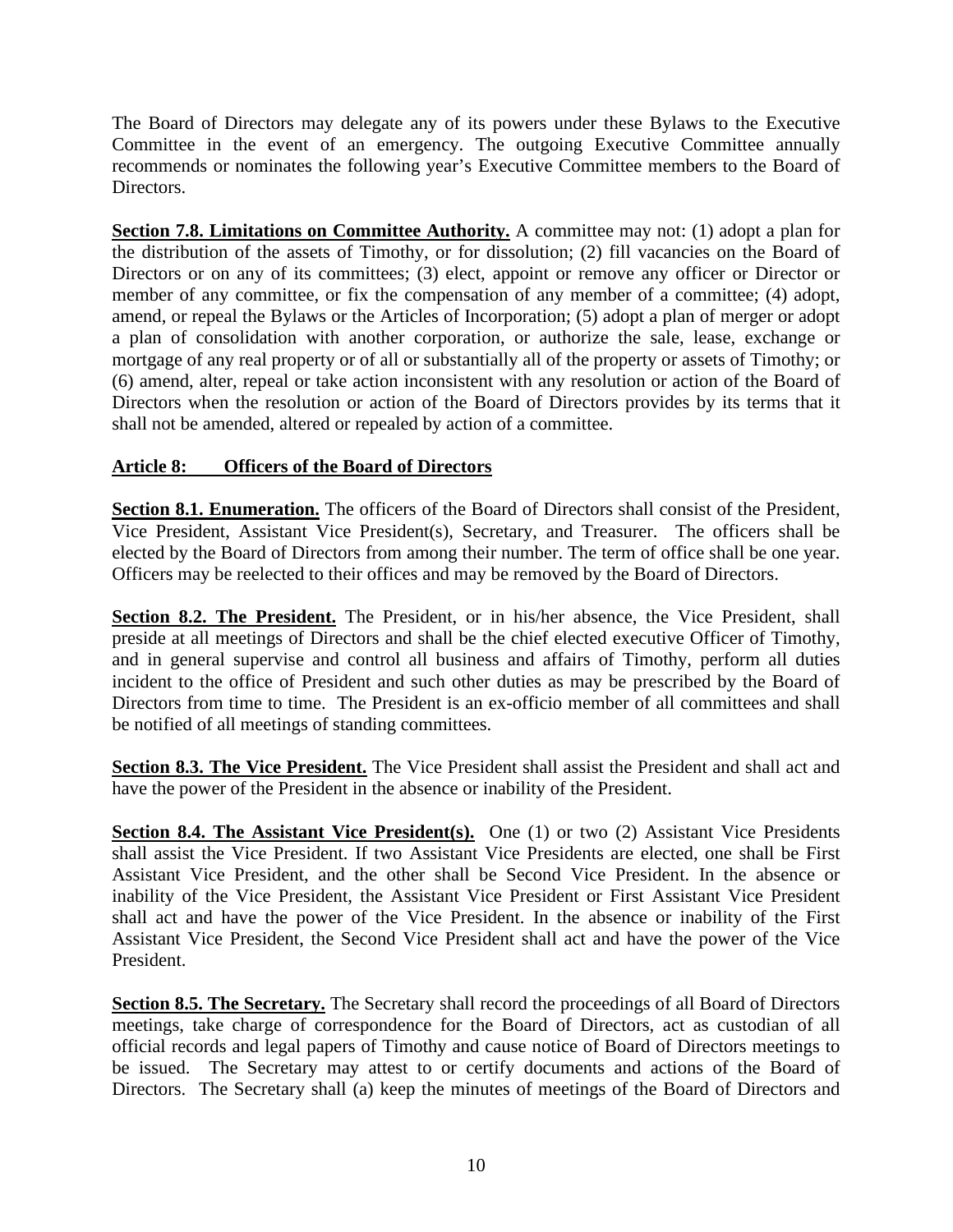The Board of Directors may delegate any of its powers under these Bylaws to the Executive Committee in the event of an emergency. The outgoing Executive Committee annually recommends or nominates the following year's Executive Committee members to the Board of Directors.

**Section 7.8. Limitations on Committee Authority.** A committee may not: (1) adopt a plan for the distribution of the assets of Timothy, or for dissolution; (2) fill vacancies on the Board of Directors or on any of its committees; (3) elect, appoint or remove any officer or Director or member of any committee, or fix the compensation of any member of a committee; (4) adopt, amend, or repeal the Bylaws or the Articles of Incorporation; (5) adopt a plan of merger or adopt a plan of consolidation with another corporation, or authorize the sale, lease, exchange or mortgage of any real property or of all or substantially all of the property or assets of Timothy; or (6) amend, alter, repeal or take action inconsistent with any resolution or action of the Board of Directors when the resolution or action of the Board of Directors provides by its terms that it shall not be amended, altered or repealed by action of a committee.

## Article 8: Officers of the Board of Directors

**Section 8.1. Enumeration.** The officers of the Board of Directors shall consist of the President, Vice President, Assistant Vice President(s), Secretary, and Treasurer. The officers shall be elected by the Board of Directors from among their number. The term of office shall be one year. Officers may be reelected to their offices and may be removed by the Board of Directors.

**Section 8.2. The President.** The President, or in his/her absence, the Vice President, shall preside at all meetings of Directors and shall be the chief elected executive Officer of Timothy, and in general supervise and control all business and affairs of Timothy, perform all duties incident to the office of President and such other duties as may be prescribed by the Board of Directors from time to time. The President is an ex-officio member of all committees and shall be notified of all meetings of standing committees.

**Section 8.3. The Vice President.** The Vice President shall assist the President and shall act and have the power of the President in the absence or inability of the President.

**Section 8.4. The Assistant Vice President(s).** One (1) or two (2) Assistant Vice Presidents shall assist the Vice President. If two Assistant Vice Presidents are elected, one shall be First Assistant Vice President, and the other shall be Second Vice President. In the absence or inability of the Vice President, the Assistant Vice President or First Assistant Vice President shall act and have the power of the Vice President. In the absence or inability of the First Assistant Vice President, the Second Vice President shall act and have the power of the Vice President.

**Section 8.5. The Secretary.** The Secretary shall record the proceedings of all Board of Directors meetings, take charge of correspondence for the Board of Directors, act as custodian of all official records and legal papers of Timothy and cause notice of Board of Directors meetings to be issued. The Secretary may attest to or certify documents and actions of the Board of Directors. The Secretary shall (a) keep the minutes of meetings of the Board of Directors and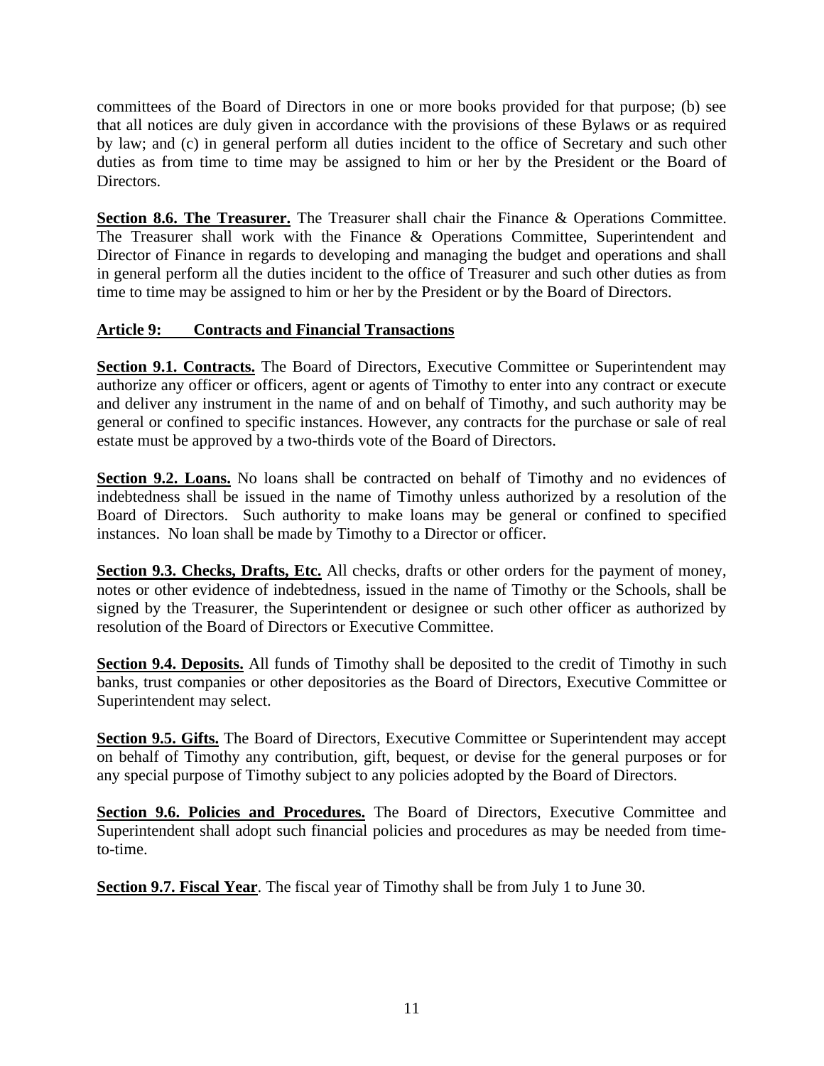committees of the Board of Directors in one or more books provided for that purpose; (b) see that all notices are duly given in accordance with the provisions of these Bylaws or as required by law; and (c) in general perform all duties incident to the office of Secretary and such other duties as from time to time may be assigned to him or her by the President or the Board of Directors.

**Section 8.6. The Treasurer.** The Treasurer shall chair the Finance & Operations Committee. The Treasurer shall work with the Finance & Operations Committee, Superintendent and Director of Finance in regards to developing and managing the budget and operations and shall in general perform all the duties incident to the office of Treasurer and such other duties as from time to time may be assigned to him or her by the President or by the Board of Directors.

## Article 9: Contracts and Financial Transactions

**Section 9.1. Contracts.** The Board of Directors, Executive Committee or Superintendent may authorize any officer or officers, agent or agents of Timothy to enter into any contract or execute and deliver any instrument in the name of and on behalf of Timothy, and such authority may be general or confined to specific instances. However, any contracts for the purchase or sale of real estate must be approved by a two-thirds vote of the Board of Directors.

**Section 9.2. Loans.** No loans shall be contracted on behalf of Timothy and no evidences of indebtedness shall be issued in the name of Timothy unless authorized by a resolution of the Board of Directors. Such authority to make loans may be general or confined to specified instances. No loan shall be made by Timothy to a Director or officer.

**Section 9.3. Checks, Drafts, Etc.** All checks, drafts or other orders for the payment of money, notes or other evidence of indebtedness, issued in the name of Timothy or the Schools, shall be signed by the Treasurer, the Superintendent or designee or such other officer as authorized by resolution of the Board of Directors or Executive Committee.

**Section 9.4. Deposits.** All funds of Timothy shall be deposited to the credit of Timothy in such banks, trust companies or other depositories as the Board of Directors, Executive Committee or Superintendent may select.

**Section 9.5. Gifts.** The Board of Directors, Executive Committee or Superintendent may accept on behalf of Timothy any contribution, gift, bequest, or devise for the general purposes or for any special purpose of Timothy subject to any policies adopted by the Board of Directors.

**Section 9.6. Policies and Procedures.** The Board of Directors, Executive Committee and Superintendent shall adopt such financial policies and procedures as may be needed from time-to-time.

**Section 9.7. Fiscal Year**. The fiscal year of Timothy shall be from July 1 to June 30.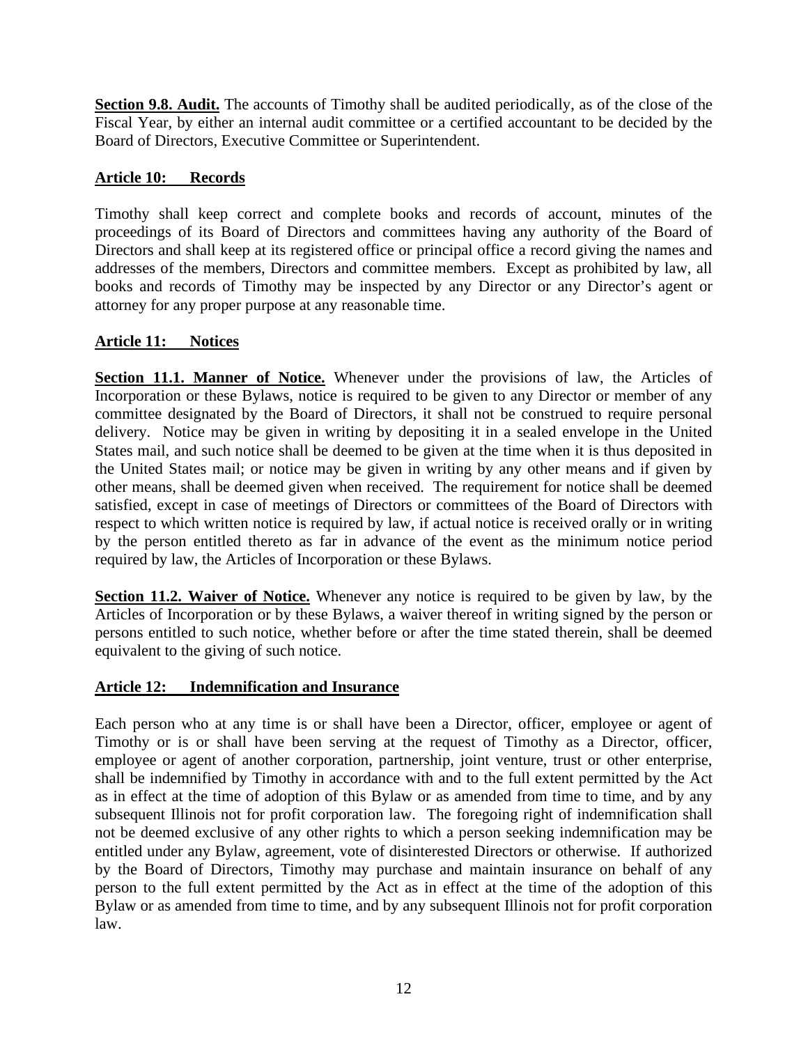**Section 9.8. Audit.** The accounts of Timothy shall be audited periodically, as of the close of the Fiscal Year, by either an internal audit committee or a certified accountant to be decided by the Board of Directors, Executive Committee or Superintendent.

## Article 10: Records

Timothy shall keep correct and complete books and records of account, minutes of the proceedings of its Board of Directors and committees having any authority of the Board of Directors and shall keep at its registered office or principal office a record giving the names and addresses of the members, Directors and committee members. Except as prohibited by law, all books and records of Timothy may be inspected by any Director or any Director's agent or attorney for any proper purpose at any reasonable time.

## Article 11: Notices

**Section 11.1. Manner of Notice.** Whenever under the provisions of law, the Articles of Incorporation or these Bylaws, notice is required to be given to any Director or member of any committee designated by the Board of Directors, it shall not be construed to require personal delivery. Notice may be given in writing by depositing it in a sealed envelope in the United States mail, and such notice shall be deemed to be given at the time when it is thus deposited in the United States mail; or notice may be given in writing by any other means and if given by other means, shall be deemed given when received. The requirement for notice shall be deemed satisfied, except in case of meetings of Directors or committees of the Board of Directors with respect to which written notice is required by law, if actual notice is received orally or in writing by the person entitled thereto as far in advance of the event as the minimum notice period required by law, the Articles of Incorporation or these Bylaws.

**Section 11.2. Waiver of Notice.** Whenever any notice is required to be given by law, by the Articles of Incorporation or by these Bylaws, a waiver thereof in writing signed by the person or persons entitled to such notice, whether before or after the time stated therein, shall be deemed equivalent to the giving of such notice.

## Article 12: Indemnification and Insurance

Each person who at any time is or shall have been a Director, officer, employee or agent of Timothy or is or shall have been serving at the request of Timothy as a Director, officer, employee or agent of another corporation, partnership, joint venture, trust or other enterprise, shall be indemnified by Timothy in accordance with and to the full extent permitted by the Act as in effect at the time of adoption of this Bylaw or as amended from time to time, and by any subsequent Illinois not for profit corporation law. The foregoing right of indemnification shall not be deemed exclusive of any other rights to which a person seeking indemnification may be entitled under any Bylaw, agreement, vote of disinterested Directors or otherwise. If authorized by the Board of Directors, Timothy may purchase and maintain insurance on behalf of any person to the full extent permitted by the Act as in effect at the time of the adoption of this Bylaw or as amended from time to time, and by any subsequent Illinois not for profit corporation law.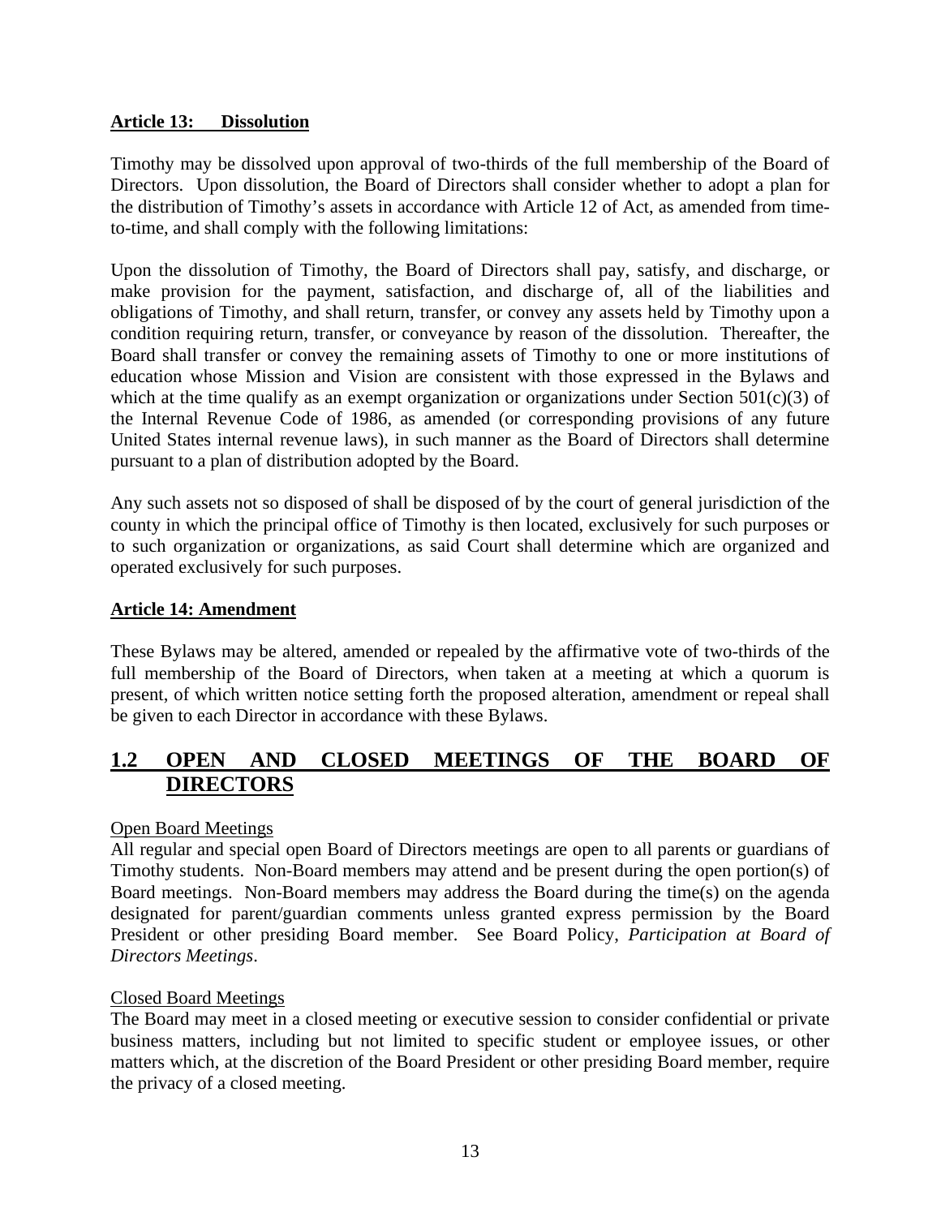**Article 13: Dissolution**

Timothy may be dissolved upon approval of two-thirds of the full membership of the Board of Directors. Upon dissolution, the Board of Directors shall consider whether to adopt a plan for the distribution of Timothy's assets in accordance with Article 12 of Act, as amended from time-to-time, and shall comply with the following limitations:

Upon the dissolution of Timothy, the Board of Directors shall pay, satisfy, and discharge, or make provision for the payment, satisfaction, and discharge of, all of the liabilities and obligations of Timothy, and shall return, transfer, or convey any assets held by Timothy upon a condition requiring return, transfer, or conveyance by reason of the dissolution. Thereafter, the Board shall transfer or convey the remaining assets of Timothy to one or more institutions of education whose Mission and Vision are consistent with those expressed in the Bylaws and which at the time qualify as an exempt organization or organizations under Section 501(c)(3) of the Internal Revenue Code of 1986, as amended (or corresponding provisions of any future United States internal revenue laws), in such manner as the Board of Directors shall determine pursuant to a plan of distribution adopted by the Board.

Any such assets not so disposed of shall be disposed of by the court of general jurisdiction of the county in which the principal office of Timothy is then located, exclusively for such purposes or to such organization or organizations, as said Court shall determine which are organized and operated exclusively for such purposes.

**Article 14: Amendment**

These Bylaws may be altered, amended or repealed by the affirmative vote of two-thirds of the full membership of the Board of Directors, when taken at a meeting at which a quorum is present, of which written notice setting forth the proposed alteration, amendment or repeal shall be given to each Director in accordance with these Bylaws.

## 1.2 OPEN AND CLOSED MEETINGS OF THE BOARD OF DIRECTORS

Open Board Meetings

All regular and special open Board of Directors meetings are open to all parents or guardians of Timothy students. Non-Board members may attend and be present during the open portion(s) of Board meetings. Non-Board members may address the Board during the time(s) on the agenda designated for parent/guardian comments unless granted express permission by the Board President or other presiding Board member. See Board Policy, *Participation at Board of Directors Meetings*.

Closed Board Meetings

The Board may meet in a closed meeting or executive session to consider confidential or private business matters, including but not limited to specific student or employee issues, or other matters which, at the discretion of the Board President or other presiding Board member, require the privacy of a closed meeting.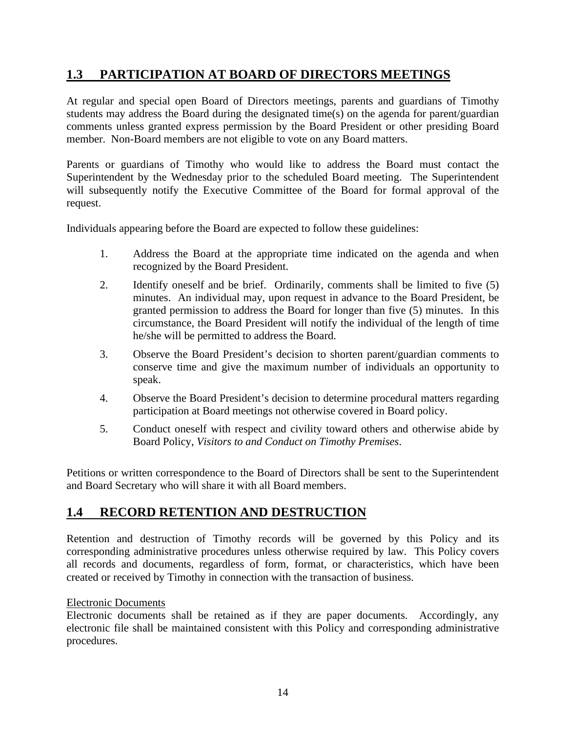## **1.3 PARTICIPATION AT BOARD OF DIRECTORS MEETINGS**

At regular and special open Board of Directors meetings, parents and guardians of Timothy students may address the Board during the designated time(s) on the agenda for parent/guardian comments unless granted express permission by the Board President or other presiding Board member. Non-Board members are not eligible to vote on any Board matters.

Parents or guardians of Timothy who would like to address the Board must contact the Superintendent by the Wednesday prior to the scheduled Board meeting. The Superintendent will subsequently notify the Executive Committee of the Board for formal approval of the request.

Individuals appearing before the Board are expected to follow these guidelines:

1. Address the Board at the appropriate time indicated on the agenda and when recognized by the Board President.
2. Identify oneself and be brief. Ordinarily, comments shall be limited to five (5) minutes. An individual may, upon request in advance to the Board President, be granted permission to address the Board for longer than five (5) minutes. In this circumstance, the Board President will notify the individual of the length of time he/she will be permitted to address the Board.
3. Observe the Board President's decision to shorten parent/guardian comments to conserve time and give the maximum number of individuals an opportunity to speak.
4. Observe the Board President's decision to determine procedural matters regarding participation at Board meetings not otherwise covered in Board policy.
5. Conduct oneself with respect and civility toward others and otherwise abide by Board Policy, *Visitors to and Conduct on Timothy Premises*.

Petitions or written correspondence to the Board of Directors shall be sent to the Superintendent and Board Secretary who will share it with all Board members.

## **1.4 RECORD RETENTION AND DESTRUCTION**

Retention and destruction of Timothy records will be governed by this Policy and its corresponding administrative procedures unless otherwise required by law. This Policy covers all records and documents, regardless of form, format, or characteristics, which have been created or received by Timothy in connection with the transaction of business.

Electronic Documents
Electronic documents shall be retained as if they are paper documents. Accordingly, any electronic file shall be maintained consistent with this Policy and corresponding administrative procedures.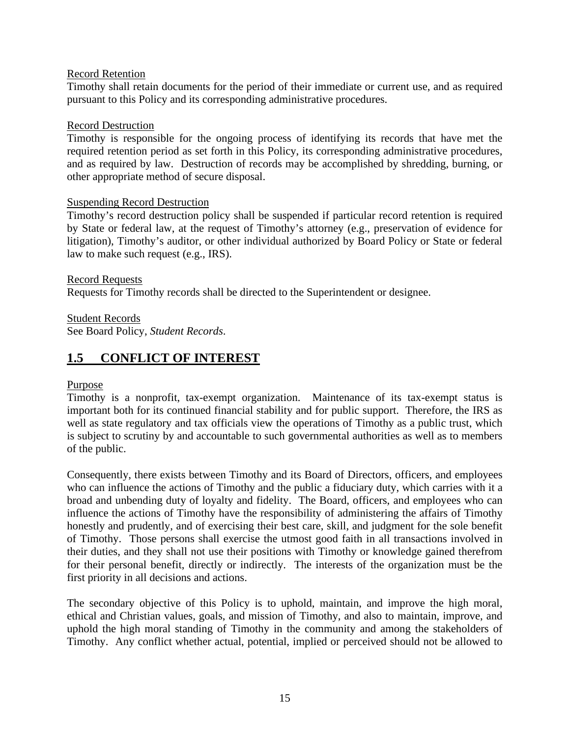Record Retention

Timothy shall retain documents for the period of their immediate or current use, and as required pursuant to this Policy and its corresponding administrative procedures.

Record Destruction

Timothy is responsible for the ongoing process of identifying its records that have met the required retention period as set forth in this Policy, its corresponding administrative procedures, and as required by law. Destruction of records may be accomplished by shredding, burning, or other appropriate method of secure disposal.

Suspending Record Destruction

Timothy's record destruction policy shall be suspended if particular record retention is required by State or federal law, at the request of Timothy's attorney (e.g., preservation of evidence for litigation), Timothy's auditor, or other individual authorized by Board Policy or State or federal law to make such request (e.g., IRS).

Record Requests

Requests for Timothy records shall be directed to the Superintendent or designee.

Student Records

See Board Policy, *Student Records*.

## 1.5 CONFLICT OF INTEREST

Purpose

Timothy is a nonprofit, tax-exempt organization. Maintenance of its tax-exempt status is important both for its continued financial stability and for public support. Therefore, the IRS as well as state regulatory and tax officials view the operations of Timothy as a public trust, which is subject to scrutiny by and accountable to such governmental authorities as well as to members of the public.

Consequently, there exists between Timothy and its Board of Directors, officers, and employees who can influence the actions of Timothy and the public a fiduciary duty, which carries with it a broad and unbending duty of loyalty and fidelity. The Board, officers, and employees who can influence the actions of Timothy have the responsibility of administering the affairs of Timothy honestly and prudently, and of exercising their best care, skill, and judgment for the sole benefit of Timothy. Those persons shall exercise the utmost good faith in all transactions involved in their duties, and they shall not use their positions with Timothy or knowledge gained therefrom for their personal benefit, directly or indirectly. The interests of the organization must be the first priority in all decisions and actions.

The secondary objective of this Policy is to uphold, maintain, and improve the high moral, ethical and Christian values, goals, and mission of Timothy, and also to maintain, improve, and uphold the high moral standing of Timothy in the community and among the stakeholders of Timothy. Any conflict whether actual, potential, implied or perceived should not be allowed to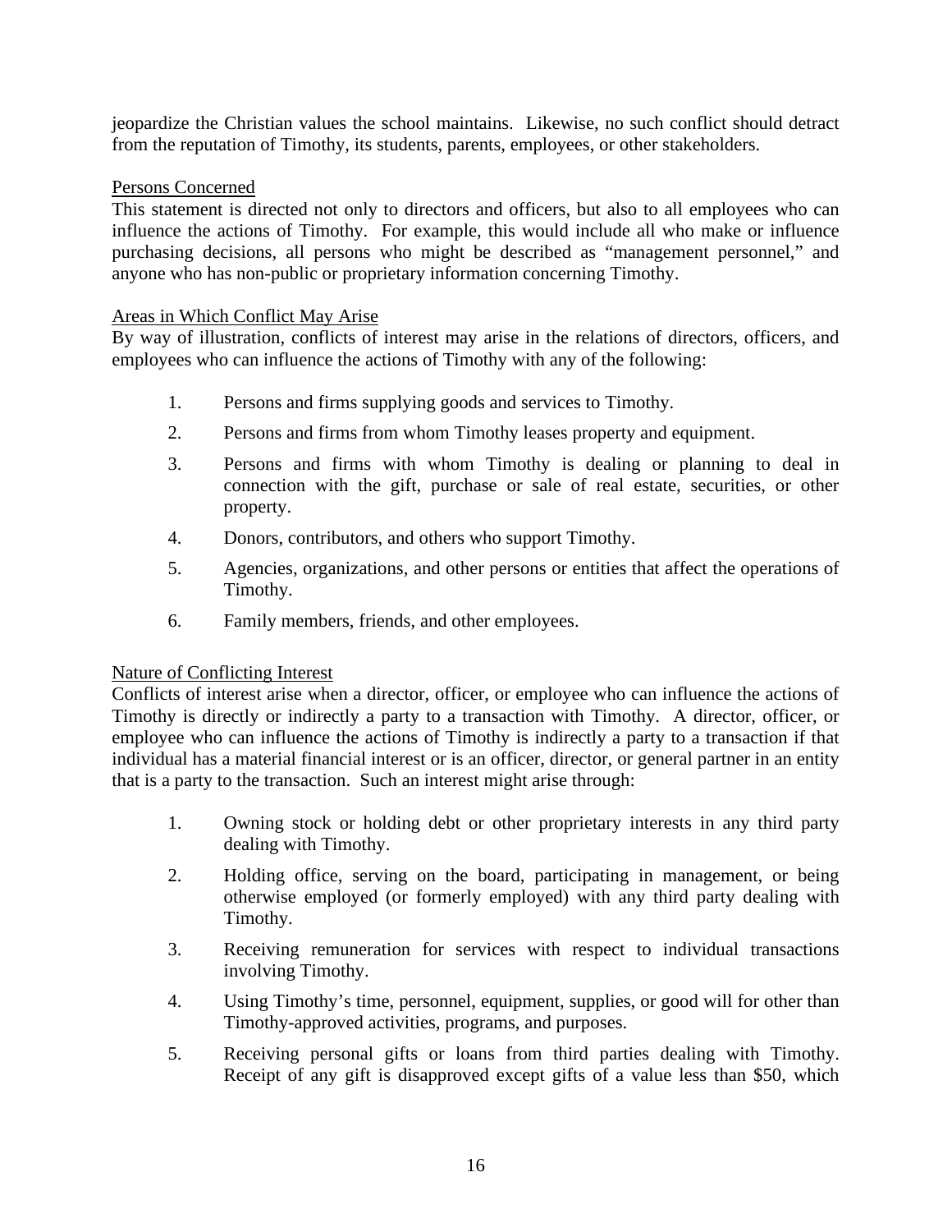jeopardize the Christian values the school maintains. Likewise, no such conflict should detract from the reputation of Timothy, its students, parents, employees, or other stakeholders.

Persons Concerned

This statement is directed not only to directors and officers, but also to all employees who can influence the actions of Timothy. For example, this would include all who make or influence purchasing decisions, all persons who might be described as "management personnel," and anyone who has non-public or proprietary information concerning Timothy.

Areas in Which Conflict May Arise

By way of illustration, conflicts of interest may arise in the relations of directors, officers, and employees who can influence the actions of Timothy with any of the following:

1. Persons and firms supplying goods and services to Timothy.
2. Persons and firms from whom Timothy leases property and equipment.
3. Persons and firms with whom Timothy is dealing or planning to deal in connection with the gift, purchase or sale of real estate, securities, or other property.
4. Donors, contributors, and others who support Timothy.
5. Agencies, organizations, and other persons or entities that affect the operations of Timothy.
6. Family members, friends, and other employees.

Nature of Conflicting Interest

Conflicts of interest arise when a director, officer, or employee who can influence the actions of Timothy is directly or indirectly a party to a transaction with Timothy. A director, officer, or employee who can influence the actions of Timothy is indirectly a party to a transaction if that individual has a material financial interest or is an officer, director, or general partner in an entity that is a party to the transaction. Such an interest might arise through:

1. Owning stock or holding debt or other proprietary interests in any third party dealing with Timothy.
2. Holding office, serving on the board, participating in management, or being otherwise employed (or formerly employed) with any third party dealing with Timothy.
3. Receiving remuneration for services with respect to individual transactions involving Timothy.
4. Using Timothy's time, personnel, equipment, supplies, or good will for other than Timothy-approved activities, programs, and purposes.
5. Receiving personal gifts or loans from third parties dealing with Timothy. Receipt of any gift is disapproved except gifts of a value less than $50, which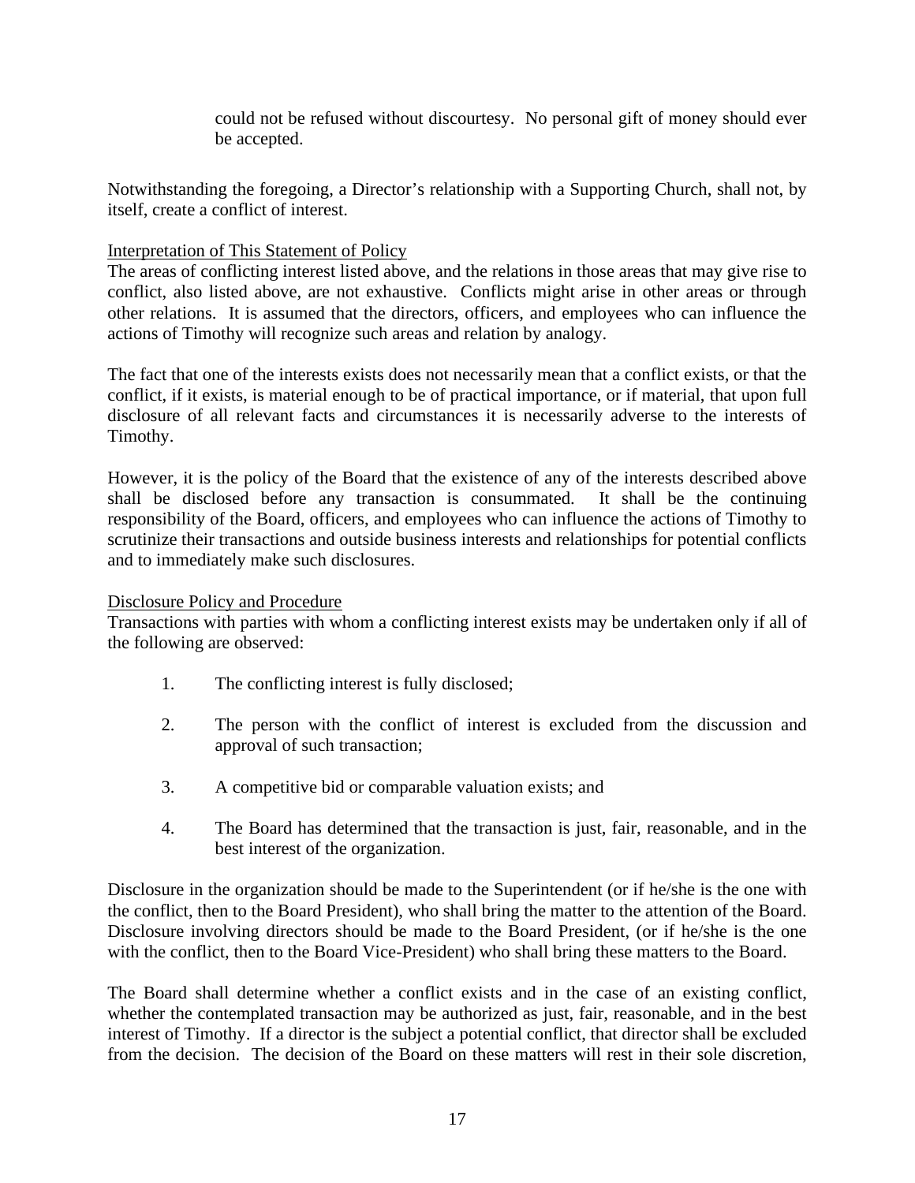could not be refused without discourtesy. No personal gift of money should ever be accepted.

Notwithstanding the foregoing, a Director's relationship with a Supporting Church, shall not, by itself, create a conflict of interest.

Interpretation of This Statement of Policy

The areas of conflicting interest listed above, and the relations in those areas that may give rise to conflict, also listed above, are not exhaustive. Conflicts might arise in other areas or through other relations. It is assumed that the directors, officers, and employees who can influence the actions of Timothy will recognize such areas and relation by analogy.

The fact that one of the interests exists does not necessarily mean that a conflict exists, or that the conflict, if it exists, is material enough to be of practical importance, or if material, that upon full disclosure of all relevant facts and circumstances it is necessarily adverse to the interests of Timothy.

However, it is the policy of the Board that the existence of any of the interests described above shall be disclosed before any transaction is consummated. It shall be the continuing responsibility of the Board, officers, and employees who can influence the actions of Timothy to scrutinize their transactions and outside business interests and relationships for potential conflicts and to immediately make such disclosures.

Disclosure Policy and Procedure

Transactions with parties with whom a conflicting interest exists may be undertaken only if all of the following are observed:

1. The conflicting interest is fully disclosed;
2. The person with the conflict of interest is excluded from the discussion and approval of such transaction;
3. A competitive bid or comparable valuation exists; and
4. The Board has determined that the transaction is just, fair, reasonable, and in the best interest of the organization.

Disclosure in the organization should be made to the Superintendent (or if he/she is the one with the conflict, then to the Board President), who shall bring the matter to the attention of the Board. Disclosure involving directors should be made to the Board President, (or if he/she is the one with the conflict, then to the Board Vice-President) who shall bring these matters to the Board.

The Board shall determine whether a conflict exists and in the case of an existing conflict, whether the contemplated transaction may be authorized as just, fair, reasonable, and in the best interest of Timothy. If a director is the subject a potential conflict, that director shall be excluded from the decision. The decision of the Board on these matters will rest in their sole discretion,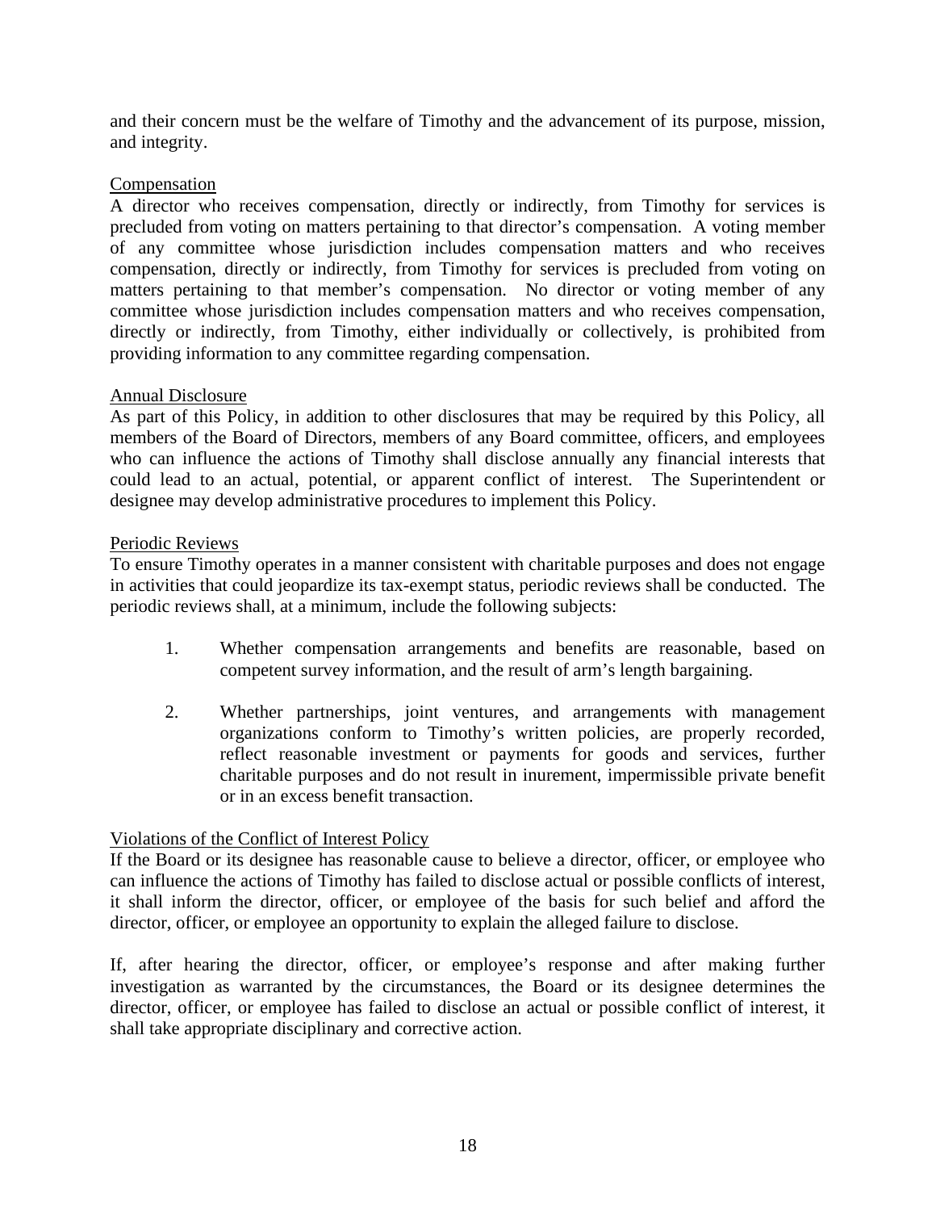and their concern must be the welfare of Timothy and the advancement of its purpose, mission, and integrity.

<u>Compensation</u>
A director who receives compensation, directly or indirectly, from Timothy for services is precluded from voting on matters pertaining to that director's compensation. A voting member of any committee whose jurisdiction includes compensation matters and who receives compensation, directly or indirectly, from Timothy for services is precluded from voting on matters pertaining to that member's compensation. No director or voting member of any committee whose jurisdiction includes compensation matters and who receives compensation, directly or indirectly, from Timothy, either individually or collectively, is prohibited from providing information to any committee regarding compensation.

<u>Annual Disclosure</u>
As part of this Policy, in addition to other disclosures that may be required by this Policy, all members of the Board of Directors, members of any Board committee, officers, and employees who can influence the actions of Timothy shall disclose annually any financial interests that could lead to an actual, potential, or apparent conflict of interest. The Superintendent or designee may develop administrative procedures to implement this Policy.

<u>Periodic Reviews</u>
To ensure Timothy operates in a manner consistent with charitable purposes and does not engage in activities that could jeopardize its tax-exempt status, periodic reviews shall be conducted. The periodic reviews shall, at a minimum, include the following subjects:

1. Whether compensation arrangements and benefits are reasonable, based on competent survey information, and the result of arm's length bargaining.

2. Whether partnerships, joint ventures, and arrangements with management organizations conform to Timothy's written policies, are properly recorded, reflect reasonable investment or payments for goods and services, further charitable purposes and do not result in inurement, impermissible private benefit or in an excess benefit transaction.

<u>Violations of the Conflict of Interest Policy</u>
If the Board or its designee has reasonable cause to believe a director, officer, or employee who can influence the actions of Timothy has failed to disclose actual or possible conflicts of interest, it shall inform the director, officer, or employee of the basis for such belief and afford the director, officer, or employee an opportunity to explain the alleged failure to disclose.

If, after hearing the director, officer, or employee's response and after making further investigation as warranted by the circumstances, the Board or its designee determines the director, officer, or employee has failed to disclose an actual or possible conflict of interest, it shall take appropriate disciplinary and corrective action.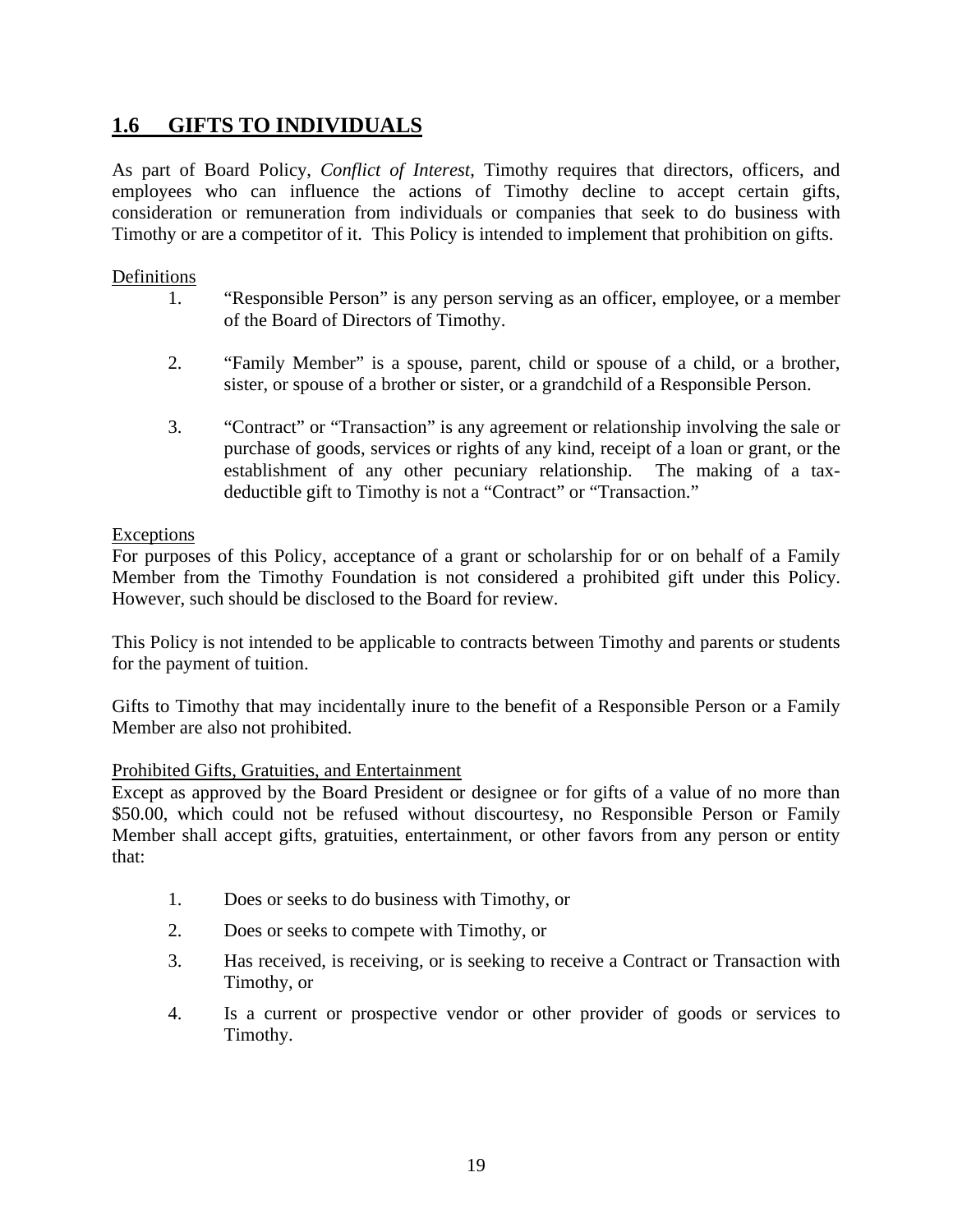## 1.6 GIFTS TO INDIVIDUALS

As part of Board Policy, *Conflict of Interest*, Timothy requires that directors, officers, and employees who can influence the actions of Timothy decline to accept certain gifts, consideration or remuneration from individuals or companies that seek to do business with Timothy or are a competitor of it. This Policy is intended to implement that prohibition on gifts.

Definitions

1. "Responsible Person" is any person serving as an officer, employee, or a member of the Board of Directors of Timothy.
2. "Family Member" is a spouse, parent, child or spouse of a child, or a brother, sister, or spouse of a brother or sister, or a grandchild of a Responsible Person.
3. "Contract" or "Transaction" is any agreement or relationship involving the sale or purchase of goods, services or rights of any kind, receipt of a loan or grant, or the establishment of any other pecuniary relationship. The making of a tax-deductible gift to Timothy is not a "Contract" or "Transaction."

Exceptions

For purposes of this Policy, acceptance of a grant or scholarship for or on behalf of a Family Member from the Timothy Foundation is not considered a prohibited gift under this Policy. However, such should be disclosed to the Board for review.

This Policy is not intended to be applicable to contracts between Timothy and parents or students for the payment of tuition.

Gifts to Timothy that may incidentally inure to the benefit of a Responsible Person or a Family Member are also not prohibited.

Prohibited Gifts, Gratuities, and Entertainment

Except as approved by the Board President or designee or for gifts of a value of no more than $50.00, which could not be refused without discourtesy, no Responsible Person or Family Member shall accept gifts, gratuities, entertainment, or other favors from any person or entity that:

1. Does or seeks to do business with Timothy, or
2. Does or seeks to compete with Timothy, or
3. Has received, is receiving, or is seeking to receive a Contract or Transaction with Timothy, or
4. Is a current or prospective vendor or other provider of goods or services to Timothy.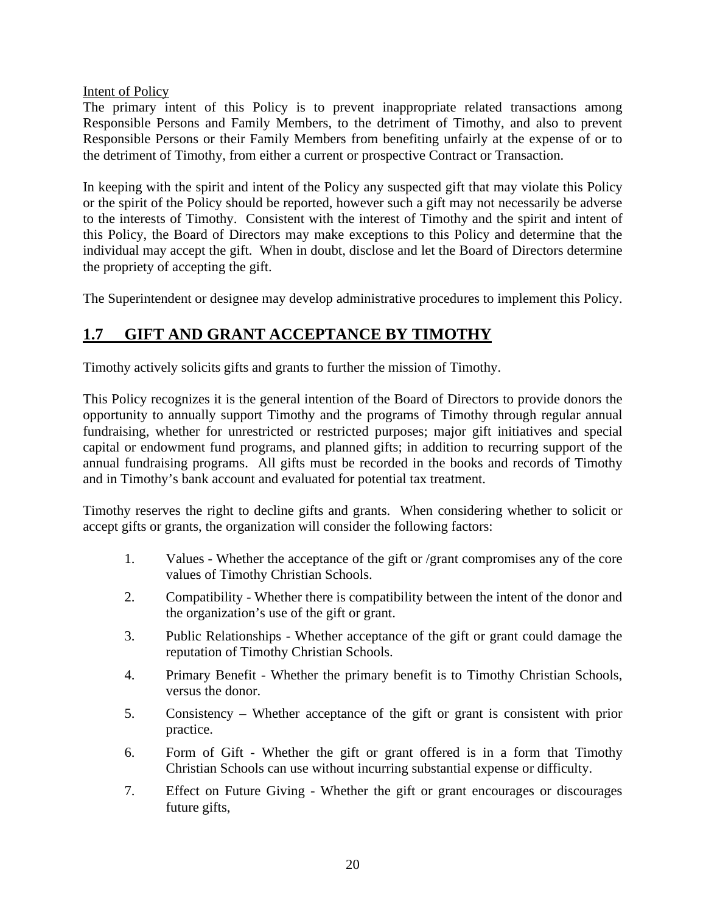Intent of Policy

The primary intent of this Policy is to prevent inappropriate related transactions among Responsible Persons and Family Members, to the detriment of Timothy, and also to prevent Responsible Persons or their Family Members from benefiting unfairly at the expense of or to the detriment of Timothy, from either a current or prospective Contract or Transaction.

In keeping with the spirit and intent of the Policy any suspected gift that may violate this Policy or the spirit of the Policy should be reported, however such a gift may not necessarily be adverse to the interests of Timothy. Consistent with the interest of Timothy and the spirit and intent of this Policy, the Board of Directors may make exceptions to this Policy and determine that the individual may accept the gift. When in doubt, disclose and let the Board of Directors determine the propriety of accepting the gift.

The Superintendent or designee may develop administrative procedures to implement this Policy.

## 1.7 GIFT AND GRANT ACCEPTANCE BY TIMOTHY

Timothy actively solicits gifts and grants to further the mission of Timothy.

This Policy recognizes it is the general intention of the Board of Directors to provide donors the opportunity to annually support Timothy and the programs of Timothy through regular annual fundraising, whether for unrestricted or restricted purposes; major gift initiatives and special capital or endowment fund programs, and planned gifts; in addition to recurring support of the annual fundraising programs. All gifts must be recorded in the books and records of Timothy and in Timothy's bank account and evaluated for potential tax treatment.

Timothy reserves the right to decline gifts and grants. When considering whether to solicit or accept gifts or grants, the organization will consider the following factors:

1. Values - Whether the acceptance of the gift or /grant compromises any of the core values of Timothy Christian Schools.
2. Compatibility - Whether there is compatibility between the intent of the donor and the organization's use of the gift or grant.
3. Public Relationships - Whether acceptance of the gift or grant could damage the reputation of Timothy Christian Schools.
4. Primary Benefit - Whether the primary benefit is to Timothy Christian Schools, versus the donor.
5. Consistency – Whether acceptance of the gift or grant is consistent with prior practice.
6. Form of Gift - Whether the gift or grant offered is in a form that Timothy Christian Schools can use without incurring substantial expense or difficulty.
7. Effect on Future Giving - Whether the gift or grant encourages or discourages future gifts,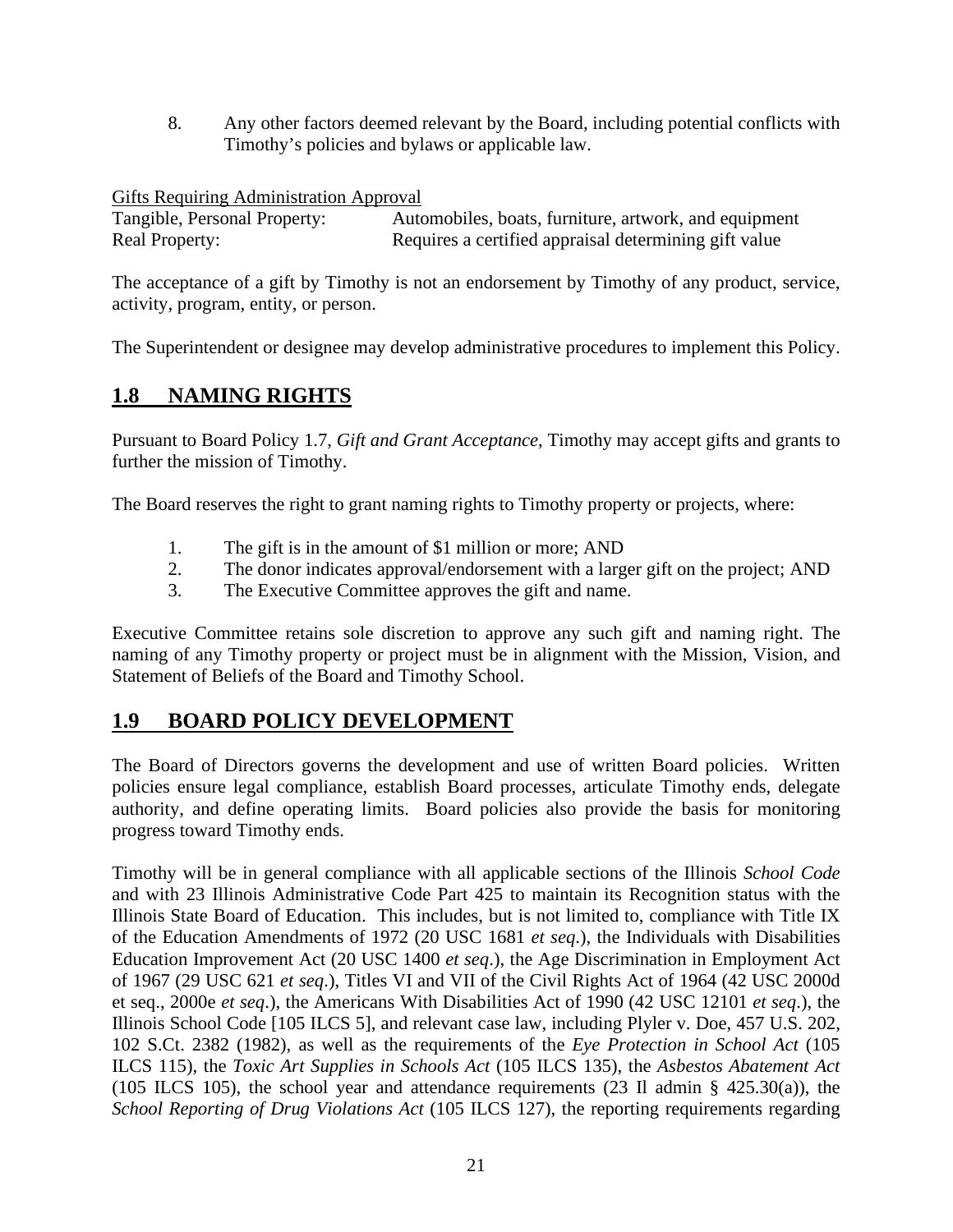8. Any other factors deemed relevant by the Board, including potential conflicts with Timothy's policies and bylaws or applicable law.

Gifts Requiring Administration Approval

| | |
|---|---|
| Tangible, Personal Property: | Automobiles, boats, furniture, artwork, and equipment |
| Real Property: | Requires a certified appraisal determining gift value |

The acceptance of a gift by Timothy is not an endorsement by Timothy of any product, service, activity, program, entity, or person.

The Superintendent or designee may develop administrative procedures to implement this Policy.

## 1.8 NAMING RIGHTS

Pursuant to Board Policy 1.7, *Gift and Grant Acceptance*, Timothy may accept gifts and grants to further the mission of Timothy.

The Board reserves the right to grant naming rights to Timothy property or projects, where:

1. The gift is in the amount of $1 million or more; AND
2. The donor indicates approval/endorsement with a larger gift on the project; AND
3. The Executive Committee approves the gift and name.

Executive Committee retains sole discretion to approve any such gift and naming right. The naming of any Timothy property or project must be in alignment with the Mission, Vision, and Statement of Beliefs of the Board and Timothy School.

## 1.9 BOARD POLICY DEVELOPMENT

The Board of Directors governs the development and use of written Board policies. Written policies ensure legal compliance, establish Board processes, articulate Timothy ends, delegate authority, and define operating limits. Board policies also provide the basis for monitoring progress toward Timothy ends.

Timothy will be in general compliance with all applicable sections of the Illinois *School Code* and with 23 Illinois Administrative Code Part 425 to maintain its Recognition status with the Illinois State Board of Education. This includes, but is not limited to, compliance with Title IX of the Education Amendments of 1972 (20 USC 1681 *et seq.*), the Individuals with Disabilities Education Improvement Act (20 USC 1400 *et seq*.), the Age Discrimination in Employment Act of 1967 (29 USC 621 *et seq*.), Titles VI and VII of the Civil Rights Act of 1964 (42 USC 2000d et seq., 2000e *et seq*.), the Americans With Disabilities Act of 1990 (42 USC 12101 *et seq*.), the Illinois School Code [105 ILCS 5], and relevant case law, including Plyler v. Doe, 457 U.S. 202, 102 S.Ct. 2382 (1982), as well as the requirements of the *Eye Protection in School Act* (105 ILCS 115), the *Toxic Art Supplies in Schools Act* (105 ILCS 135), the *Asbestos Abatement Act* (105 ILCS 105), the school year and attendance requirements (23 Il admin § 425.30(a)), the *School Reporting of Drug Violations Act* (105 ILCS 127), the reporting requirements regarding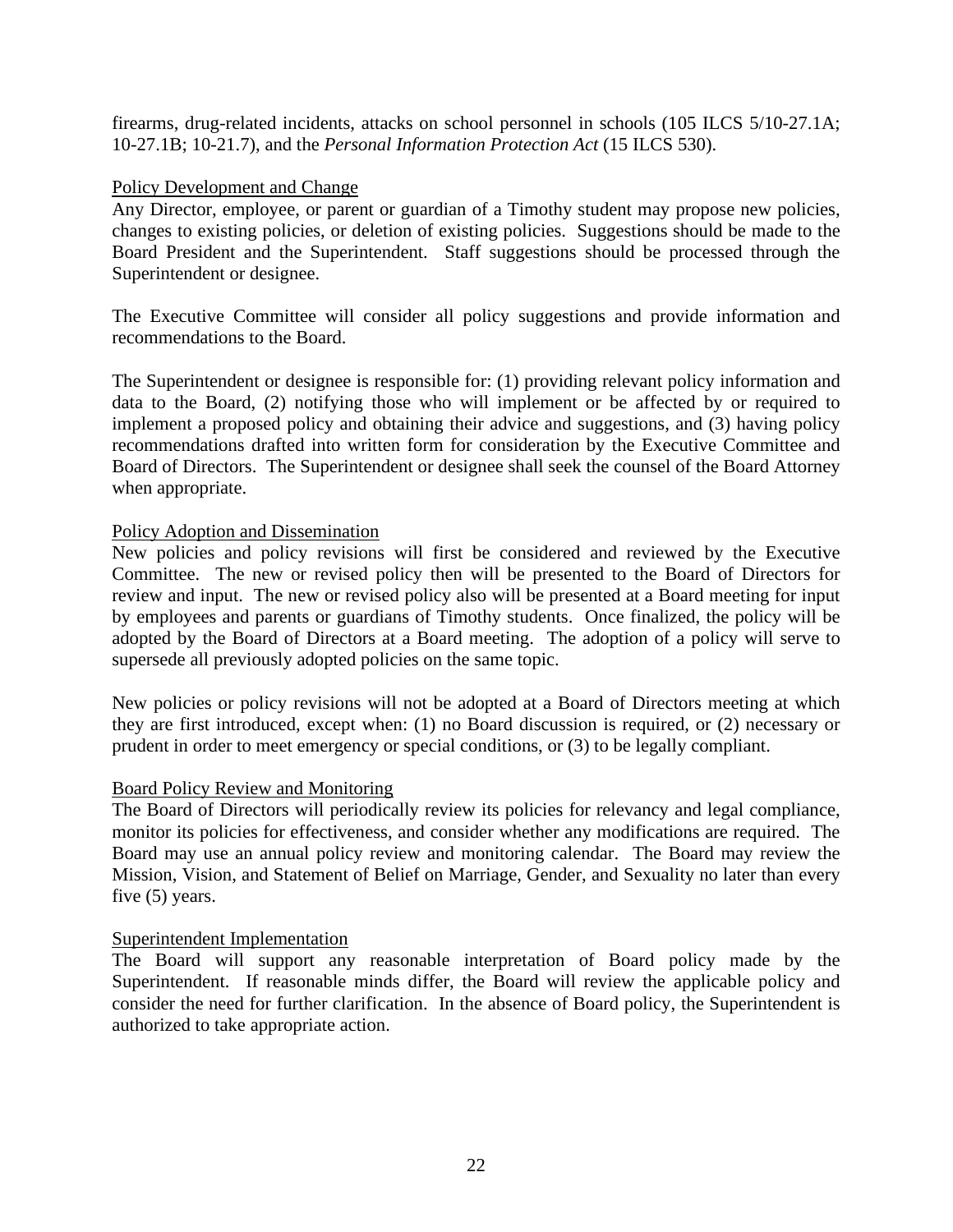firearms, drug-related incidents, attacks on school personnel in schools (105 ILCS 5/10-27.1A; 10-27.1B; 10-21.7), and the *Personal Information Protection Act* (15 ILCS 530).

### Policy Development and Change

Any Director, employee, or parent or guardian of a Timothy student may propose new policies, changes to existing policies, or deletion of existing policies. Suggestions should be made to the Board President and the Superintendent. Staff suggestions should be processed through the Superintendent or designee.

The Executive Committee will consider all policy suggestions and provide information and recommendations to the Board.

The Superintendent or designee is responsible for: (1) providing relevant policy information and data to the Board, (2) notifying those who will implement or be affected by or required to implement a proposed policy and obtaining their advice and suggestions, and (3) having policy recommendations drafted into written form for consideration by the Executive Committee and Board of Directors. The Superintendent or designee shall seek the counsel of the Board Attorney when appropriate.

### Policy Adoption and Dissemination

New policies and policy revisions will first be considered and reviewed by the Executive Committee. The new or revised policy then will be presented to the Board of Directors for review and input. The new or revised policy also will be presented at a Board meeting for input by employees and parents or guardians of Timothy students. Once finalized, the policy will be adopted by the Board of Directors at a Board meeting. The adoption of a policy will serve to supersede all previously adopted policies on the same topic.

New policies or policy revisions will not be adopted at a Board of Directors meeting at which they are first introduced, except when: (1) no Board discussion is required, or (2) necessary or prudent in order to meet emergency or special conditions, or (3) to be legally compliant.

### Board Policy Review and Monitoring

The Board of Directors will periodically review its policies for relevancy and legal compliance, monitor its policies for effectiveness, and consider whether any modifications are required. The Board may use an annual policy review and monitoring calendar. The Board may review the Mission, Vision, and Statement of Belief on Marriage, Gender, and Sexuality no later than every five (5) years.

### Superintendent Implementation

The Board will support any reasonable interpretation of Board policy made by the Superintendent. If reasonable minds differ, the Board will review the applicable policy and consider the need for further clarification. In the absence of Board policy, the Superintendent is authorized to take appropriate action.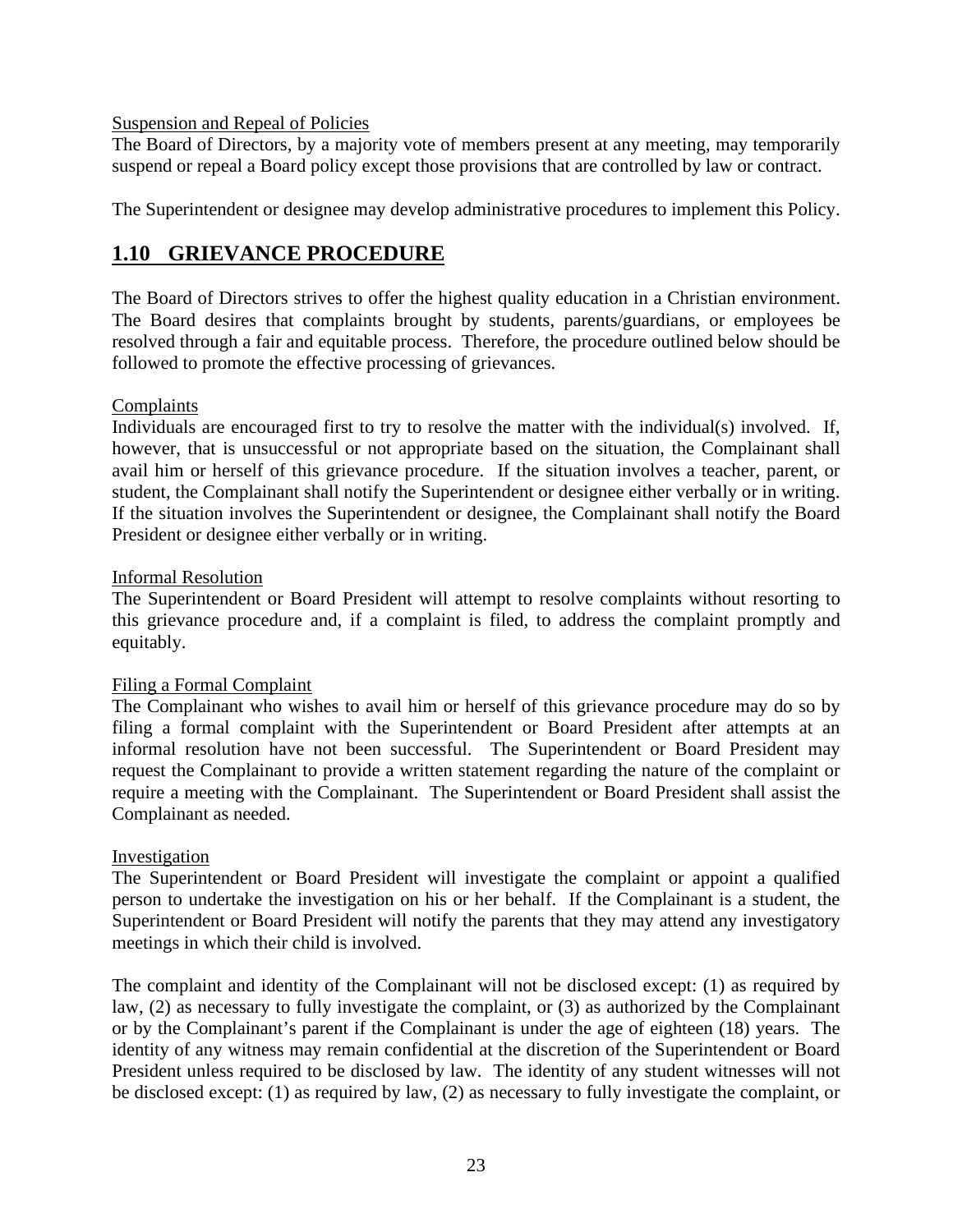Suspension and Repeal of Policies

The Board of Directors, by a majority vote of members present at any meeting, may temporarily suspend or repeal a Board policy except those provisions that are controlled by law or contract.

The Superintendent or designee may develop administrative procedures to implement this Policy.

## 1.10 GRIEVANCE PROCEDURE

The Board of Directors strives to offer the highest quality education in a Christian environment. The Board desires that complaints brought by students, parents/guardians, or employees be resolved through a fair and equitable process. Therefore, the procedure outlined below should be followed to promote the effective processing of grievances.

Complaints

Individuals are encouraged first to try to resolve the matter with the individual(s) involved. If, however, that is unsuccessful or not appropriate based on the situation, the Complainant shall avail him or herself of this grievance procedure. If the situation involves a teacher, parent, or student, the Complainant shall notify the Superintendent or designee either verbally or in writing. If the situation involves the Superintendent or designee, the Complainant shall notify the Board President or designee either verbally or in writing.

Informal Resolution

The Superintendent or Board President will attempt to resolve complaints without resorting to this grievance procedure and, if a complaint is filed, to address the complaint promptly and equitably.

Filing a Formal Complaint

The Complainant who wishes to avail him or herself of this grievance procedure may do so by filing a formal complaint with the Superintendent or Board President after attempts at an informal resolution have not been successful. The Superintendent or Board President may request the Complainant to provide a written statement regarding the nature of the complaint or require a meeting with the Complainant. The Superintendent or Board President shall assist the Complainant as needed.

Investigation

The Superintendent or Board President will investigate the complaint or appoint a qualified person to undertake the investigation on his or her behalf. If the Complainant is a student, the Superintendent or Board President will notify the parents that they may attend any investigatory meetings in which their child is involved.

The complaint and identity of the Complainant will not be disclosed except: (1) as required by law, (2) as necessary to fully investigate the complaint, or (3) as authorized by the Complainant or by the Complainant's parent if the Complainant is under the age of eighteen (18) years. The identity of any witness may remain confidential at the discretion of the Superintendent or Board President unless required to be disclosed by law. The identity of any student witnesses will not be disclosed except: (1) as required by law, (2) as necessary to fully investigate the complaint, or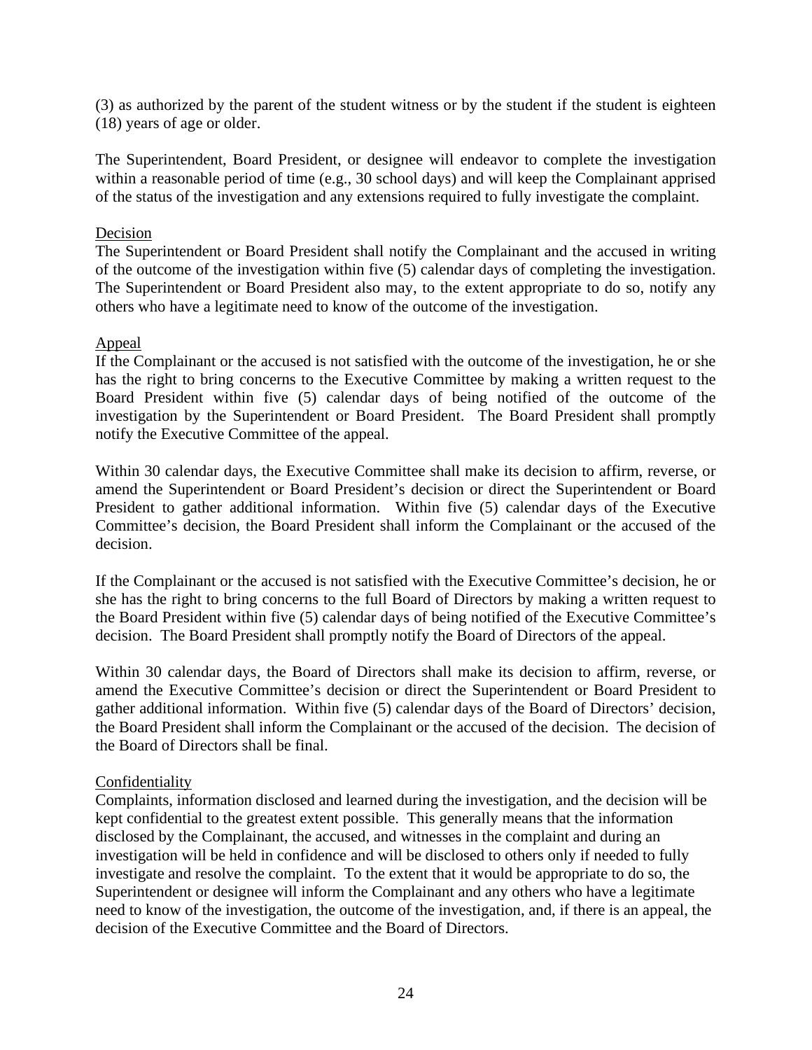(3) as authorized by the parent of the student witness or by the student if the student is eighteen (18) years of age or older.

The Superintendent, Board President, or designee will endeavor to complete the investigation within a reasonable period of time (e.g., 30 school days) and will keep the Complainant apprised of the status of the investigation and any extensions required to fully investigate the complaint.

Decision

The Superintendent or Board President shall notify the Complainant and the accused in writing of the outcome of the investigation within five (5) calendar days of completing the investigation. The Superintendent or Board President also may, to the extent appropriate to do so, notify any others who have a legitimate need to know of the outcome of the investigation.

Appeal

If the Complainant or the accused is not satisfied with the outcome of the investigation, he or she has the right to bring concerns to the Executive Committee by making a written request to the Board President within five (5) calendar days of being notified of the outcome of the investigation by the Superintendent or Board President. The Board President shall promptly notify the Executive Committee of the appeal.

Within 30 calendar days, the Executive Committee shall make its decision to affirm, reverse, or amend the Superintendent or Board President's decision or direct the Superintendent or Board President to gather additional information. Within five (5) calendar days of the Executive Committee's decision, the Board President shall inform the Complainant or the accused of the decision.

If the Complainant or the accused is not satisfied with the Executive Committee's decision, he or she has the right to bring concerns to the full Board of Directors by making a written request to the Board President within five (5) calendar days of being notified of the Executive Committee's decision. The Board President shall promptly notify the Board of Directors of the appeal.

Within 30 calendar days, the Board of Directors shall make its decision to affirm, reverse, or amend the Executive Committee's decision or direct the Superintendent or Board President to gather additional information. Within five (5) calendar days of the Board of Directors' decision, the Board President shall inform the Complainant or the accused of the decision. The decision of the Board of Directors shall be final.

Confidentiality

Complaints, information disclosed and learned during the investigation, and the decision will be kept confidential to the greatest extent possible. This generally means that the information disclosed by the Complainant, the accused, and witnesses in the complaint and during an investigation will be held in confidence and will be disclosed to others only if needed to fully investigate and resolve the complaint. To the extent that it would be appropriate to do so, the Superintendent or designee will inform the Complainant and any others who have a legitimate need to know of the investigation, the outcome of the investigation, and, if there is an appeal, the decision of the Executive Committee and the Board of Directors.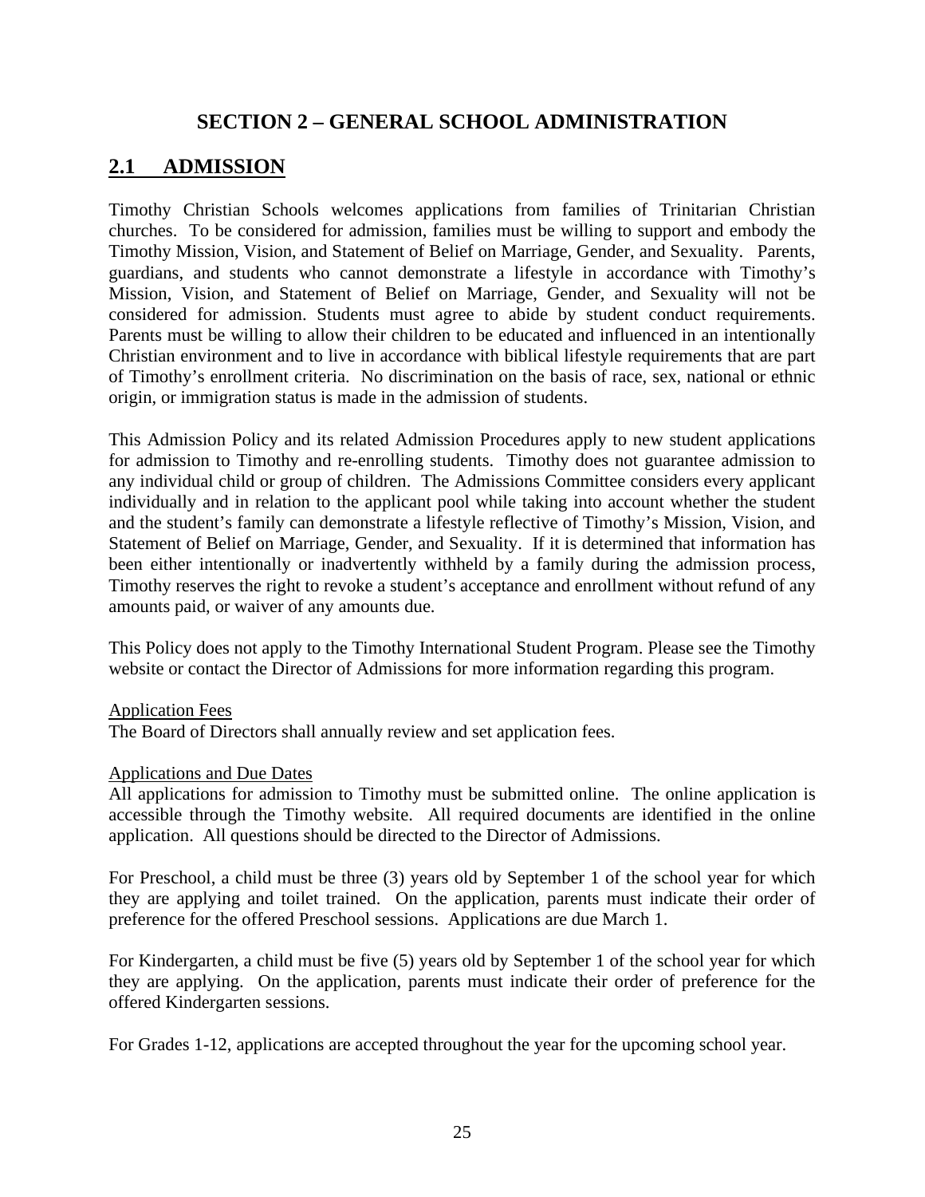# SECTION 2 – GENERAL SCHOOL ADMINISTRATION

## 2.1 ADMISSION

Timothy Christian Schools welcomes applications from families of Trinitarian Christian churches. To be considered for admission, families must be willing to support and embody the Timothy Mission, Vision, and Statement of Belief on Marriage, Gender, and Sexuality. Parents, guardians, and students who cannot demonstrate a lifestyle in accordance with Timothy's Mission, Vision, and Statement of Belief on Marriage, Gender, and Sexuality will not be considered for admission. Students must agree to abide by student conduct requirements. Parents must be willing to allow their children to be educated and influenced in an intentionally Christian environment and to live in accordance with biblical lifestyle requirements that are part of Timothy's enrollment criteria. No discrimination on the basis of race, sex, national or ethnic origin, or immigration status is made in the admission of students.

This Admission Policy and its related Admission Procedures apply to new student applications for admission to Timothy and re-enrolling students. Timothy does not guarantee admission to any individual child or group of children. The Admissions Committee considers every applicant individually and in relation to the applicant pool while taking into account whether the student and the student's family can demonstrate a lifestyle reflective of Timothy's Mission, Vision, and Statement of Belief on Marriage, Gender, and Sexuality. If it is determined that information has been either intentionally or inadvertently withheld by a family during the admission process, Timothy reserves the right to revoke a student's acceptance and enrollment without refund of any amounts paid, or waiver of any amounts due.

This Policy does not apply to the Timothy International Student Program. Please see the Timothy website or contact the Director of Admissions for more information regarding this program.

Application Fees

The Board of Directors shall annually review and set application fees.

Applications and Due Dates

All applications for admission to Timothy must be submitted online. The online application is accessible through the Timothy website. All required documents are identified in the online application. All questions should be directed to the Director of Admissions.

For Preschool, a child must be three (3) years old by September 1 of the school year for which they are applying and toilet trained. On the application, parents must indicate their order of preference for the offered Preschool sessions. Applications are due March 1.

For Kindergarten, a child must be five (5) years old by September 1 of the school year for which they are applying. On the application, parents must indicate their order of preference for the offered Kindergarten sessions.

For Grades 1-12, applications are accepted throughout the year for the upcoming school year.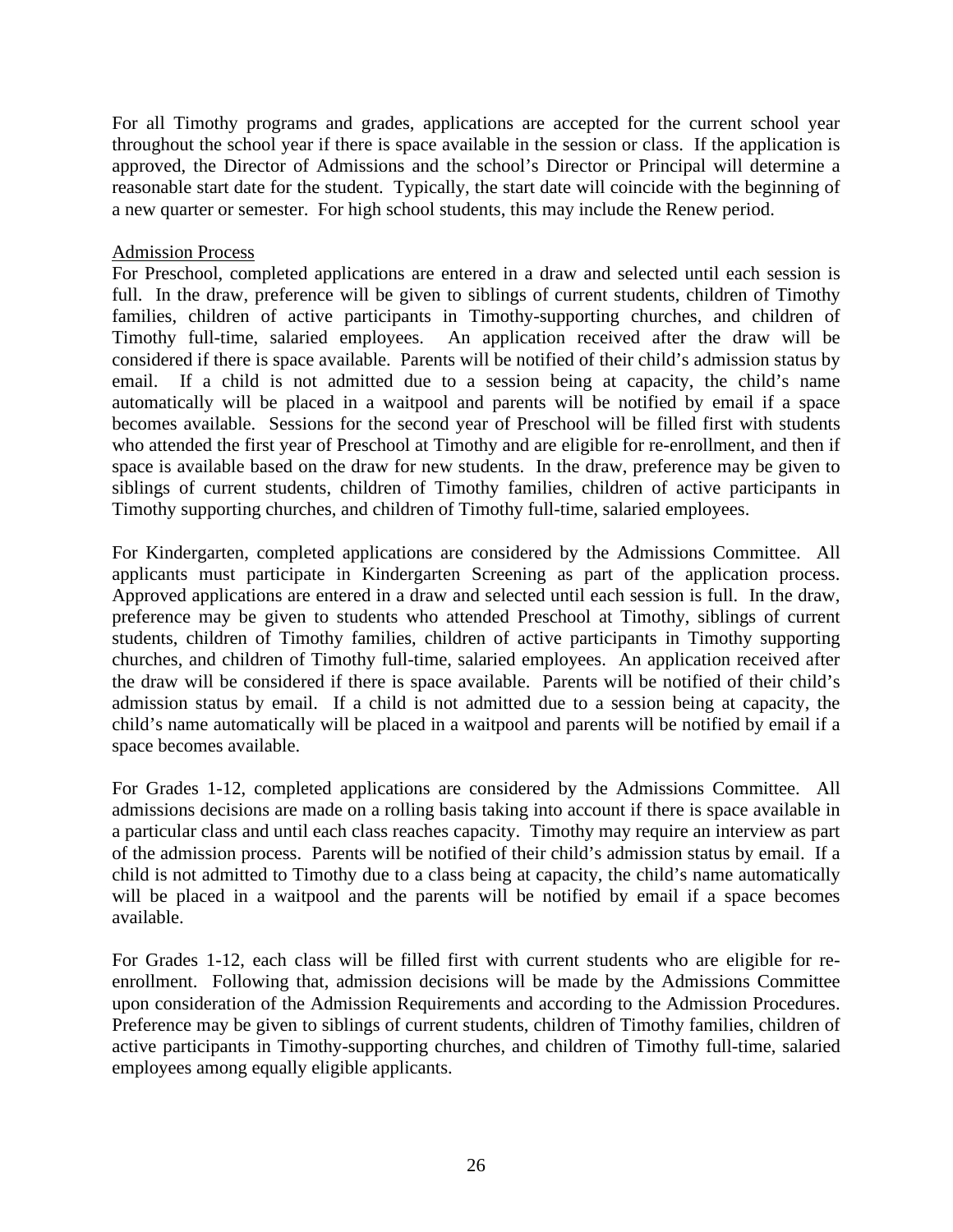For all Timothy programs and grades, applications are accepted for the current school year throughout the school year if there is space available in the session or class. If the application is approved, the Director of Admissions and the school's Director or Principal will determine a reasonable start date for the student. Typically, the start date will coincide with the beginning of a new quarter or semester. For high school students, this may include the Renew period.

<u>Admission Process</u>

For Preschool, completed applications are entered in a draw and selected until each session is full. In the draw, preference will be given to siblings of current students, children of Timothy families, children of active participants in Timothy-supporting churches, and children of Timothy full-time, salaried employees. An application received after the draw will be considered if there is space available. Parents will be notified of their child's admission status by email. If a child is not admitted due to a session being at capacity, the child's name automatically will be placed in a waitpool and parents will be notified by email if a space becomes available. Sessions for the second year of Preschool will be filled first with students who attended the first year of Preschool at Timothy and are eligible for re-enrollment, and then if space is available based on the draw for new students. In the draw, preference may be given to siblings of current students, children of Timothy families, children of active participants in Timothy supporting churches, and children of Timothy full-time, salaried employees.

For Kindergarten, completed applications are considered by the Admissions Committee. All applicants must participate in Kindergarten Screening as part of the application process. Approved applications are entered in a draw and selected until each session is full. In the draw, preference may be given to students who attended Preschool at Timothy, siblings of current students, children of Timothy families, children of active participants in Timothy supporting churches, and children of Timothy full-time, salaried employees. An application received after the draw will be considered if there is space available. Parents will be notified of their child's admission status by email. If a child is not admitted due to a session being at capacity, the child's name automatically will be placed in a waitpool and parents will be notified by email if a space becomes available.

For Grades 1-12, completed applications are considered by the Admissions Committee. All admissions decisions are made on a rolling basis taking into account if there is space available in a particular class and until each class reaches capacity. Timothy may require an interview as part of the admission process. Parents will be notified of their child's admission status by email. If a child is not admitted to Timothy due to a class being at capacity, the child's name automatically will be placed in a waitpool and the parents will be notified by email if a space becomes available.

For Grades 1-12, each class will be filled first with current students who are eligible for re-enrollment. Following that, admission decisions will be made by the Admissions Committee upon consideration of the Admission Requirements and according to the Admission Procedures. Preference may be given to siblings of current students, children of Timothy families, children of active participants in Timothy-supporting churches, and children of Timothy full-time, salaried employees among equally eligible applicants.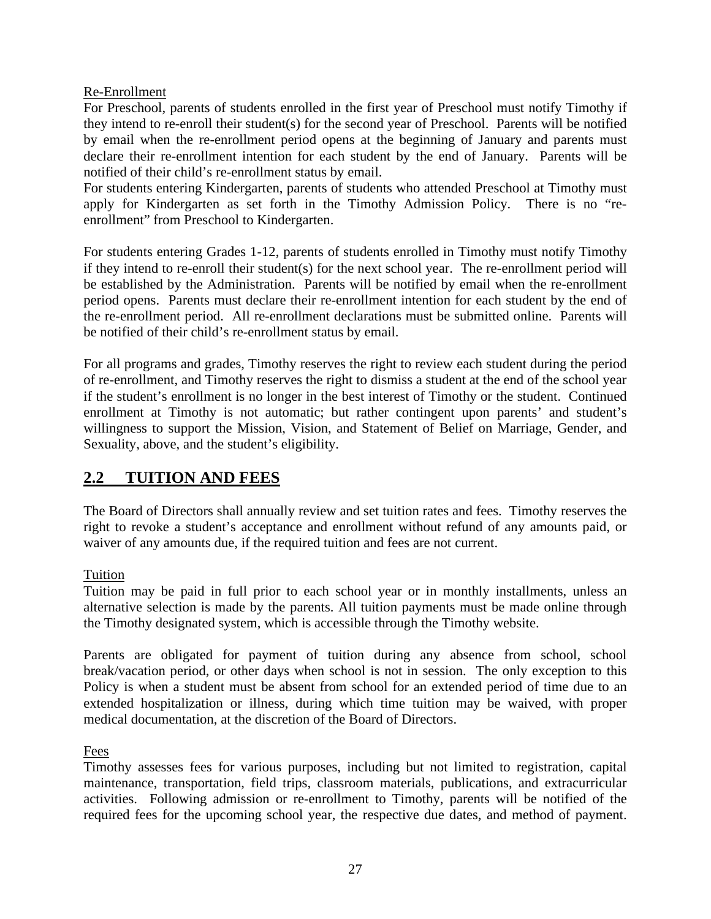Re-Enrollment

For Preschool, parents of students enrolled in the first year of Preschool must notify Timothy if they intend to re-enroll their student(s) for the second year of Preschool. Parents will be notified by email when the re-enrollment period opens at the beginning of January and parents must declare their re-enrollment intention for each student by the end of January. Parents will be notified of their child's re-enrollment status by email.

For students entering Kindergarten, parents of students who attended Preschool at Timothy must apply for Kindergarten as set forth in the Timothy Admission Policy. There is no "re-enrollment" from Preschool to Kindergarten.

For students entering Grades 1-12, parents of students enrolled in Timothy must notify Timothy if they intend to re-enroll their student(s) for the next school year. The re-enrollment period will be established by the Administration. Parents will be notified by email when the re-enrollment period opens. Parents must declare their re-enrollment intention for each student by the end of the re-enrollment period. All re-enrollment declarations must be submitted online. Parents will be notified of their child's re-enrollment status by email.

For all programs and grades, Timothy reserves the right to review each student during the period of re-enrollment, and Timothy reserves the right to dismiss a student at the end of the school year if the student's enrollment is no longer in the best interest of Timothy or the student. Continued enrollment at Timothy is not automatic; but rather contingent upon parents' and student's willingness to support the Mission, Vision, and Statement of Belief on Marriage, Gender, and Sexuality, above, and the student's eligibility.

## 2.2 TUITION AND FEES

The Board of Directors shall annually review and set tuition rates and fees. Timothy reserves the right to revoke a student's acceptance and enrollment without refund of any amounts paid, or waiver of any amounts due, if the required tuition and fees are not current.

Tuition

Tuition may be paid in full prior to each school year or in monthly installments, unless an alternative selection is made by the parents. All tuition payments must be made online through the Timothy designated system, which is accessible through the Timothy website.

Parents are obligated for payment of tuition during any absence from school, school break/vacation period, or other days when school is not in session. The only exception to this Policy is when a student must be absent from school for an extended period of time due to an extended hospitalization or illness, during which time tuition may be waived, with proper medical documentation, at the discretion of the Board of Directors.

Fees

Timothy assesses fees for various purposes, including but not limited to registration, capital maintenance, transportation, field trips, classroom materials, publications, and extracurricular activities. Following admission or re-enrollment to Timothy, parents will be notified of the required fees for the upcoming school year, the respective due dates, and method of payment.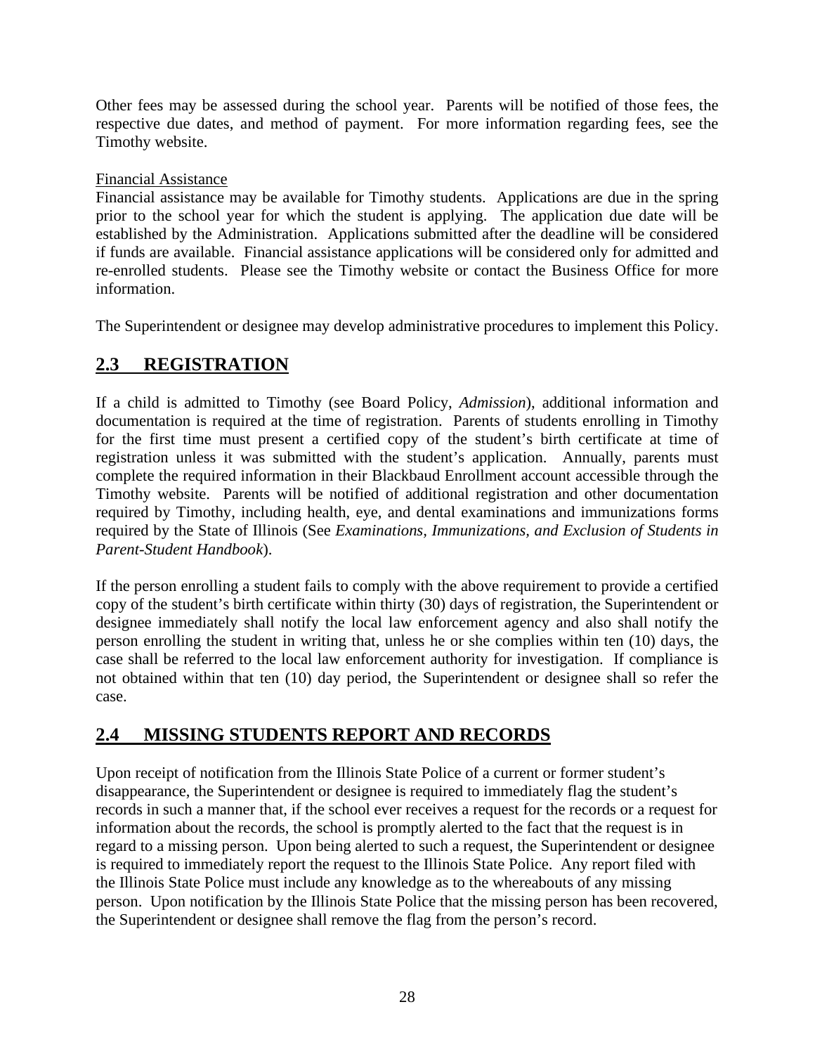Other fees may be assessed during the school year. Parents will be notified of those fees, the respective due dates, and method of payment. For more information regarding fees, see the Timothy website.

Financial Assistance

Financial assistance may be available for Timothy students. Applications are due in the spring prior to the school year for which the student is applying. The application due date will be established by the Administration. Applications submitted after the deadline will be considered if funds are available. Financial assistance applications will be considered only for admitted and re-enrolled students. Please see the Timothy website or contact the Business Office for more information.

The Superintendent or designee may develop administrative procedures to implement this Policy.

## 2.3 REGISTRATION

If a child is admitted to Timothy (see Board Policy, *Admission*), additional information and documentation is required at the time of registration. Parents of students enrolling in Timothy for the first time must present a certified copy of the student's birth certificate at time of registration unless it was submitted with the student's application. Annually, parents must complete the required information in their Blackbaud Enrollment account accessible through the Timothy website. Parents will be notified of additional registration and other documentation required by Timothy, including health, eye, and dental examinations and immunizations forms required by the State of Illinois (See *Examinations, Immunizations, and Exclusion of Students in Parent-Student Handbook*).

If the person enrolling a student fails to comply with the above requirement to provide a certified copy of the student's birth certificate within thirty (30) days of registration, the Superintendent or designee immediately shall notify the local law enforcement agency and also shall notify the person enrolling the student in writing that, unless he or she complies within ten (10) days, the case shall be referred to the local law enforcement authority for investigation. If compliance is not obtained within that ten (10) day period, the Superintendent or designee shall so refer the case.

## 2.4 MISSING STUDENTS REPORT AND RECORDS

Upon receipt of notification from the Illinois State Police of a current or former student's disappearance, the Superintendent or designee is required to immediately flag the student's records in such a manner that, if the school ever receives a request for the records or a request for information about the records, the school is promptly alerted to the fact that the request is in regard to a missing person. Upon being alerted to such a request, the Superintendent or designee is required to immediately report the request to the Illinois State Police. Any report filed with the Illinois State Police must include any knowledge as to the whereabouts of any missing person. Upon notification by the Illinois State Police that the missing person has been recovered, the Superintendent or designee shall remove the flag from the person's record.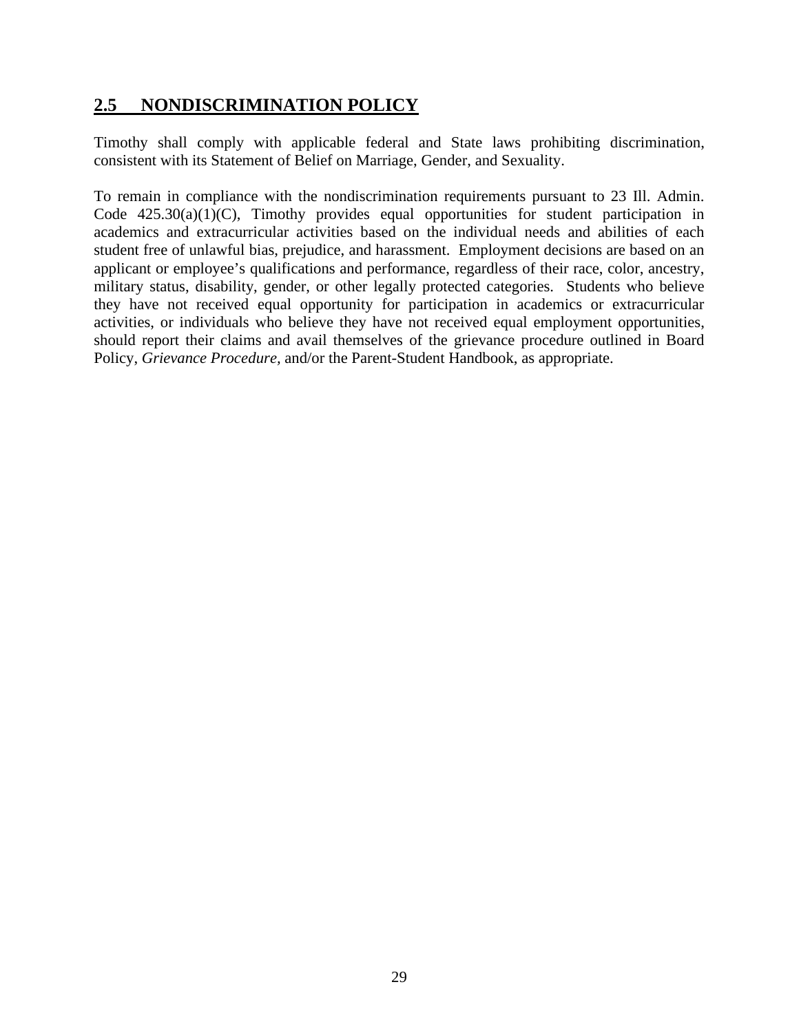## 2.5 NONDISCRIMINATION POLICY

Timothy shall comply with applicable federal and State laws prohibiting discrimination, consistent with its Statement of Belief on Marriage, Gender, and Sexuality.

To remain in compliance with the nondiscrimination requirements pursuant to 23 Ill. Admin. Code 425.30(a)(1)(C), Timothy provides equal opportunities for student participation in academics and extracurricular activities based on the individual needs and abilities of each student free of unlawful bias, prejudice, and harassment. Employment decisions are based on an applicant or employee's qualifications and performance, regardless of their race, color, ancestry, military status, disability, gender, or other legally protected categories. Students who believe they have not received equal opportunity for participation in academics or extracurricular activities, or individuals who believe they have not received equal employment opportunities, should report their claims and avail themselves of the grievance procedure outlined in Board Policy, *Grievance Procedure,* and/or the Parent-Student Handbook, as appropriate.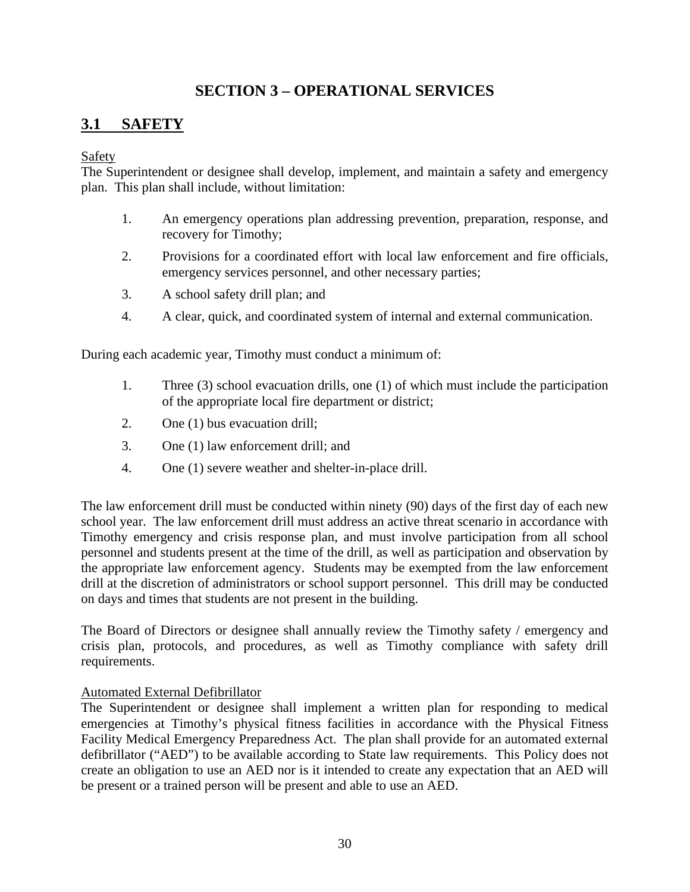# SECTION 3 – OPERATIONAL SERVICES

## 3.1 SAFETY

Safety

The Superintendent or designee shall develop, implement, and maintain a safety and emergency plan. This plan shall include, without limitation:

1. An emergency operations plan addressing prevention, preparation, response, and recovery for Timothy;
2. Provisions for a coordinated effort with local law enforcement and fire officials, emergency services personnel, and other necessary parties;
3. A school safety drill plan; and
4. A clear, quick, and coordinated system of internal and external communication.

During each academic year, Timothy must conduct a minimum of:

1. Three (3) school evacuation drills, one (1) of which must include the participation of the appropriate local fire department or district;
2. One (1) bus evacuation drill;
3. One (1) law enforcement drill; and
4. One (1) severe weather and shelter-in-place drill.

The law enforcement drill must be conducted within ninety (90) days of the first day of each new school year. The law enforcement drill must address an active threat scenario in accordance with Timothy emergency and crisis response plan, and must involve participation from all school personnel and students present at the time of the drill, as well as participation and observation by the appropriate law enforcement agency. Students may be exempted from the law enforcement drill at the discretion of administrators or school support personnel. This drill may be conducted on days and times that students are not present in the building.

The Board of Directors or designee shall annually review the Timothy safety / emergency and crisis plan, protocols, and procedures, as well as Timothy compliance with safety drill requirements.

Automated External Defibrillator

The Superintendent or designee shall implement a written plan for responding to medical emergencies at Timothy's physical fitness facilities in accordance with the Physical Fitness Facility Medical Emergency Preparedness Act. The plan shall provide for an automated external defibrillator ("AED") to be available according to State law requirements. This Policy does not create an obligation to use an AED nor is it intended to create any expectation that an AED will be present or a trained person will be present and able to use an AED.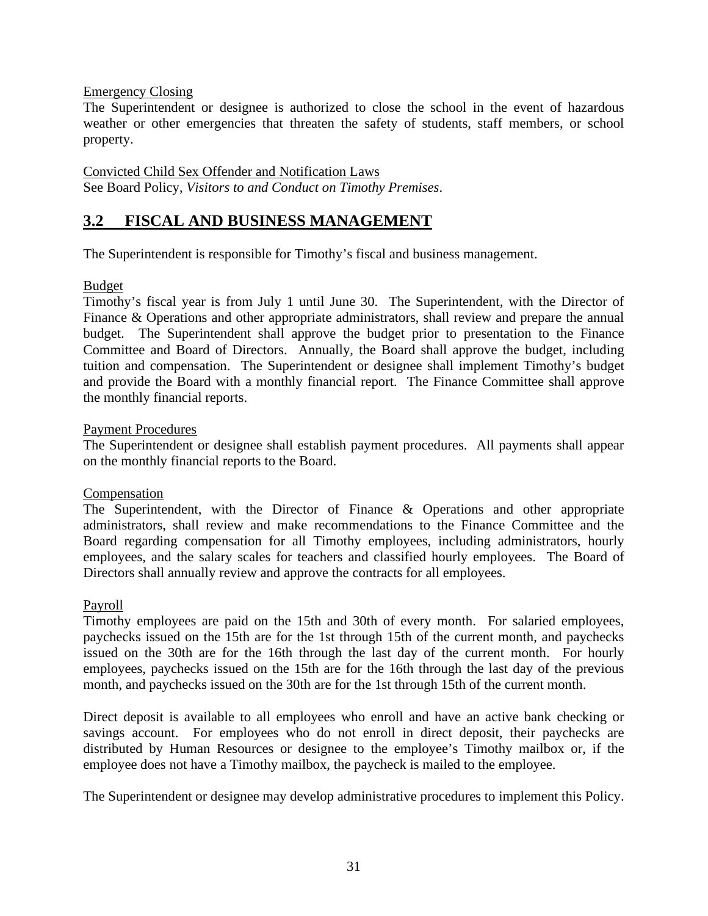Emergency Closing

The Superintendent or designee is authorized to close the school in the event of hazardous weather or other emergencies that threaten the safety of students, staff members, or school property.

Convicted Child Sex Offender and Notification Laws

See Board Policy, *Visitors to and Conduct on Timothy Premises*.

## 3.2 FISCAL AND BUSINESS MANAGEMENT

The Superintendent is responsible for Timothy's fiscal and business management.

Budget

Timothy's fiscal year is from July 1 until June 30. The Superintendent, with the Director of Finance & Operations and other appropriate administrators, shall review and prepare the annual budget. The Superintendent shall approve the budget prior to presentation to the Finance Committee and Board of Directors. Annually, the Board shall approve the budget, including tuition and compensation. The Superintendent or designee shall implement Timothy's budget and provide the Board with a monthly financial report. The Finance Committee shall approve the monthly financial reports.

Payment Procedures

The Superintendent or designee shall establish payment procedures. All payments shall appear on the monthly financial reports to the Board.

Compensation

The Superintendent, with the Director of Finance & Operations and other appropriate administrators, shall review and make recommendations to the Finance Committee and the Board regarding compensation for all Timothy employees, including administrators, hourly employees, and the salary scales for teachers and classified hourly employees. The Board of Directors shall annually review and approve the contracts for all employees.

Payroll

Timothy employees are paid on the 15th and 30th of every month. For salaried employees, paychecks issued on the 15th are for the 1st through 15th of the current month, and paychecks issued on the 30th are for the 16th through the last day of the current month. For hourly employees, paychecks issued on the 15th are for the 16th through the last day of the previous month, and paychecks issued on the 30th are for the 1st through 15th of the current month.

Direct deposit is available to all employees who enroll and have an active bank checking or savings account. For employees who do not enroll in direct deposit, their paychecks are distributed by Human Resources or designee to the employee's Timothy mailbox or, if the employee does not have a Timothy mailbox, the paycheck is mailed to the employee.

The Superintendent or designee may develop administrative procedures to implement this Policy.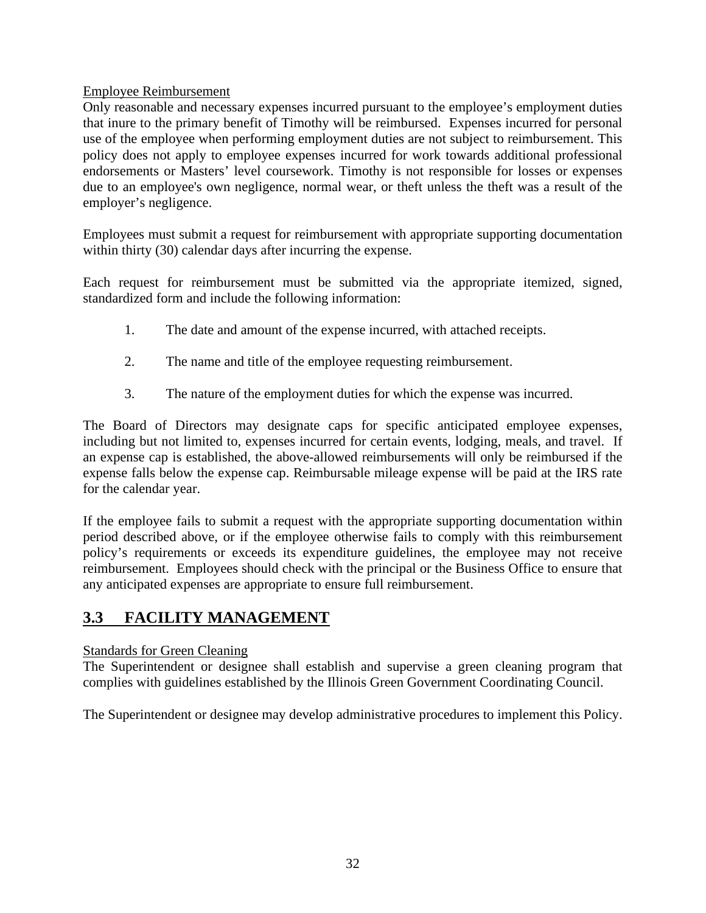Employee Reimbursement

Only reasonable and necessary expenses incurred pursuant to the employee's employment duties that inure to the primary benefit of Timothy will be reimbursed. Expenses incurred for personal use of the employee when performing employment duties are not subject to reimbursement. This policy does not apply to employee expenses incurred for work towards additional professional endorsements or Masters' level coursework. Timothy is not responsible for losses or expenses due to an employee's own negligence, normal wear, or theft unless the theft was a result of the employer's negligence.

Employees must submit a request for reimbursement with appropriate supporting documentation within thirty (30) calendar days after incurring the expense.

Each request for reimbursement must be submitted via the appropriate itemized, signed, standardized form and include the following information:

1. The date and amount of the expense incurred, with attached receipts.
2. The name and title of the employee requesting reimbursement.
3. The nature of the employment duties for which the expense was incurred.

The Board of Directors may designate caps for specific anticipated employee expenses, including but not limited to, expenses incurred for certain events, lodging, meals, and travel. If an expense cap is established, the above-allowed reimbursements will only be reimbursed if the expense falls below the expense cap. Reimbursable mileage expense will be paid at the IRS rate for the calendar year.

If the employee fails to submit a request with the appropriate supporting documentation within period described above, or if the employee otherwise fails to comply with this reimbursement policy's requirements or exceeds its expenditure guidelines, the employee may not receive reimbursement. Employees should check with the principal or the Business Office to ensure that any anticipated expenses are appropriate to ensure full reimbursement.

## 3.3 FACILITY MANAGEMENT

Standards for Green Cleaning

The Superintendent or designee shall establish and supervise a green cleaning program that complies with guidelines established by the Illinois Green Government Coordinating Council.

The Superintendent or designee may develop administrative procedures to implement this Policy.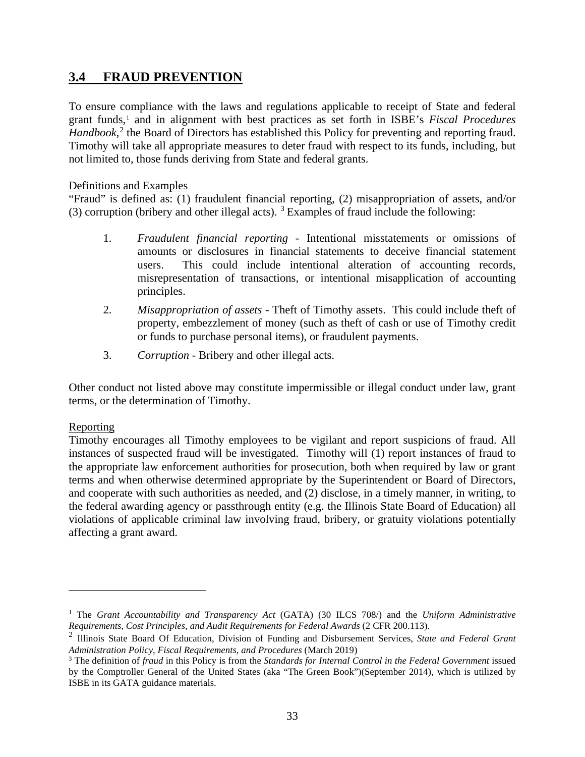## 3.4 FRAUD PREVENTION

To ensure compliance with the laws and regulations applicable to receipt of State and federal grant funds,[1] and in alignment with best practices as set forth in ISBE's *Fiscal Procedures Handbook*,[2] the Board of Directors has established this Policy for preventing and reporting fraud. Timothy will take all appropriate measures to deter fraud with respect to its funds, including, but not limited to, those funds deriving from State and federal grants.

Definitions and Examples

"Fraud" is defined as: (1) fraudulent financial reporting, (2) misappropriation of assets, and/or (3) corruption (bribery and other illegal acts). [3] Examples of fraud include the following:

1. *Fraudulent financial reporting* - Intentional misstatements or omissions of amounts or disclosures in financial statements to deceive financial statement users. This could include intentional alteration of accounting records, misrepresentation of transactions, or intentional misapplication of accounting principles.
2. *Misappropriation of assets* - Theft of Timothy assets. This could include theft of property, embezzlement of money (such as theft of cash or use of Timothy credit or funds to purchase personal items), or fraudulent payments.
3. *Corruption* - Bribery and other illegal acts.

Other conduct not listed above may constitute impermissible or illegal conduct under law, grant terms, or the determination of Timothy.

Reporting

Timothy encourages all Timothy employees to be vigilant and report suspicions of fraud. All instances of suspected fraud will be investigated. Timothy will (1) report instances of fraud to the appropriate law enforcement authorities for prosecution, both when required by law or grant terms and when otherwise determined appropriate by the Superintendent or Board of Directors, and cooperate with such authorities as needed, and (2) disclose, in a timely manner, in writing, to the federal awarding agency or passthrough entity (e.g. the Illinois State Board of Education) all violations of applicable criminal law involving fraud, bribery, or gratuity violations potentially affecting a grant award.

---

[1] The *Grant Accountability and Transparency Act* (GATA) (30 ILCS 708/) and the *Uniform Administrative Requirements, Cost Principles, and Audit Requirements for Federal Awards* (2 CFR 200.113).

[2] Illinois State Board Of Education, Division of Funding and Disbursement Services, *State and Federal Grant Administration Policy, Fiscal Requirements, and Procedures* (March 2019)

[3] The definition of *fraud* in this Policy is from the *Standards for Internal Control in the Federal Government* issued by the Comptroller General of the United States (aka "The Green Book")(September 2014), which is utilized by ISBE in its GATA guidance materials.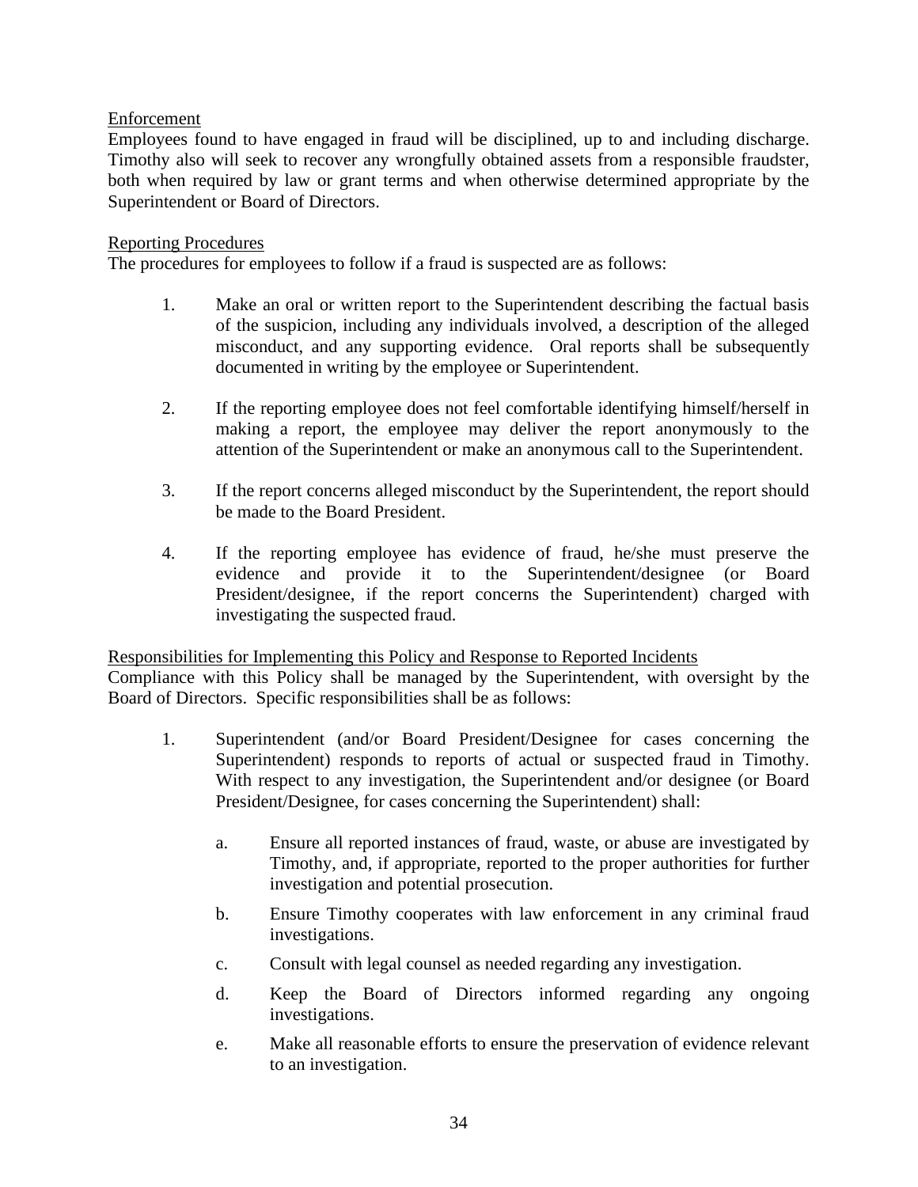<u>Enforcement</u>

Employees found to have engaged in fraud will be disciplined, up to and including discharge. Timothy also will seek to recover any wrongfully obtained assets from a responsible fraudster, both when required by law or grant terms and when otherwise determined appropriate by the Superintendent or Board of Directors.

<u>Reporting Procedures</u>

The procedures for employees to follow if a fraud is suspected are as follows:

1. Make an oral or written report to the Superintendent describing the factual basis of the suspicion, including any individuals involved, a description of the alleged misconduct, and any supporting evidence. Oral reports shall be subsequently documented in writing by the employee or Superintendent.

2. If the reporting employee does not feel comfortable identifying himself/herself in making a report, the employee may deliver the report anonymously to the attention of the Superintendent or make an anonymous call to the Superintendent.

3. If the report concerns alleged misconduct by the Superintendent, the report should be made to the Board President.

4. If the reporting employee has evidence of fraud, he/she must preserve the evidence and provide it to the Superintendent/designee (or Board President/designee, if the report concerns the Superintendent) charged with investigating the suspected fraud.

<u>Responsibilities for Implementing this Policy and Response to Reported Incidents</u>

Compliance with this Policy shall be managed by the Superintendent, with oversight by the Board of Directors. Specific responsibilities shall be as follows:

1. Superintendent (and/or Board President/Designee for cases concerning the Superintendent) responds to reports of actual or suspected fraud in Timothy. With respect to any investigation, the Superintendent and/or designee (or Board President/Designee, for cases concerning the Superintendent) shall:

   a. Ensure all reported instances of fraud, waste, or abuse are investigated by Timothy, and, if appropriate, reported to the proper authorities for further investigation and potential prosecution.

   b. Ensure Timothy cooperates with law enforcement in any criminal fraud investigations.

   c. Consult with legal counsel as needed regarding any investigation.

   d. Keep the Board of Directors informed regarding any ongoing investigations.

   e. Make all reasonable efforts to ensure the preservation of evidence relevant to an investigation.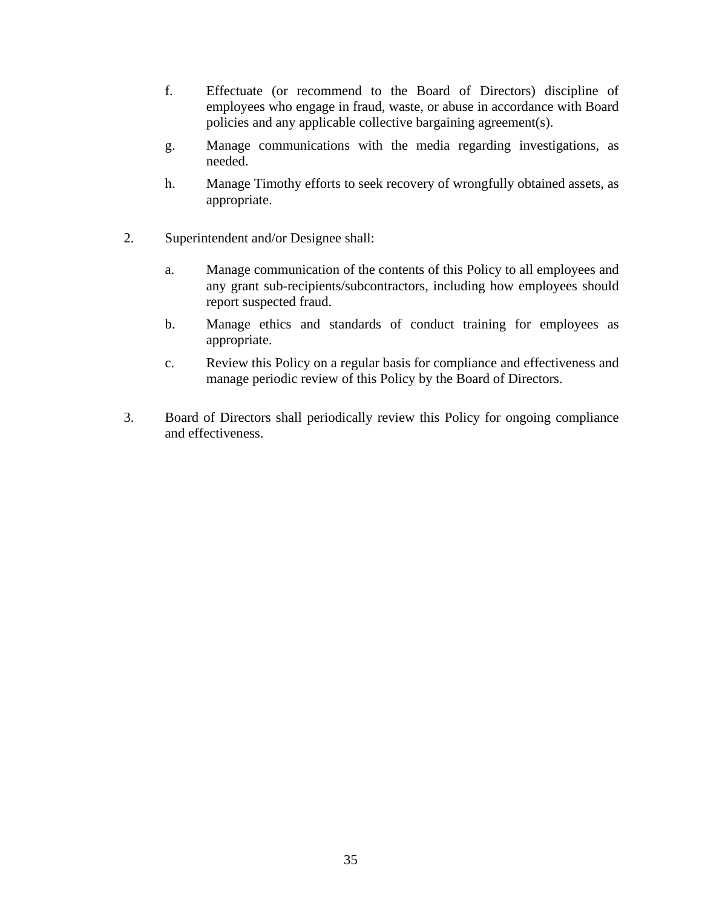f. Effectuate (or recommend to the Board of Directors) discipline of employees who engage in fraud, waste, or abuse in accordance with Board policies and any applicable collective bargaining agreement(s).

g. Manage communications with the media regarding investigations, as needed.

h. Manage Timothy efforts to seek recovery of wrongfully obtained assets, as appropriate.

2. Superintendent and/or Designee shall:

   a. Manage communication of the contents of this Policy to all employees and any grant sub-recipients/subcontractors, including how employees should report suspected fraud.

   b. Manage ethics and standards of conduct training for employees as appropriate.

   c. Review this Policy on a regular basis for compliance and effectiveness and manage periodic review of this Policy by the Board of Directors.

3. Board of Directors shall periodically review this Policy for ongoing compliance and effectiveness.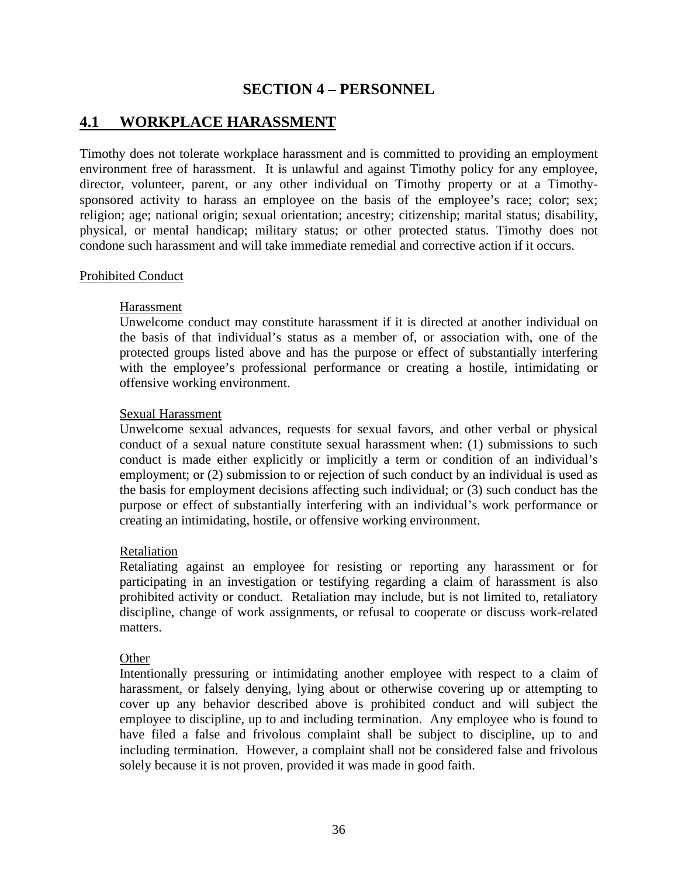# SECTION 4 – PERSONNEL

## 4.1 WORKPLACE HARASSMENT

Timothy does not tolerate workplace harassment and is committed to providing an employment environment free of harassment. It is unlawful and against Timothy policy for any employee, director, volunteer, parent, or any other individual on Timothy property or at a Timothy-sponsored activity to harass an employee on the basis of the employee's race; color; sex; religion; age; national origin; sexual orientation; ancestry; citizenship; marital status; disability, physical, or mental handicap; military status; or other protected status. Timothy does not condone such harassment and will take immediate remedial and corrective action if it occurs.

Prohibited Conduct

Harassment

Unwelcome conduct may constitute harassment if it is directed at another individual on the basis of that individual's status as a member of, or association with, one of the protected groups listed above and has the purpose or effect of substantially interfering with the employee's professional performance or creating a hostile, intimidating or offensive working environment.

Sexual Harassment

Unwelcome sexual advances, requests for sexual favors, and other verbal or physical conduct of a sexual nature constitute sexual harassment when: (1) submissions to such conduct is made either explicitly or implicitly a term or condition of an individual's employment; or (2) submission to or rejection of such conduct by an individual is used as the basis for employment decisions affecting such individual; or (3) such conduct has the purpose or effect of substantially interfering with an individual's work performance or creating an intimidating, hostile, or offensive working environment.

Retaliation

Retaliating against an employee for resisting or reporting any harassment or for participating in an investigation or testifying regarding a claim of harassment is also prohibited activity or conduct. Retaliation may include, but is not limited to, retaliatory discipline, change of work assignments, or refusal to cooperate or discuss work-related matters.

Other

Intentionally pressuring or intimidating another employee with respect to a claim of harassment, or falsely denying, lying about or otherwise covering up or attempting to cover up any behavior described above is prohibited conduct and will subject the employee to discipline, up to and including termination. Any employee who is found to have filed a false and frivolous complaint shall be subject to discipline, up to and including termination. However, a complaint shall not be considered false and frivolous solely because it is not proven, provided it was made in good faith.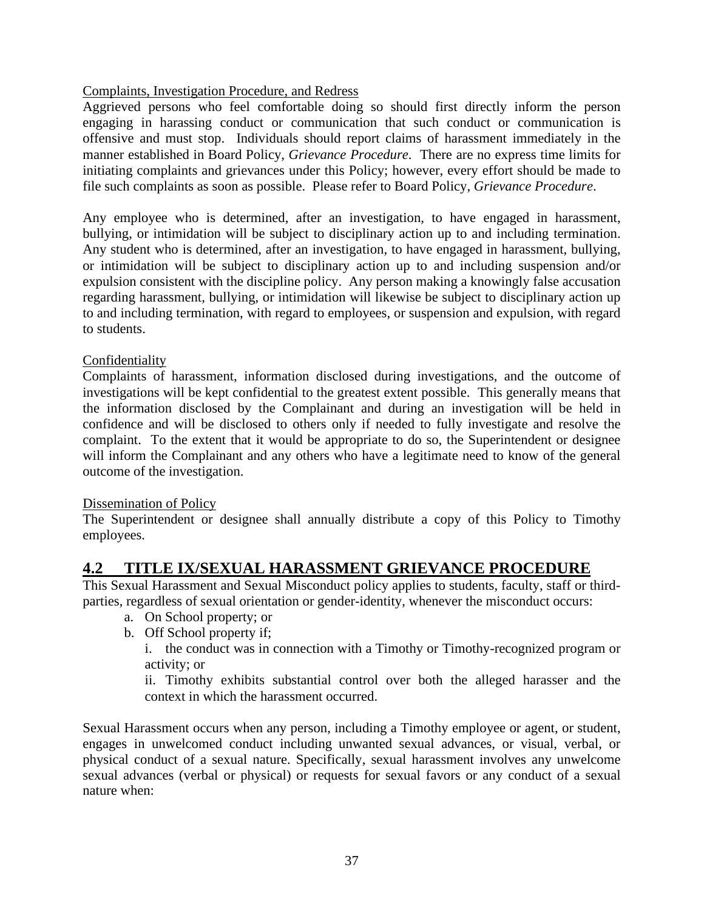Complaints, Investigation Procedure, and Redress

Aggrieved persons who feel comfortable doing so should first directly inform the person engaging in harassing conduct or communication that such conduct or communication is offensive and must stop. Individuals should report claims of harassment immediately in the manner established in Board Policy, *Grievance Procedure*. There are no express time limits for initiating complaints and grievances under this Policy; however, every effort should be made to file such complaints as soon as possible. Please refer to Board Policy, *Grievance Procedure*.

Any employee who is determined, after an investigation, to have engaged in harassment, bullying, or intimidation will be subject to disciplinary action up to and including termination. Any student who is determined, after an investigation, to have engaged in harassment, bullying, or intimidation will be subject to disciplinary action up to and including suspension and/or expulsion consistent with the discipline policy. Any person making a knowingly false accusation regarding harassment, bullying, or intimidation will likewise be subject to disciplinary action up to and including termination, with regard to employees, or suspension and expulsion, with regard to students.

Confidentiality

Complaints of harassment, information disclosed during investigations, and the outcome of investigations will be kept confidential to the greatest extent possible. This generally means that the information disclosed by the Complainant and during an investigation will be held in confidence and will be disclosed to others only if needed to fully investigate and resolve the complaint. To the extent that it would be appropriate to do so, the Superintendent or designee will inform the Complainant and any others who have a legitimate need to know of the general outcome of the investigation.

Dissemination of Policy

The Superintendent or designee shall annually distribute a copy of this Policy to Timothy employees.

## 4.2 TITLE IX/SEXUAL HARASSMENT GRIEVANCE PROCEDURE

This Sexual Harassment and Sexual Misconduct policy applies to students, faculty, staff or third-parties, regardless of sexual orientation or gender-identity, whenever the misconduct occurs:

a. On School property; or
b. Off School property if;
   i. the conduct was in connection with a Timothy or Timothy-recognized program or activity; or
   ii. Timothy exhibits substantial control over both the alleged harasser and the context in which the harassment occurred.

Sexual Harassment occurs when any person, including a Timothy employee or agent, or student, engages in unwelcomed conduct including unwanted sexual advances, or visual, verbal, or physical conduct of a sexual nature. Specifically, sexual harassment involves any unwelcome sexual advances (verbal or physical) or requests for sexual favors or any conduct of a sexual nature when: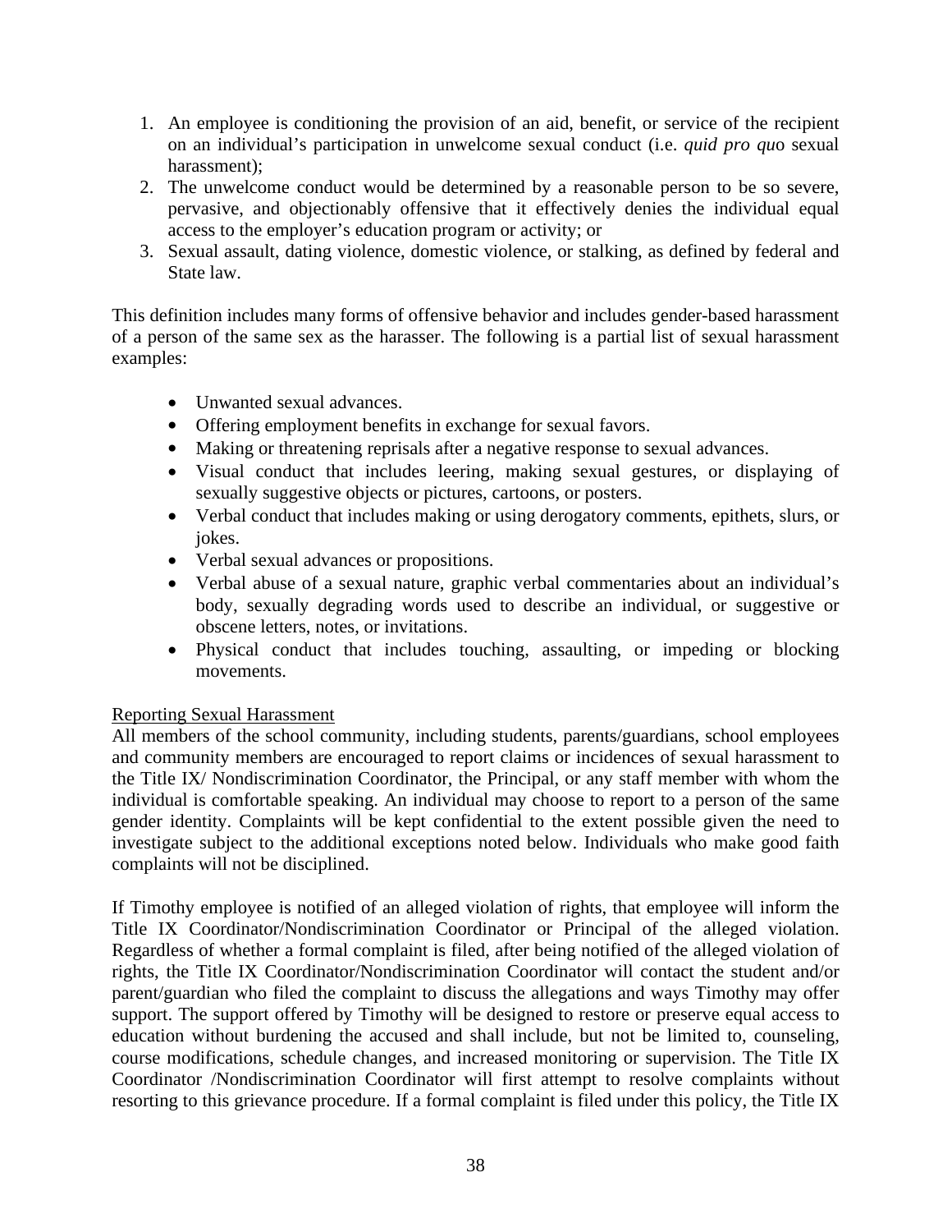1. An employee is conditioning the provision of an aid, benefit, or service of the recipient on an individual's participation in unwelcome sexual conduct (i.e. *quid pro qu*o sexual harassment);
2. The unwelcome conduct would be determined by a reasonable person to be so severe, pervasive, and objectionably offensive that it effectively denies the individual equal access to the employer's education program or activity; or
3. Sexual assault, dating violence, domestic violence, or stalking, as defined by federal and State law.

This definition includes many forms of offensive behavior and includes gender-based harassment of a person of the same sex as the harasser. The following is a partial list of sexual harassment examples:

- Unwanted sexual advances.
- Offering employment benefits in exchange for sexual favors.
- Making or threatening reprisals after a negative response to sexual advances.
- Visual conduct that includes leering, making sexual gestures, or displaying of sexually suggestive objects or pictures, cartoons, or posters.
- Verbal conduct that includes making or using derogatory comments, epithets, slurs, or jokes.
- Verbal sexual advances or propositions.
- Verbal abuse of a sexual nature, graphic verbal commentaries about an individual's body, sexually degrading words used to describe an individual, or suggestive or obscene letters, notes, or invitations.
- Physical conduct that includes touching, assaulting, or impeding or blocking movements.

<u>Reporting Sexual Harassment</u>

All members of the school community, including students, parents/guardians, school employees and community members are encouraged to report claims or incidences of sexual harassment to the Title IX/ Nondiscrimination Coordinator, the Principal, or any staff member with whom the individual is comfortable speaking. An individual may choose to report to a person of the same gender identity. Complaints will be kept confidential to the extent possible given the need to investigate subject to the additional exceptions noted below. Individuals who make good faith complaints will not be disciplined.

If Timothy employee is notified of an alleged violation of rights, that employee will inform the Title IX Coordinator/Nondiscrimination Coordinator or Principal of the alleged violation. Regardless of whether a formal complaint is filed, after being notified of the alleged violation of rights, the Title IX Coordinator/Nondiscrimination Coordinator will contact the student and/or parent/guardian who filed the complaint to discuss the allegations and ways Timothy may offer support. The support offered by Timothy will be designed to restore or preserve equal access to education without burdening the accused and shall include, but not be limited to, counseling, course modifications, schedule changes, and increased monitoring or supervision. The Title IX Coordinator /Nondiscrimination Coordinator will first attempt to resolve complaints without resorting to this grievance procedure. If a formal complaint is filed under this policy, the Title IX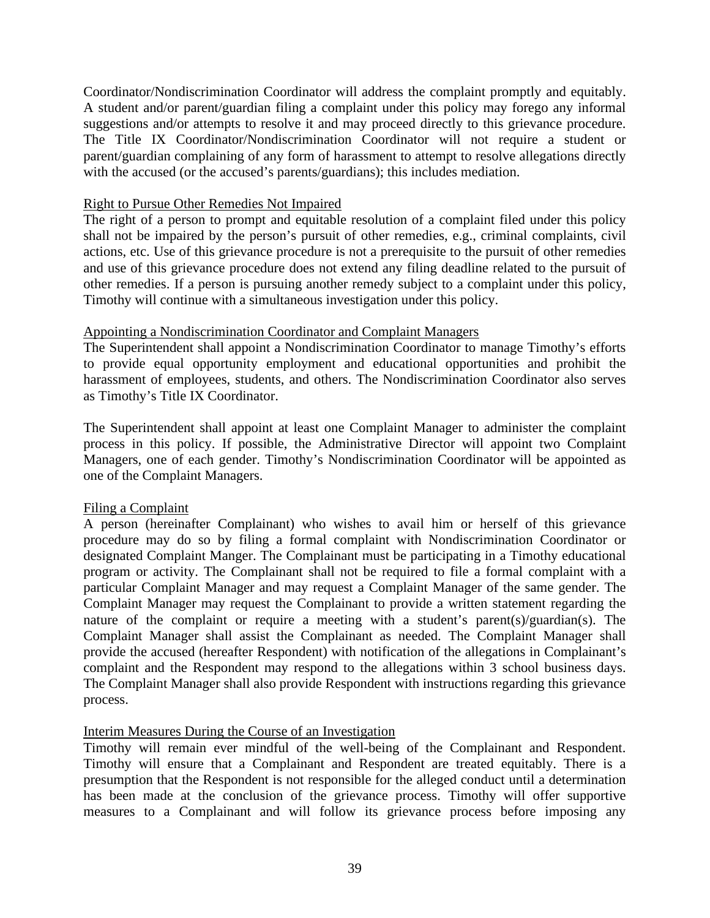Coordinator/Nondiscrimination Coordinator will address the complaint promptly and equitably. A student and/or parent/guardian filing a complaint under this policy may forego any informal suggestions and/or attempts to resolve it and may proceed directly to this grievance procedure. The Title IX Coordinator/Nondiscrimination Coordinator will not require a student or parent/guardian complaining of any form of harassment to attempt to resolve allegations directly with the accused (or the accused's parents/guardians); this includes mediation.

<u>Right to Pursue Other Remedies Not Impaired</u>

The right of a person to prompt and equitable resolution of a complaint filed under this policy shall not be impaired by the person's pursuit of other remedies, e.g., criminal complaints, civil actions, etc. Use of this grievance procedure is not a prerequisite to the pursuit of other remedies and use of this grievance procedure does not extend any filing deadline related to the pursuit of other remedies. If a person is pursuing another remedy subject to a complaint under this policy, Timothy will continue with a simultaneous investigation under this policy.

<u>Appointing a Nondiscrimination Coordinator and Complaint Managers</u>

The Superintendent shall appoint a Nondiscrimination Coordinator to manage Timothy's efforts to provide equal opportunity employment and educational opportunities and prohibit the harassment of employees, students, and others. The Nondiscrimination Coordinator also serves as Timothy's Title IX Coordinator.

The Superintendent shall appoint at least one Complaint Manager to administer the complaint process in this policy. If possible, the Administrative Director will appoint two Complaint Managers, one of each gender. Timothy's Nondiscrimination Coordinator will be appointed as one of the Complaint Managers.

<u>Filing a Complaint</u>

A person (hereinafter Complainant) who wishes to avail him or herself of this grievance procedure may do so by filing a formal complaint with Nondiscrimination Coordinator or designated Complaint Manger. The Complainant must be participating in a Timothy educational program or activity. The Complainant shall not be required to file a formal complaint with a particular Complaint Manager and may request a Complaint Manager of the same gender. The Complaint Manager may request the Complainant to provide a written statement regarding the nature of the complaint or require a meeting with a student's parent(s)/guardian(s). The Complaint Manager shall assist the Complainant as needed. The Complaint Manager shall provide the accused (hereafter Respondent) with notification of the allegations in Complainant's complaint and the Respondent may respond to the allegations within 3 school business days. The Complaint Manager shall also provide Respondent with instructions regarding this grievance process.

<u>Interim Measures During the Course of an Investigation</u>

Timothy will remain ever mindful of the well-being of the Complainant and Respondent. Timothy will ensure that a Complainant and Respondent are treated equitably. There is a presumption that the Respondent is not responsible for the alleged conduct until a determination has been made at the conclusion of the grievance process. Timothy will offer supportive measures to a Complainant and will follow its grievance process before imposing any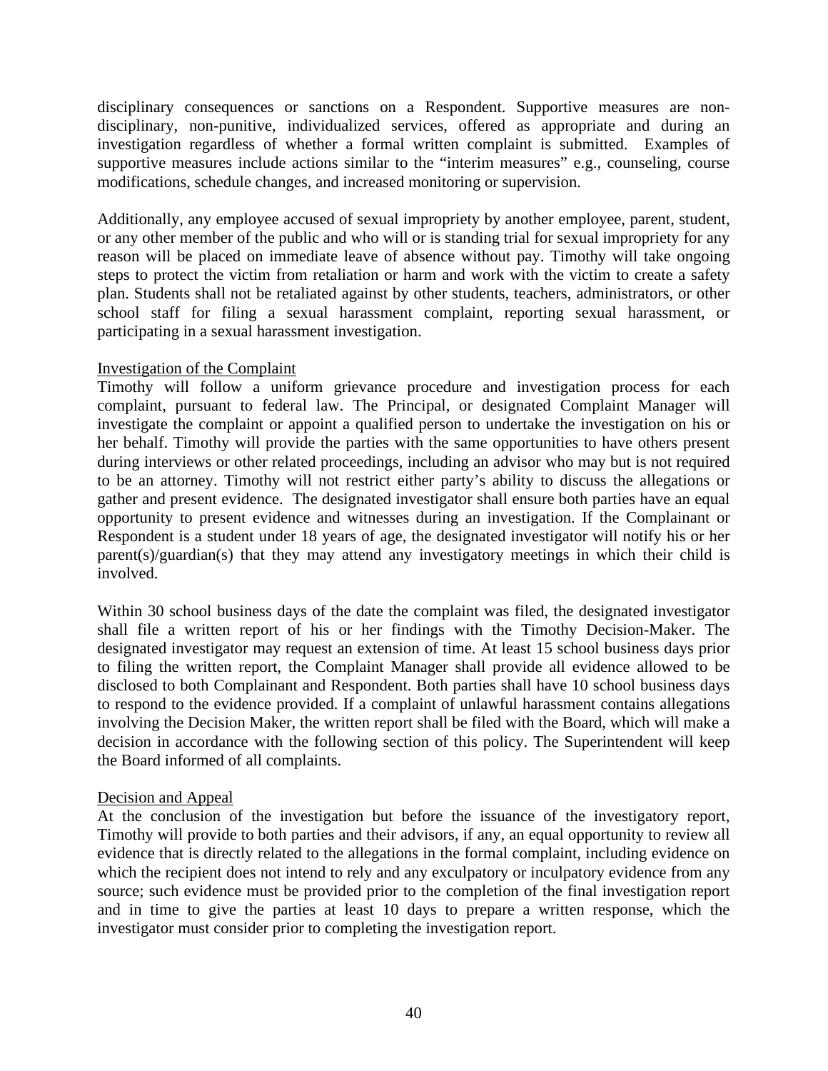disciplinary consequences or sanctions on a Respondent. Supportive measures are non-disciplinary, non-punitive, individualized services, offered as appropriate and during an investigation regardless of whether a formal written complaint is submitted. Examples of supportive measures include actions similar to the "interim measures" e.g., counseling, course modifications, schedule changes, and increased monitoring or supervision.

Additionally, any employee accused of sexual impropriety by another employee, parent, student, or any other member of the public and who will or is standing trial for sexual impropriety for any reason will be placed on immediate leave of absence without pay. Timothy will take ongoing steps to protect the victim from retaliation or harm and work with the victim to create a safety plan. Students shall not be retaliated against by other students, teachers, administrators, or other school staff for filing a sexual harassment complaint, reporting sexual harassment, or participating in a sexual harassment investigation.

Investigation of the Complaint

Timothy will follow a uniform grievance procedure and investigation process for each complaint, pursuant to federal law. The Principal, or designated Complaint Manager will investigate the complaint or appoint a qualified person to undertake the investigation on his or her behalf. Timothy will provide the parties with the same opportunities to have others present during interviews or other related proceedings, including an advisor who may but is not required to be an attorney. Timothy will not restrict either party's ability to discuss the allegations or gather and present evidence. The designated investigator shall ensure both parties have an equal opportunity to present evidence and witnesses during an investigation. If the Complainant or Respondent is a student under 18 years of age, the designated investigator will notify his or her parent(s)/guardian(s) that they may attend any investigatory meetings in which their child is involved.

Within 30 school business days of the date the complaint was filed, the designated investigator shall file a written report of his or her findings with the Timothy Decision-Maker. The designated investigator may request an extension of time. At least 15 school business days prior to filing the written report, the Complaint Manager shall provide all evidence allowed to be disclosed to both Complainant and Respondent. Both parties shall have 10 school business days to respond to the evidence provided. If a complaint of unlawful harassment contains allegations involving the Decision Maker, the written report shall be filed with the Board, which will make a decision in accordance with the following section of this policy. The Superintendent will keep the Board informed of all complaints.

Decision and Appeal

At the conclusion of the investigation but before the issuance of the investigatory report, Timothy will provide to both parties and their advisors, if any, an equal opportunity to review all evidence that is directly related to the allegations in the formal complaint, including evidence on which the recipient does not intend to rely and any exculpatory or inculpatory evidence from any source; such evidence must be provided prior to the completion of the final investigation report and in time to give the parties at least 10 days to prepare a written response, which the investigator must consider prior to completing the investigation report.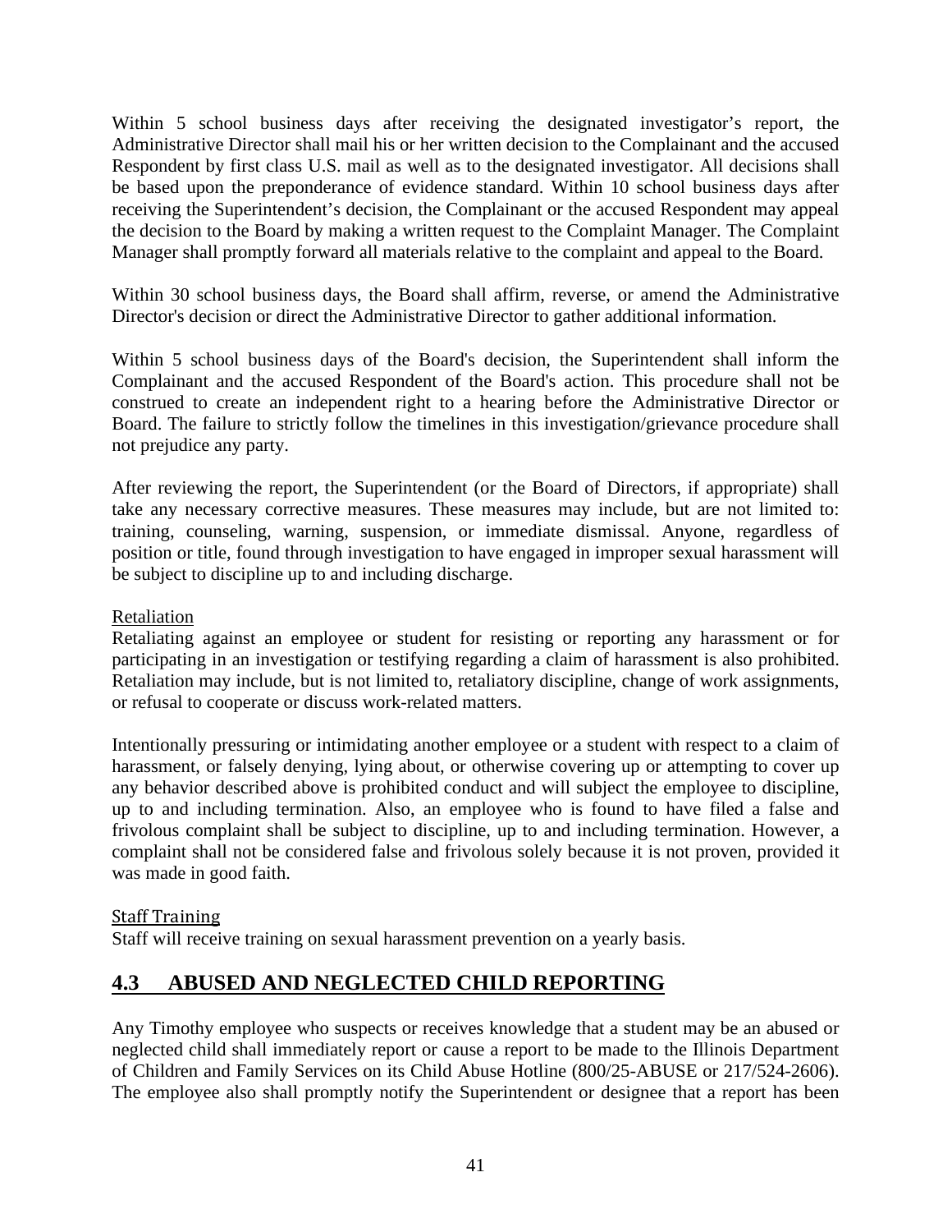Within 5 school business days after receiving the designated investigator's report, the Administrative Director shall mail his or her written decision to the Complainant and the accused Respondent by first class U.S. mail as well as to the designated investigator. All decisions shall be based upon the preponderance of evidence standard. Within 10 school business days after receiving the Superintendent's decision, the Complainant or the accused Respondent may appeal the decision to the Board by making a written request to the Complaint Manager. The Complaint Manager shall promptly forward all materials relative to the complaint and appeal to the Board.

Within 30 school business days, the Board shall affirm, reverse, or amend the Administrative Director's decision or direct the Administrative Director to gather additional information.

Within 5 school business days of the Board's decision, the Superintendent shall inform the Complainant and the accused Respondent of the Board's action. This procedure shall not be construed to create an independent right to a hearing before the Administrative Director or Board. The failure to strictly follow the timelines in this investigation/grievance procedure shall not prejudice any party.

After reviewing the report, the Superintendent (or the Board of Directors, if appropriate) shall take any necessary corrective measures. These measures may include, but are not limited to: training, counseling, warning, suspension, or immediate dismissal. Anyone, regardless of position or title, found through investigation to have engaged in improper sexual harassment will be subject to discipline up to and including discharge.

<u>Retaliation</u>

Retaliating against an employee or student for resisting or reporting any harassment or for participating in an investigation or testifying regarding a claim of harassment is also prohibited. Retaliation may include, but is not limited to, retaliatory discipline, change of work assignments, or refusal to cooperate or discuss work-related matters.

Intentionally pressuring or intimidating another employee or a student with respect to a claim of harassment, or falsely denying, lying about, or otherwise covering up or attempting to cover up any behavior described above is prohibited conduct and will subject the employee to discipline, up to and including termination. Also, an employee who is found to have filed a false and frivolous complaint shall be subject to discipline, up to and including termination. However, a complaint shall not be considered false and frivolous solely because it is not proven, provided it was made in good faith.

<u>Staff Training</u>

Staff will receive training on sexual harassment prevention on a yearly basis.

## 4.3 ABUSED AND NEGLECTED CHILD REPORTING

Any Timothy employee who suspects or receives knowledge that a student may be an abused or neglected child shall immediately report or cause a report to be made to the Illinois Department of Children and Family Services on its Child Abuse Hotline (800/25-ABUSE or 217/524-2606). The employee also shall promptly notify the Superintendent or designee that a report has been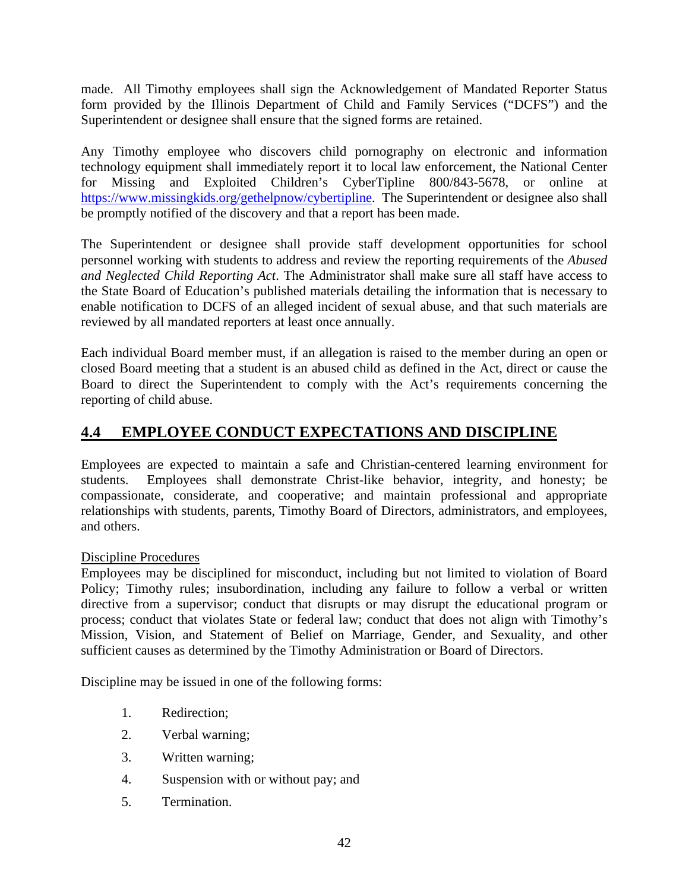made. All Timothy employees shall sign the Acknowledgement of Mandated Reporter Status form provided by the Illinois Department of Child and Family Services ("DCFS") and the Superintendent or designee shall ensure that the signed forms are retained.

Any Timothy employee who discovers child pornography on electronic and information technology equipment shall immediately report it to local law enforcement, the National Center for Missing and Exploited Children's CyberTipline 800/843-5678, or online at https://www.missingkids.org/gethelpnow/cybertipline. The Superintendent or designee also shall be promptly notified of the discovery and that a report has been made.

The Superintendent or designee shall provide staff development opportunities for school personnel working with students to address and review the reporting requirements of the *Abused and Neglected Child Reporting Act*. The Administrator shall make sure all staff have access to the State Board of Education's published materials detailing the information that is necessary to enable notification to DCFS of an alleged incident of sexual abuse, and that such materials are reviewed by all mandated reporters at least once annually.

Each individual Board member must, if an allegation is raised to the member during an open or closed Board meeting that a student is an abused child as defined in the Act, direct or cause the Board to direct the Superintendent to comply with the Act's requirements concerning the reporting of child abuse.

## 4.4 EMPLOYEE CONDUCT EXPECTATIONS AND DISCIPLINE

Employees are expected to maintain a safe and Christian-centered learning environment for students. Employees shall demonstrate Christ-like behavior, integrity, and honesty; be compassionate, considerate, and cooperative; and maintain professional and appropriate relationships with students, parents, Timothy Board of Directors, administrators, and employees, and others.

Discipline Procedures

Employees may be disciplined for misconduct, including but not limited to violation of Board Policy; Timothy rules; insubordination, including any failure to follow a verbal or written directive from a supervisor; conduct that disrupts or may disrupt the educational program or process; conduct that violates State or federal law; conduct that does not align with Timothy's Mission, Vision, and Statement of Belief on Marriage, Gender, and Sexuality, and other sufficient causes as determined by the Timothy Administration or Board of Directors.

Discipline may be issued in one of the following forms:

1. Redirection;
2. Verbal warning;
3. Written warning;
4. Suspension with or without pay; and
5. Termination.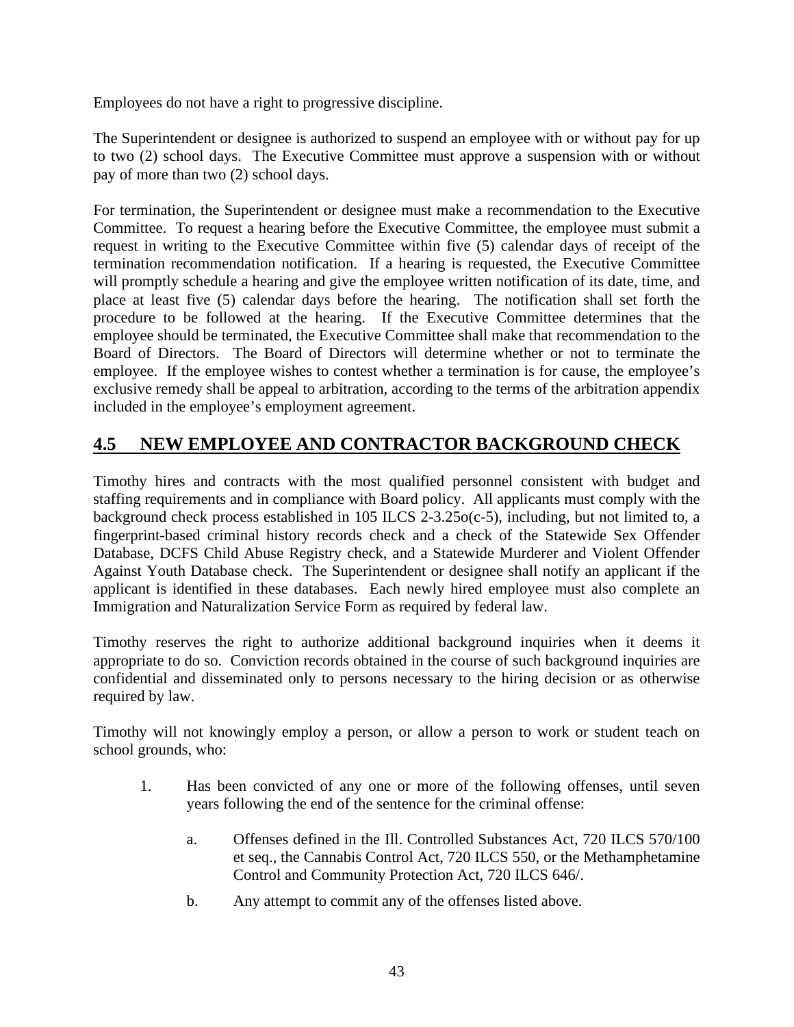Employees do not have a right to progressive discipline.

The Superintendent or designee is authorized to suspend an employee with or without pay for up to two (2) school days. The Executive Committee must approve a suspension with or without pay of more than two (2) school days.

For termination, the Superintendent or designee must make a recommendation to the Executive Committee. To request a hearing before the Executive Committee, the employee must submit a request in writing to the Executive Committee within five (5) calendar days of receipt of the termination recommendation notification. If a hearing is requested, the Executive Committee will promptly schedule a hearing and give the employee written notification of its date, time, and place at least five (5) calendar days before the hearing. The notification shall set forth the procedure to be followed at the hearing. If the Executive Committee determines that the employee should be terminated, the Executive Committee shall make that recommendation to the Board of Directors. The Board of Directors will determine whether or not to terminate the employee. If the employee wishes to contest whether a termination is for cause, the employee's exclusive remedy shall be appeal to arbitration, according to the terms of the arbitration appendix included in the employee's employment agreement.

## 4.5 NEW EMPLOYEE AND CONTRACTOR BACKGROUND CHECK

Timothy hires and contracts with the most qualified personnel consistent with budget and staffing requirements and in compliance with Board policy. All applicants must comply with the background check process established in 105 ILCS 2-3.25o(c-5), including, but not limited to, a fingerprint-based criminal history records check and a check of the Statewide Sex Offender Database, DCFS Child Abuse Registry check, and a Statewide Murderer and Violent Offender Against Youth Database check. The Superintendent or designee shall notify an applicant if the applicant is identified in these databases. Each newly hired employee must also complete an Immigration and Naturalization Service Form as required by federal law.

Timothy reserves the right to authorize additional background inquiries when it deems it appropriate to do so. Conviction records obtained in the course of such background inquiries are confidential and disseminated only to persons necessary to the hiring decision or as otherwise required by law.

Timothy will not knowingly employ a person, or allow a person to work or student teach on school grounds, who:

1. Has been convicted of any one or more of the following offenses, until seven years following the end of the sentence for the criminal offense:

   a. Offenses defined in the Ill. Controlled Substances Act, 720 ILCS 570/100 et seq., the Cannabis Control Act, 720 ILCS 550, or the Methamphetamine Control and Community Protection Act, 720 ILCS 646/.

   b. Any attempt to commit any of the offenses listed above.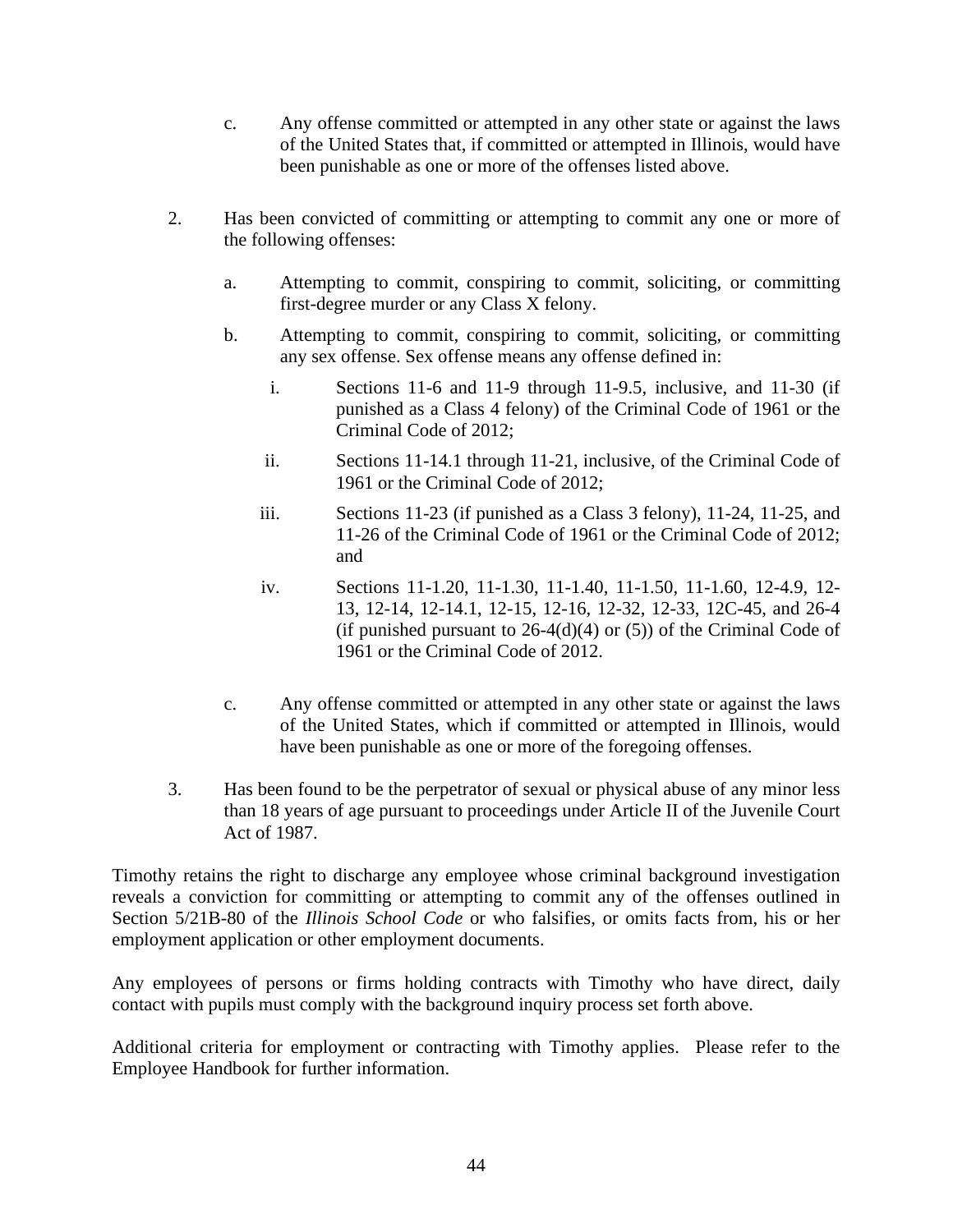c. Any offense committed or attempted in any other state or against the laws of the United States that, if committed or attempted in Illinois, would have been punishable as one or more of the offenses listed above.

2. Has been convicted of committing or attempting to commit any one or more of the following offenses:

   a. Attempting to commit, conspiring to commit, soliciting, or committing first-degree murder or any Class X felony.

   b. Attempting to commit, conspiring to commit, soliciting, or committing any sex offense. Sex offense means any offense defined in:

      i. Sections 11-6 and 11-9 through 11-9.5, inclusive, and 11-30 (if punished as a Class 4 felony) of the Criminal Code of 1961 or the Criminal Code of 2012;

      ii. Sections 11-14.1 through 11-21, inclusive, of the Criminal Code of 1961 or the Criminal Code of 2012;

      iii. Sections 11-23 (if punished as a Class 3 felony), 11-24, 11-25, and 11-26 of the Criminal Code of 1961 or the Criminal Code of 2012; and

      iv. Sections 11-1.20, 11-1.30, 11-1.40, 11-1.50, 11-1.60, 12-4.9, 12-13, 12-14, 12-14.1, 12-15, 12-16, 12-32, 12-33, 12C-45, and 26-4 (if punished pursuant to 26-4(d)(4) or (5)) of the Criminal Code of 1961 or the Criminal Code of 2012.

   c. Any offense committed or attempted in any other state or against the laws of the United States, which if committed or attempted in Illinois, would have been punishable as one or more of the foregoing offenses.

3. Has been found to be the perpetrator of sexual or physical abuse of any minor less than 18 years of age pursuant to proceedings under Article II of the Juvenile Court Act of 1987.

Timothy retains the right to discharge any employee whose criminal background investigation reveals a conviction for committing or attempting to commit any of the offenses outlined in Section 5/21B-80 of the *Illinois School Code* or who falsifies, or omits facts from, his or her employment application or other employment documents.

Any employees of persons or firms holding contracts with Timothy who have direct, daily contact with pupils must comply with the background inquiry process set forth above.

Additional criteria for employment or contracting with Timothy applies. Please refer to the Employee Handbook for further information.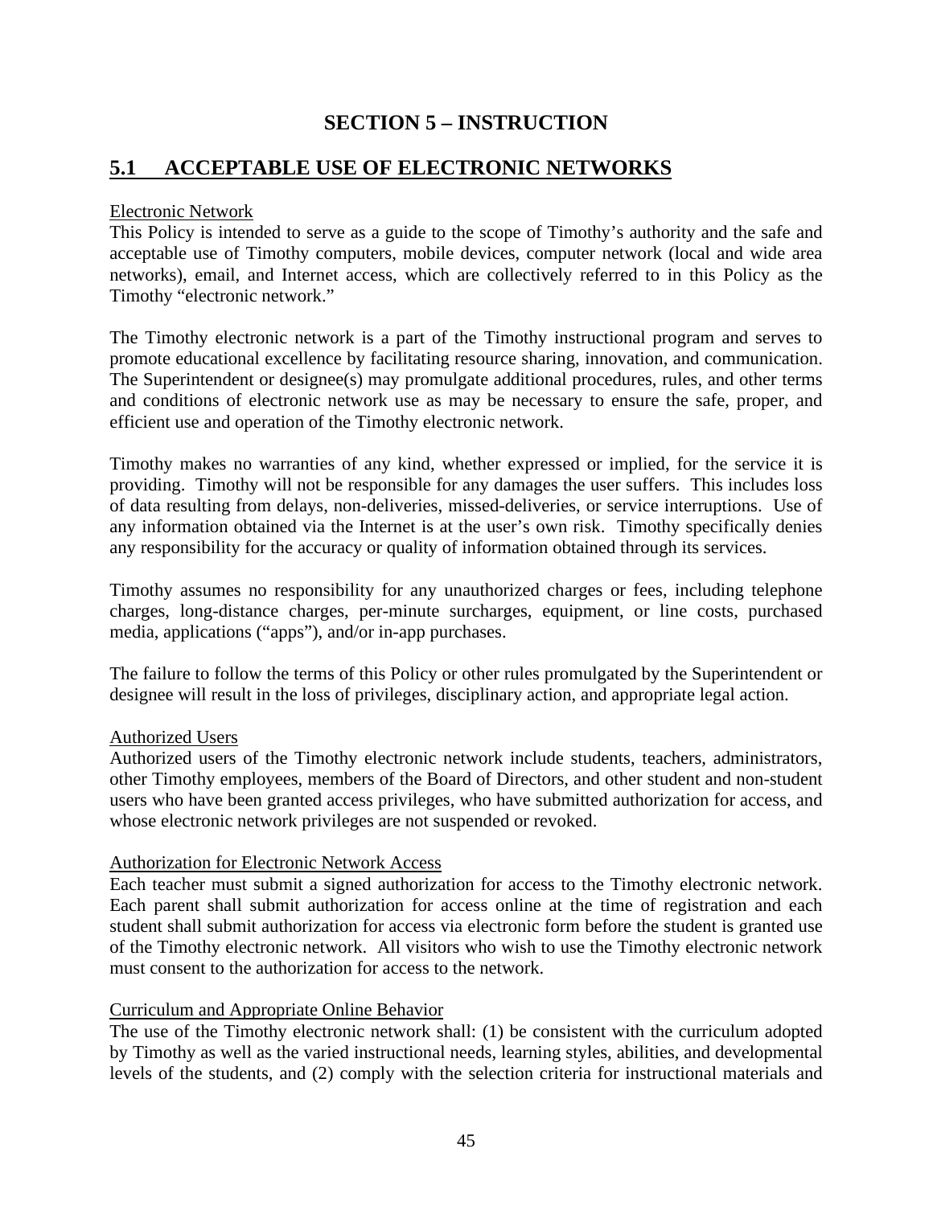# SECTION 5 – INSTRUCTION

## 5.1 ACCEPTABLE USE OF ELECTRONIC NETWORKS

Electronic Network

This Policy is intended to serve as a guide to the scope of Timothy's authority and the safe and acceptable use of Timothy computers, mobile devices, computer network (local and wide area networks), email, and Internet access, which are collectively referred to in this Policy as the Timothy "electronic network."

The Timothy electronic network is a part of the Timothy instructional program and serves to promote educational excellence by facilitating resource sharing, innovation, and communication. The Superintendent or designee(s) may promulgate additional procedures, rules, and other terms and conditions of electronic network use as may be necessary to ensure the safe, proper, and efficient use and operation of the Timothy electronic network.

Timothy makes no warranties of any kind, whether expressed or implied, for the service it is providing. Timothy will not be responsible for any damages the user suffers. This includes loss of data resulting from delays, non-deliveries, missed-deliveries, or service interruptions. Use of any information obtained via the Internet is at the user's own risk. Timothy specifically denies any responsibility for the accuracy or quality of information obtained through its services.

Timothy assumes no responsibility for any unauthorized charges or fees, including telephone charges, long-distance charges, per-minute surcharges, equipment, or line costs, purchased media, applications ("apps"), and/or in-app purchases.

The failure to follow the terms of this Policy or other rules promulgated by the Superintendent or designee will result in the loss of privileges, disciplinary action, and appropriate legal action.

Authorized Users

Authorized users of the Timothy electronic network include students, teachers, administrators, other Timothy employees, members of the Board of Directors, and other student and non-student users who have been granted access privileges, who have submitted authorization for access, and whose electronic network privileges are not suspended or revoked.

Authorization for Electronic Network Access

Each teacher must submit a signed authorization for access to the Timothy electronic network. Each parent shall submit authorization for access online at the time of registration and each student shall submit authorization for access via electronic form before the student is granted use of the Timothy electronic network. All visitors who wish to use the Timothy electronic network must consent to the authorization for access to the network.

Curriculum and Appropriate Online Behavior

The use of the Timothy electronic network shall: (1) be consistent with the curriculum adopted by Timothy as well as the varied instructional needs, learning styles, abilities, and developmental levels of the students, and (2) comply with the selection criteria for instructional materials and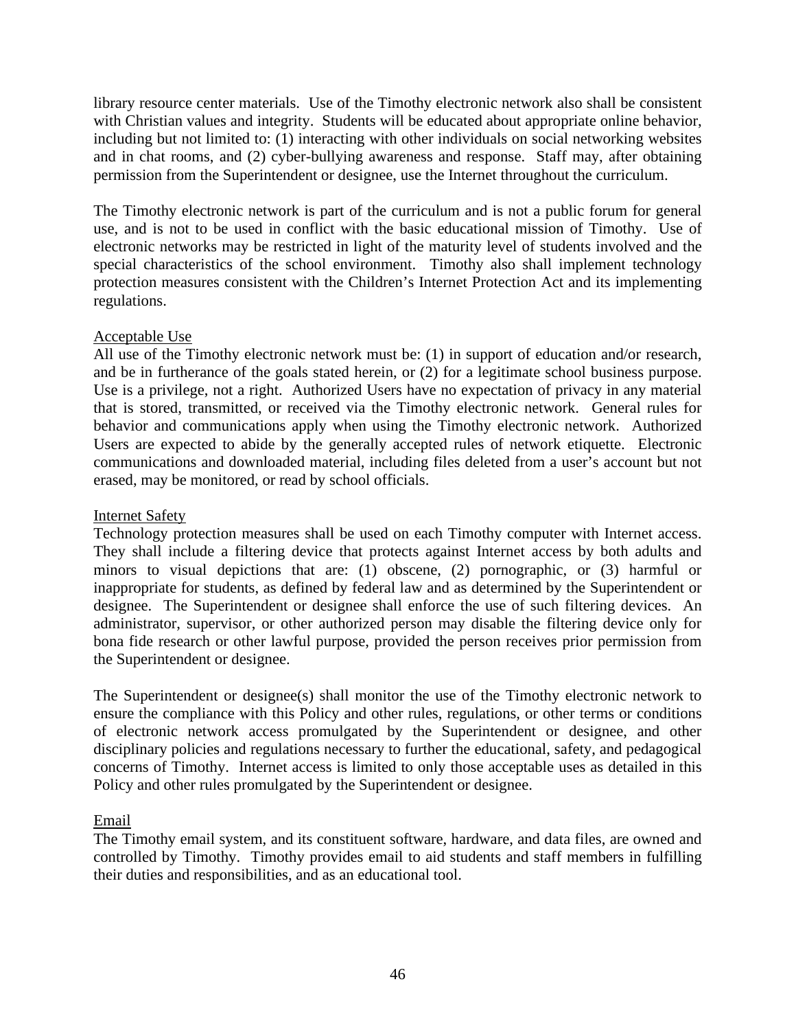library resource center materials. Use of the Timothy electronic network also shall be consistent with Christian values and integrity. Students will be educated about appropriate online behavior, including but not limited to: (1) interacting with other individuals on social networking websites and in chat rooms, and (2) cyber-bullying awareness and response. Staff may, after obtaining permission from the Superintendent or designee, use the Internet throughout the curriculum.

The Timothy electronic network is part of the curriculum and is not a public forum for general use, and is not to be used in conflict with the basic educational mission of Timothy. Use of electronic networks may be restricted in light of the maturity level of students involved and the special characteristics of the school environment. Timothy also shall implement technology protection measures consistent with the Children's Internet Protection Act and its implementing regulations.

<u>Acceptable Use</u>
All use of the Timothy electronic network must be: (1) in support of education and/or research, and be in furtherance of the goals stated herein, or (2) for a legitimate school business purpose. Use is a privilege, not a right. Authorized Users have no expectation of privacy in any material that is stored, transmitted, or received via the Timothy electronic network. General rules for behavior and communications apply when using the Timothy electronic network. Authorized Users are expected to abide by the generally accepted rules of network etiquette. Electronic communications and downloaded material, including files deleted from a user's account but not erased, may be monitored, or read by school officials.

<u>Internet Safety</u>
Technology protection measures shall be used on each Timothy computer with Internet access. They shall include a filtering device that protects against Internet access by both adults and minors to visual depictions that are: (1) obscene, (2) pornographic, or (3) harmful or inappropriate for students, as defined by federal law and as determined by the Superintendent or designee. The Superintendent or designee shall enforce the use of such filtering devices. An administrator, supervisor, or other authorized person may disable the filtering device only for bona fide research or other lawful purpose, provided the person receives prior permission from the Superintendent or designee.

The Superintendent or designee(s) shall monitor the use of the Timothy electronic network to ensure the compliance with this Policy and other rules, regulations, or other terms or conditions of electronic network access promulgated by the Superintendent or designee, and other disciplinary policies and regulations necessary to further the educational, safety, and pedagogical concerns of Timothy. Internet access is limited to only those acceptable uses as detailed in this Policy and other rules promulgated by the Superintendent or designee.

<u>Email</u>
The Timothy email system, and its constituent software, hardware, and data files, are owned and controlled by Timothy. Timothy provides email to aid students and staff members in fulfilling their duties and responsibilities, and as an educational tool.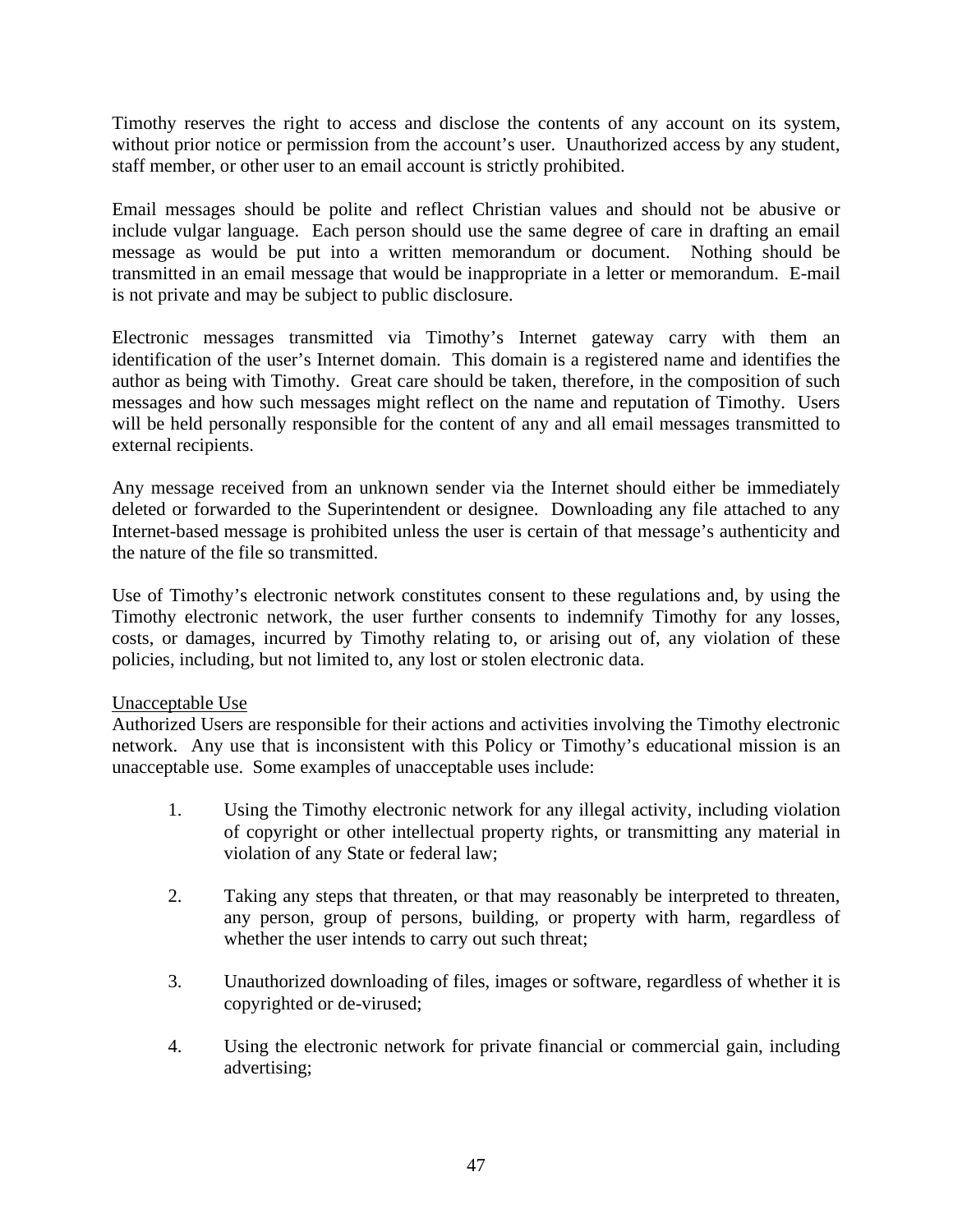Timothy reserves the right to access and disclose the contents of any account on its system, without prior notice or permission from the account's user. Unauthorized access by any student, staff member, or other user to an email account is strictly prohibited.

Email messages should be polite and reflect Christian values and should not be abusive or include vulgar language. Each person should use the same degree of care in drafting an email message as would be put into a written memorandum or document. Nothing should be transmitted in an email message that would be inappropriate in a letter or memorandum. E-mail is not private and may be subject to public disclosure.

Electronic messages transmitted via Timothy's Internet gateway carry with them an identification of the user's Internet domain. This domain is a registered name and identifies the author as being with Timothy. Great care should be taken, therefore, in the composition of such messages and how such messages might reflect on the name and reputation of Timothy. Users will be held personally responsible for the content of any and all email messages transmitted to external recipients.

Any message received from an unknown sender via the Internet should either be immediately deleted or forwarded to the Superintendent or designee. Downloading any file attached to any Internet-based message is prohibited unless the user is certain of that message's authenticity and the nature of the file so transmitted.

Use of Timothy's electronic network constitutes consent to these regulations and, by using the Timothy electronic network, the user further consents to indemnify Timothy for any losses, costs, or damages, incurred by Timothy relating to, or arising out of, any violation of these policies, including, but not limited to, any lost or stolen electronic data.

Unacceptable Use

Authorized Users are responsible for their actions and activities involving the Timothy electronic network. Any use that is inconsistent with this Policy or Timothy's educational mission is an unacceptable use. Some examples of unacceptable uses include:

1. Using the Timothy electronic network for any illegal activity, including violation of copyright or other intellectual property rights, or transmitting any material in violation of any State or federal law;

2. Taking any steps that threaten, or that may reasonably be interpreted to threaten, any person, group of persons, building, or property with harm, regardless of whether the user intends to carry out such threat;

3. Unauthorized downloading of files, images or software, regardless of whether it is copyrighted or de-virused;

4. Using the electronic network for private financial or commercial gain, including advertising;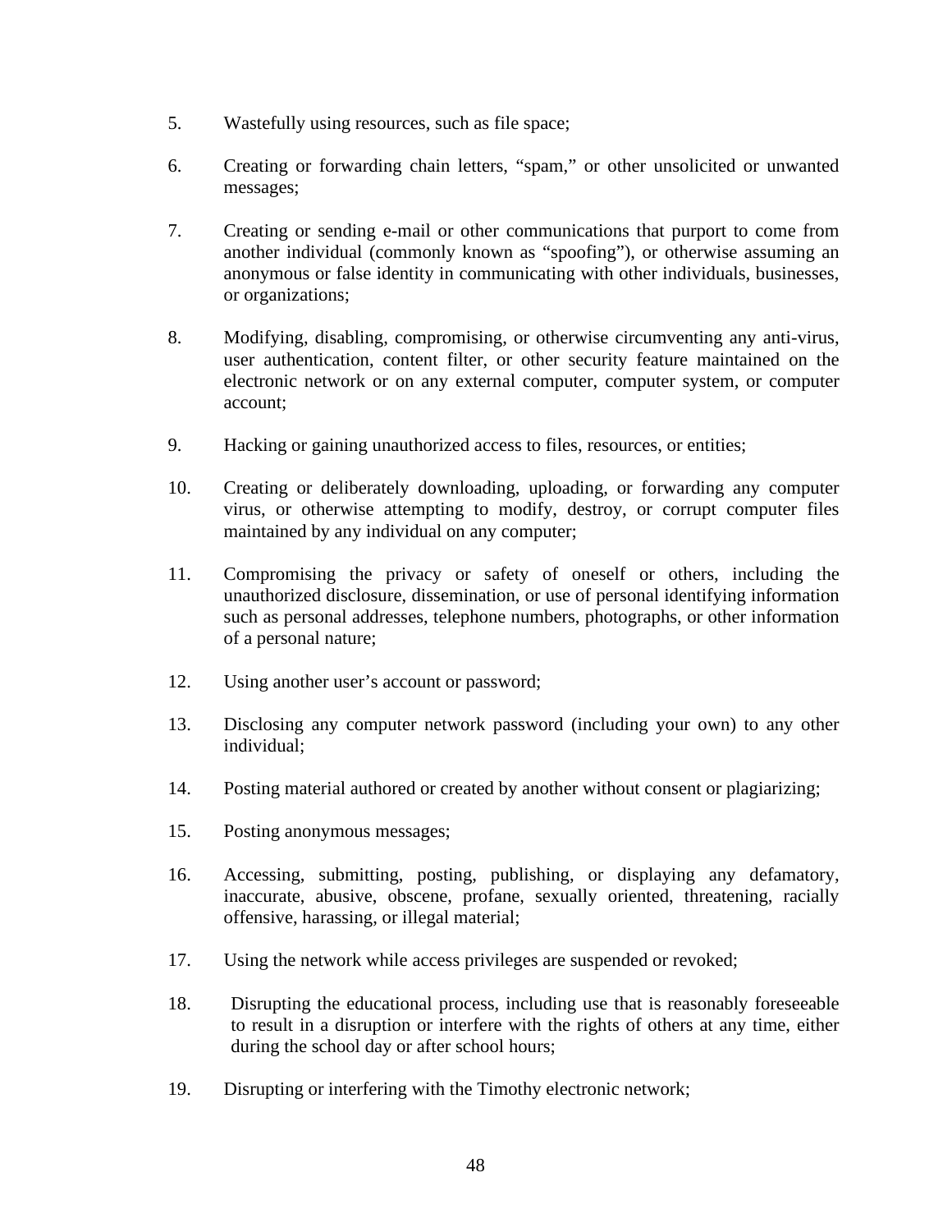5. Wastefully using resources, such as file space;

6. Creating or forwarding chain letters, “spam,” or other unsolicited or unwanted messages;

7. Creating or sending e-mail or other communications that purport to come from another individual (commonly known as “spoofing”), or otherwise assuming an anonymous or false identity in communicating with other individuals, businesses, or organizations;

8. Modifying, disabling, compromising, or otherwise circumventing any anti-virus, user authentication, content filter, or other security feature maintained on the electronic network or on any external computer, computer system, or computer account;

9. Hacking or gaining unauthorized access to files, resources, or entities;

10. Creating or deliberately downloading, uploading, or forwarding any computer virus, or otherwise attempting to modify, destroy, or corrupt computer files maintained by any individual on any computer;

11. Compromising the privacy or safety of oneself or others, including the unauthorized disclosure, dissemination, or use of personal identifying information such as personal addresses, telephone numbers, photographs, or other information of a personal nature;

12. Using another user’s account or password;

13. Disclosing any computer network password (including your own) to any other individual;

14. Posting material authored or created by another without consent or plagiarizing;

15. Posting anonymous messages;

16. Accessing, submitting, posting, publishing, or displaying any defamatory, inaccurate, abusive, obscene, profane, sexually oriented, threatening, racially offensive, harassing, or illegal material;

17. Using the network while access privileges are suspended or revoked;

18. Disrupting the educational process, including use that is reasonably foreseeable to result in a disruption or interfere with the rights of others at any time, either during the school day or after school hours;

19. Disrupting or interfering with the Timothy electronic network;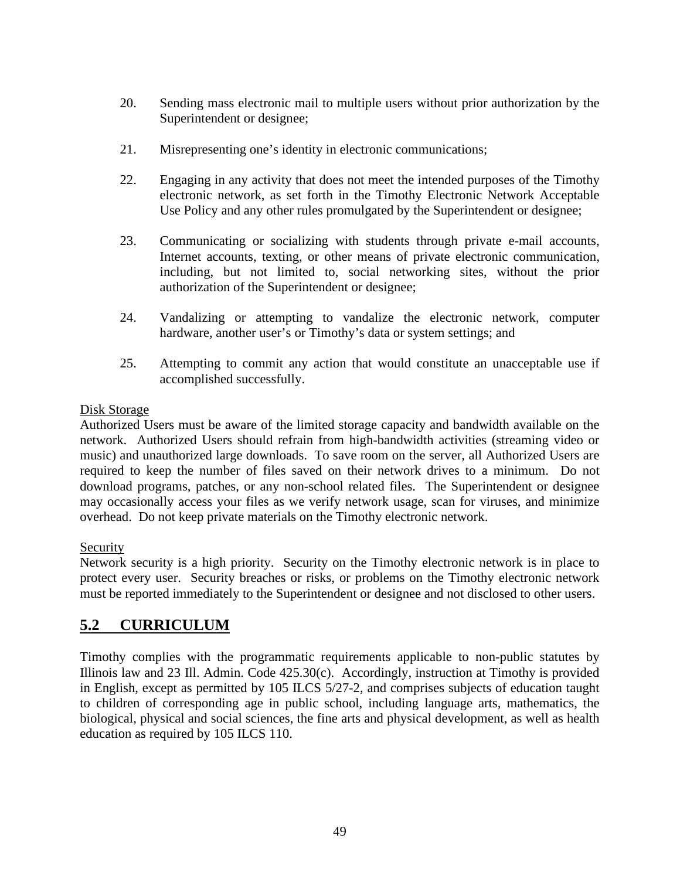20. Sending mass electronic mail to multiple users without prior authorization by the Superintendent or designee;

21. Misrepresenting one's identity in electronic communications;

22. Engaging in any activity that does not meet the intended purposes of the Timothy electronic network, as set forth in the Timothy Electronic Network Acceptable Use Policy and any other rules promulgated by the Superintendent or designee;

23. Communicating or socializing with students through private e-mail accounts, Internet accounts, texting, or other means of private electronic communication, including, but not limited to, social networking sites, without the prior authorization of the Superintendent or designee;

24. Vandalizing or attempting to vandalize the electronic network, computer hardware, another user's or Timothy's data or system settings; and

25. Attempting to commit any action that would constitute an unacceptable use if accomplished successfully.

<u>Disk Storage</u>
Authorized Users must be aware of the limited storage capacity and bandwidth available on the network. Authorized Users should refrain from high-bandwidth activities (streaming video or music) and unauthorized large downloads. To save room on the server, all Authorized Users are required to keep the number of files saved on their network drives to a minimum. Do not download programs, patches, or any non-school related files. The Superintendent or designee may occasionally access your files as we verify network usage, scan for viruses, and minimize overhead. Do not keep private materials on the Timothy electronic network.

<u>Security</u>
Network security is a high priority. Security on the Timothy electronic network is in place to protect every user. Security breaches or risks, or problems on the Timothy electronic network must be reported immediately to the Superintendent or designee and not disclosed to other users.

## 5.2 CURRICULUM

Timothy complies with the programmatic requirements applicable to non-public statutes by Illinois law and 23 Ill. Admin. Code 425.30(c). Accordingly, instruction at Timothy is provided in English, except as permitted by 105 ILCS 5/27-2, and comprises subjects of education taught to children of corresponding age in public school, including language arts, mathematics, the biological, physical and social sciences, the fine arts and physical development, as well as health education as required by 105 ILCS 110.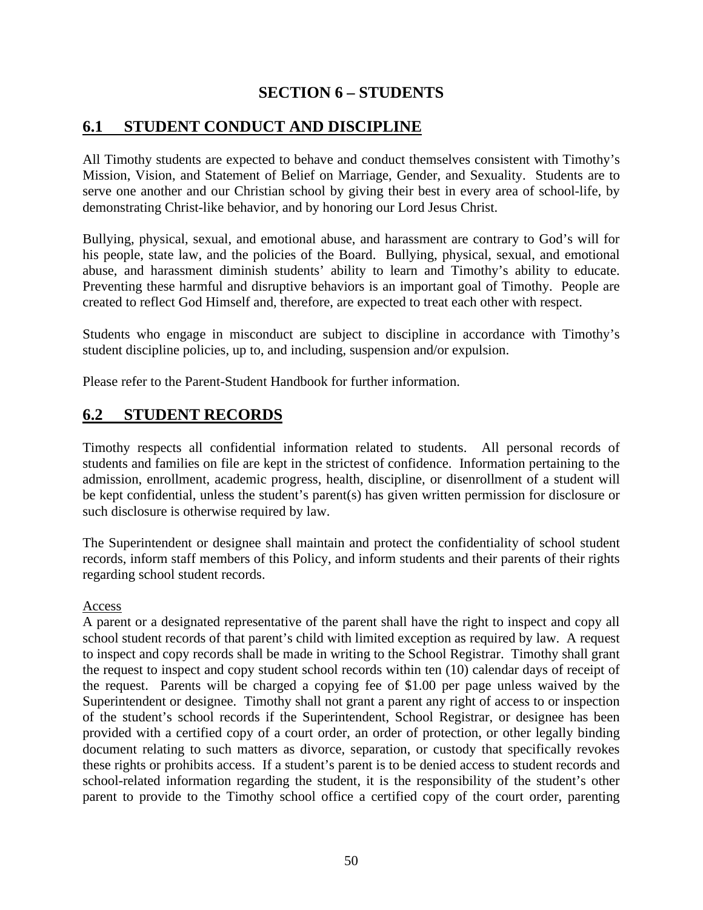# SECTION 6 – STUDENTS

## 6.1 STUDENT CONDUCT AND DISCIPLINE

All Timothy students are expected to behave and conduct themselves consistent with Timothy's Mission, Vision, and Statement of Belief on Marriage, Gender, and Sexuality. Students are to serve one another and our Christian school by giving their best in every area of school-life, by demonstrating Christ-like behavior, and by honoring our Lord Jesus Christ.

Bullying, physical, sexual, and emotional abuse, and harassment are contrary to God's will for his people, state law, and the policies of the Board. Bullying, physical, sexual, and emotional abuse, and harassment diminish students' ability to learn and Timothy's ability to educate. Preventing these harmful and disruptive behaviors is an important goal of Timothy. People are created to reflect God Himself and, therefore, are expected to treat each other with respect.

Students who engage in misconduct are subject to discipline in accordance with Timothy's student discipline policies, up to, and including, suspension and/or expulsion.

Please refer to the Parent-Student Handbook for further information.

## 6.2 STUDENT RECORDS

Timothy respects all confidential information related to students. All personal records of students and families on file are kept in the strictest of confidence. Information pertaining to the admission, enrollment, academic progress, health, discipline, or disenrollment of a student will be kept confidential, unless the student's parent(s) has given written permission for disclosure or such disclosure is otherwise required by law.

The Superintendent or designee shall maintain and protect the confidentiality of school student records, inform staff members of this Policy, and inform students and their parents of their rights regarding school student records.

Access

A parent or a designated representative of the parent shall have the right to inspect and copy all school student records of that parent's child with limited exception as required by law. A request to inspect and copy records shall be made in writing to the School Registrar. Timothy shall grant the request to inspect and copy student school records within ten (10) calendar days of receipt of the request. Parents will be charged a copying fee of $1.00 per page unless waived by the Superintendent or designee. Timothy shall not grant a parent any right of access to or inspection of the student's school records if the Superintendent, School Registrar, or designee has been provided with a certified copy of a court order, an order of protection, or other legally binding document relating to such matters as divorce, separation, or custody that specifically revokes these rights or prohibits access. If a student's parent is to be denied access to student records and school-related information regarding the student, it is the responsibility of the student's other parent to provide to the Timothy school office a certified copy of the court order, parenting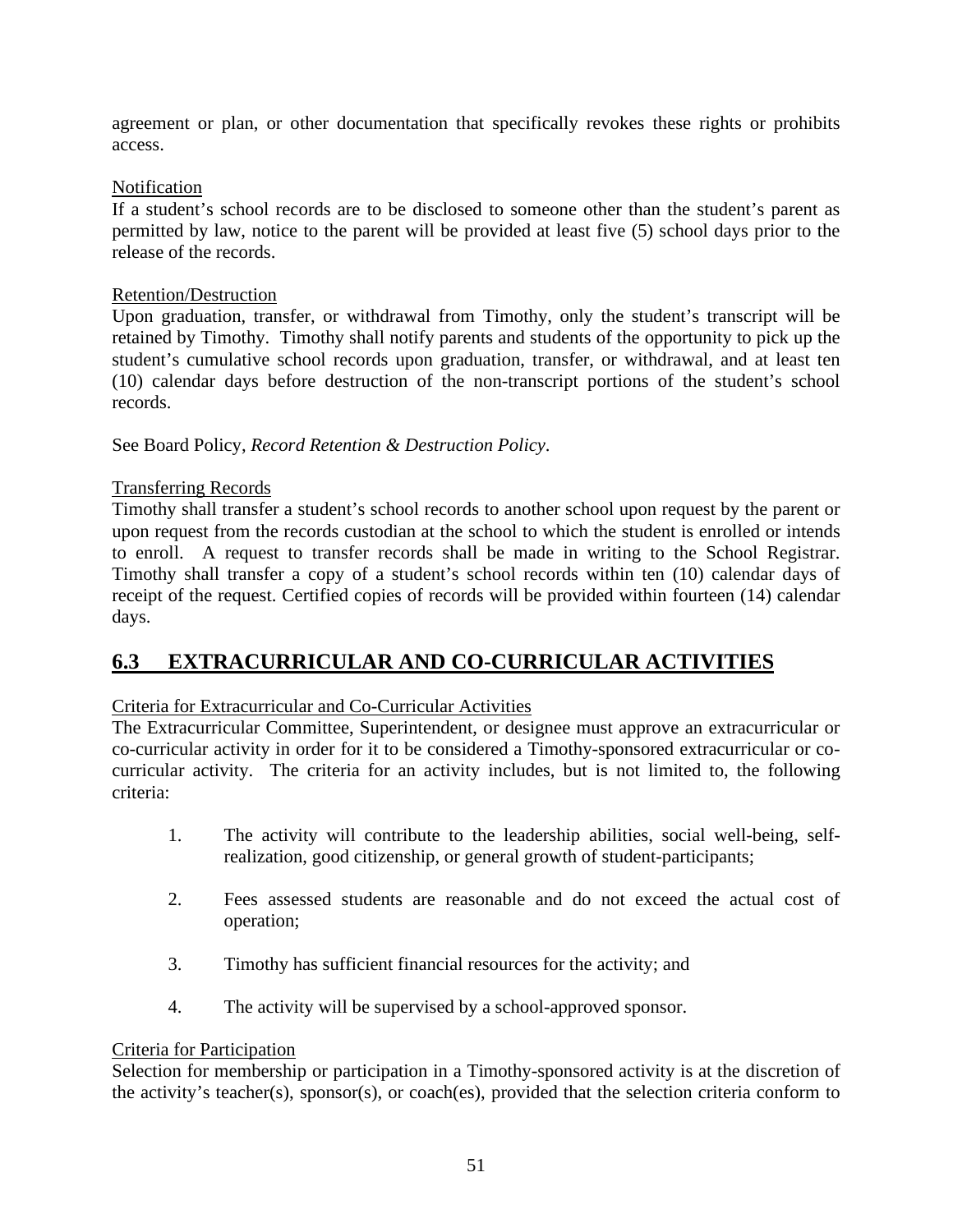agreement or plan, or other documentation that specifically revokes these rights or prohibits access.

Notification
If a student's school records are to be disclosed to someone other than the student's parent as permitted by law, notice to the parent will be provided at least five (5) school days prior to the release of the records.

Retention/Destruction
Upon graduation, transfer, or withdrawal from Timothy, only the student's transcript will be retained by Timothy. Timothy shall notify parents and students of the opportunity to pick up the student's cumulative school records upon graduation, transfer, or withdrawal, and at least ten (10) calendar days before destruction of the non-transcript portions of the student's school records.

See Board Policy, *Record Retention & Destruction Policy*.

Transferring Records
Timothy shall transfer a student's school records to another school upon request by the parent or upon request from the records custodian at the school to which the student is enrolled or intends to enroll. A request to transfer records shall be made in writing to the School Registrar. Timothy shall transfer a copy of a student's school records within ten (10) calendar days of receipt of the request. Certified copies of records will be provided within fourteen (14) calendar days.

## 6.3 EXTRACURRICULAR AND CO-CURRICULAR ACTIVITIES

Criteria for Extracurricular and Co-Curricular Activities
The Extracurricular Committee, Superintendent, or designee must approve an extracurricular or co-curricular activity in order for it to be considered a Timothy-sponsored extracurricular or co-curricular activity. The criteria for an activity includes, but is not limited to, the following criteria:

1. The activity will contribute to the leadership abilities, social well-being, self-realization, good citizenship, or general growth of student-participants;
2. Fees assessed students are reasonable and do not exceed the actual cost of operation;
3. Timothy has sufficient financial resources for the activity; and
4. The activity will be supervised by a school-approved sponsor.

Criteria for Participation
Selection for membership or participation in a Timothy-sponsored activity is at the discretion of the activity's teacher(s), sponsor(s), or coach(es), provided that the selection criteria conform to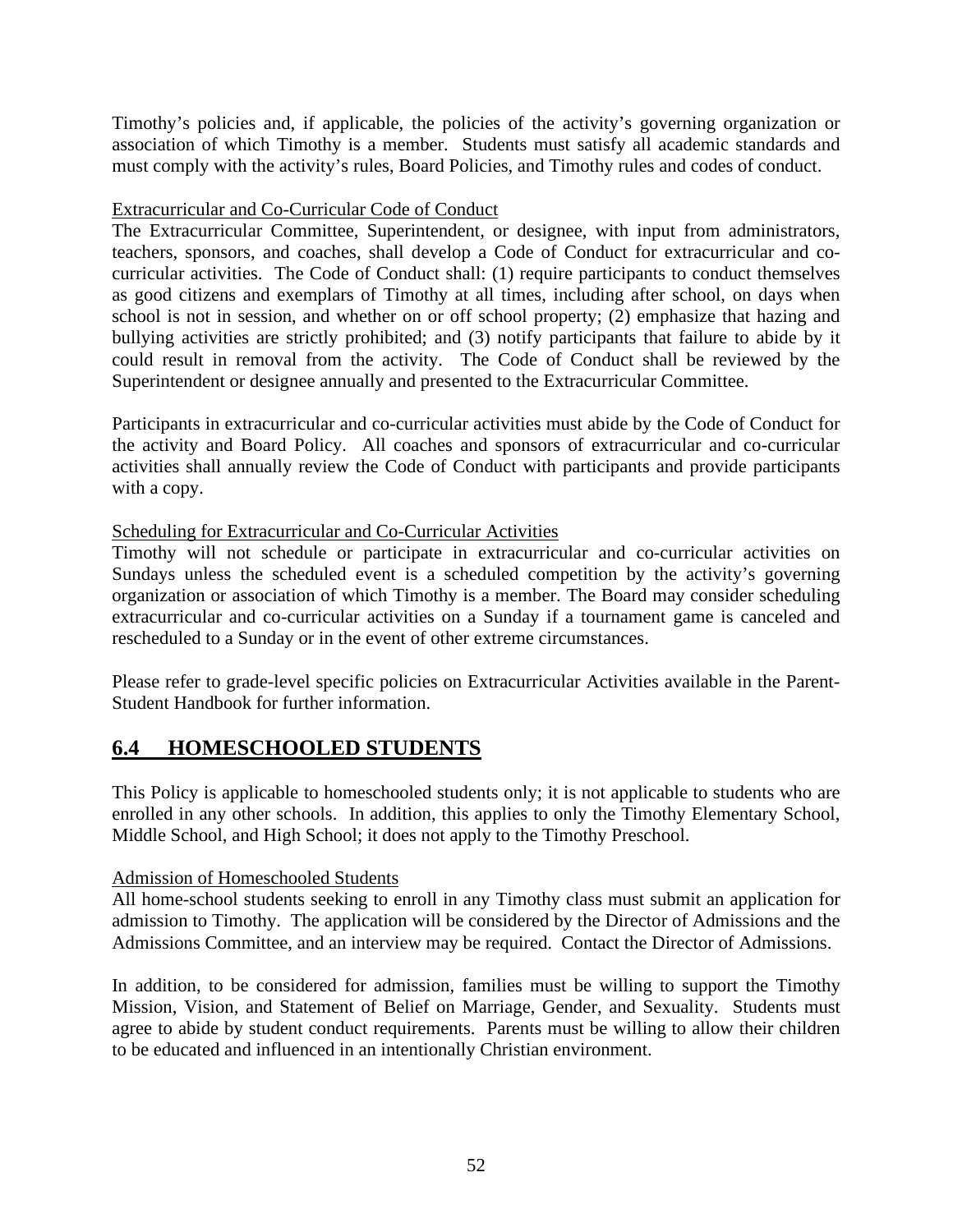Timothy's policies and, if applicable, the policies of the activity's governing organization or association of which Timothy is a member. Students must satisfy all academic standards and must comply with the activity's rules, Board Policies, and Timothy rules and codes of conduct.

Extracurricular and Co-Curricular Code of Conduct

The Extracurricular Committee, Superintendent, or designee, with input from administrators, teachers, sponsors, and coaches, shall develop a Code of Conduct for extracurricular and co-curricular activities. The Code of Conduct shall: (1) require participants to conduct themselves as good citizens and exemplars of Timothy at all times, including after school, on days when school is not in session, and whether on or off school property; (2) emphasize that hazing and bullying activities are strictly prohibited; and (3) notify participants that failure to abide by it could result in removal from the activity. The Code of Conduct shall be reviewed by the Superintendent or designee annually and presented to the Extracurricular Committee.

Participants in extracurricular and co-curricular activities must abide by the Code of Conduct for the activity and Board Policy. All coaches and sponsors of extracurricular and co-curricular activities shall annually review the Code of Conduct with participants and provide participants with a copy.

Scheduling for Extracurricular and Co-Curricular Activities

Timothy will not schedule or participate in extracurricular and co-curricular activities on Sundays unless the scheduled event is a scheduled competition by the activity's governing organization or association of which Timothy is a member. The Board may consider scheduling extracurricular and co-curricular activities on a Sunday if a tournament game is canceled and rescheduled to a Sunday or in the event of other extreme circumstances.

Please refer to grade-level specific policies on Extracurricular Activities available in the Parent-Student Handbook for further information.

## 6.4 HOMESCHOOLED STUDENTS

This Policy is applicable to homeschooled students only; it is not applicable to students who are enrolled in any other schools. In addition, this applies to only the Timothy Elementary School, Middle School, and High School; it does not apply to the Timothy Preschool.

Admission of Homeschooled Students

All home-school students seeking to enroll in any Timothy class must submit an application for admission to Timothy. The application will be considered by the Director of Admissions and the Admissions Committee, and an interview may be required. Contact the Director of Admissions.

In addition, to be considered for admission, families must be willing to support the Timothy Mission, Vision, and Statement of Belief on Marriage, Gender, and Sexuality. Students must agree to abide by student conduct requirements. Parents must be willing to allow their children to be educated and influenced in an intentionally Christian environment.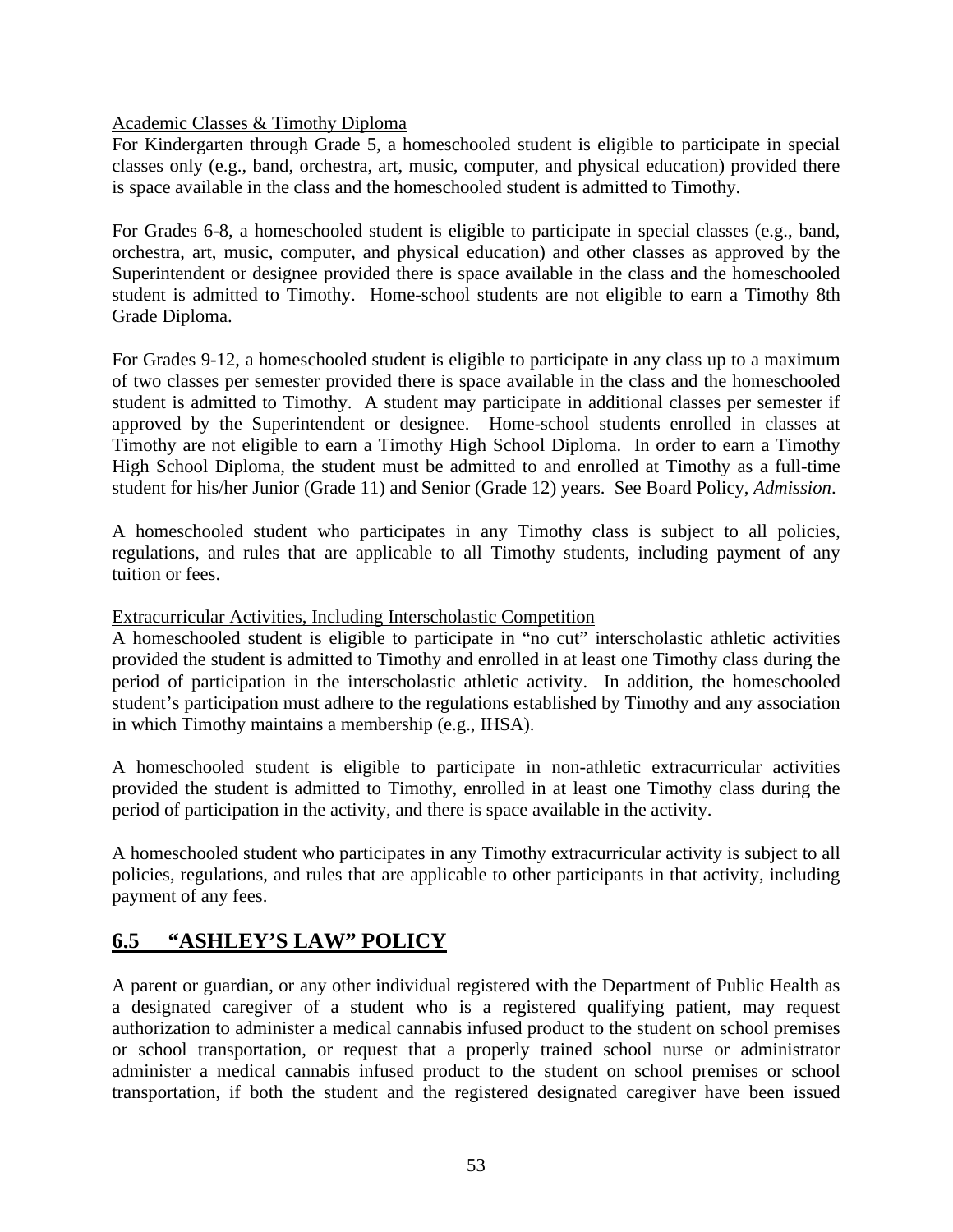Academic Classes & Timothy Diploma

For Kindergarten through Grade 5, a homeschooled student is eligible to participate in special classes only (e.g., band, orchestra, art, music, computer, and physical education) provided there is space available in the class and the homeschooled student is admitted to Timothy.

For Grades 6-8, a homeschooled student is eligible to participate in special classes (e.g., band, orchestra, art, music, computer, and physical education) and other classes as approved by the Superintendent or designee provided there is space available in the class and the homeschooled student is admitted to Timothy. Home-school students are not eligible to earn a Timothy 8th Grade Diploma.

For Grades 9-12, a homeschooled student is eligible to participate in any class up to a maximum of two classes per semester provided there is space available in the class and the homeschooled student is admitted to Timothy. A student may participate in additional classes per semester if approved by the Superintendent or designee. Home-school students enrolled in classes at Timothy are not eligible to earn a Timothy High School Diploma. In order to earn a Timothy High School Diploma, the student must be admitted to and enrolled at Timothy as a full-time student for his/her Junior (Grade 11) and Senior (Grade 12) years. See Board Policy, *Admission*.

A homeschooled student who participates in any Timothy class is subject to all policies, regulations, and rules that are applicable to all Timothy students, including payment of any tuition or fees.

Extracurricular Activities, Including Interscholastic Competition

A homeschooled student is eligible to participate in "no cut" interscholastic athletic activities provided the student is admitted to Timothy and enrolled in at least one Timothy class during the period of participation in the interscholastic athletic activity. In addition, the homeschooled student's participation must adhere to the regulations established by Timothy and any association in which Timothy maintains a membership (e.g., IHSA).

A homeschooled student is eligible to participate in non-athletic extracurricular activities provided the student is admitted to Timothy, enrolled in at least one Timothy class during the period of participation in the activity, and there is space available in the activity.

A homeschooled student who participates in any Timothy extracurricular activity is subject to all policies, regulations, and rules that are applicable to other participants in that activity, including payment of any fees.

## 6.5 "ASHLEY'S LAW" POLICY

A parent or guardian, or any other individual registered with the Department of Public Health as a designated caregiver of a student who is a registered qualifying patient, may request authorization to administer a medical cannabis infused product to the student on school premises or school transportation, or request that a properly trained school nurse or administrator administer a medical cannabis infused product to the student on school premises or school transportation, if both the student and the registered designated caregiver have been issued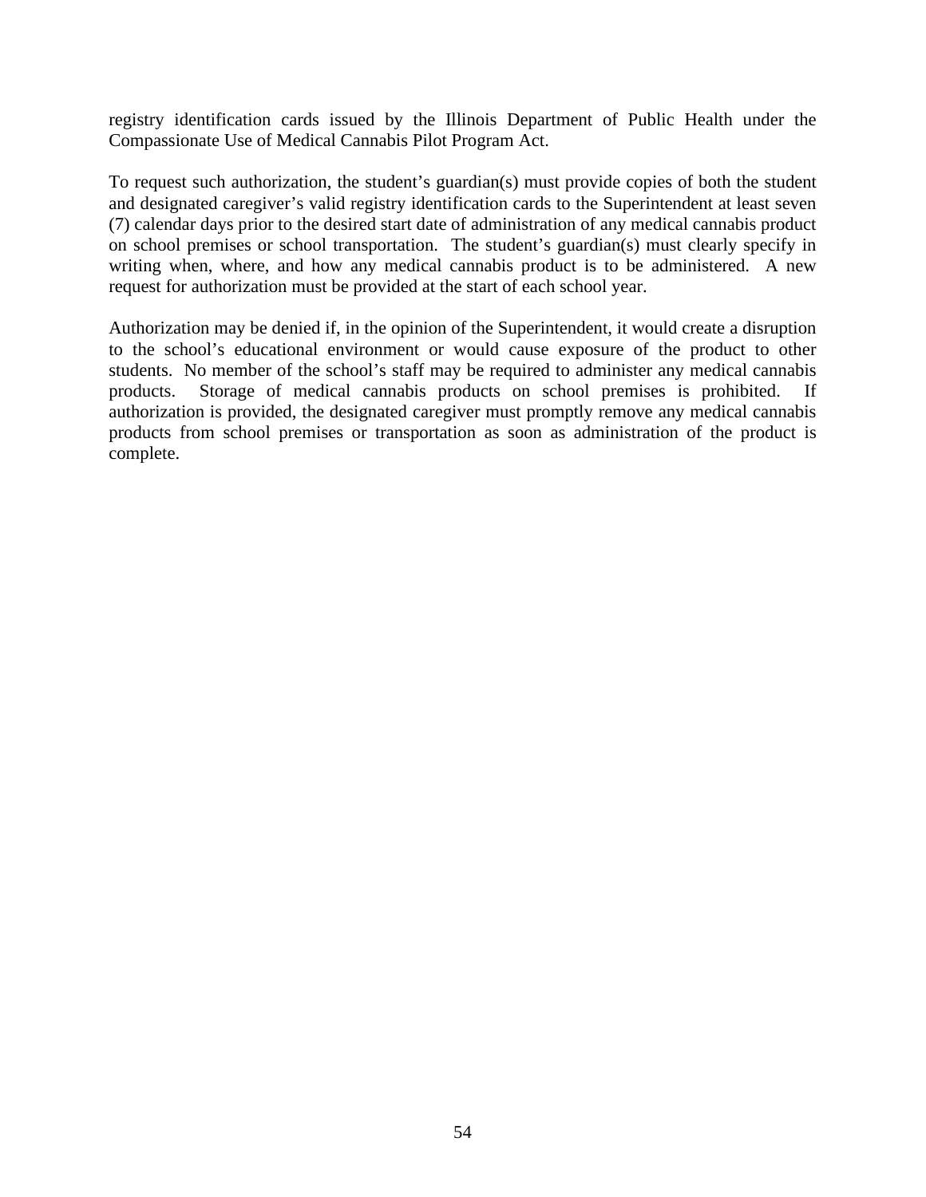registry identification cards issued by the Illinois Department of Public Health under the Compassionate Use of Medical Cannabis Pilot Program Act.

To request such authorization, the student's guardian(s) must provide copies of both the student and designated caregiver's valid registry identification cards to the Superintendent at least seven (7) calendar days prior to the desired start date of administration of any medical cannabis product on school premises or school transportation. The student's guardian(s) must clearly specify in writing when, where, and how any medical cannabis product is to be administered. A new request for authorization must be provided at the start of each school year.

Authorization may be denied if, in the opinion of the Superintendent, it would create a disruption to the school's educational environment or would cause exposure of the product to other students. No member of the school's staff may be required to administer any medical cannabis products. Storage of medical cannabis products on school premises is prohibited. If authorization is provided, the designated caregiver must promptly remove any medical cannabis products from school premises or transportation as soon as administration of the product is complete.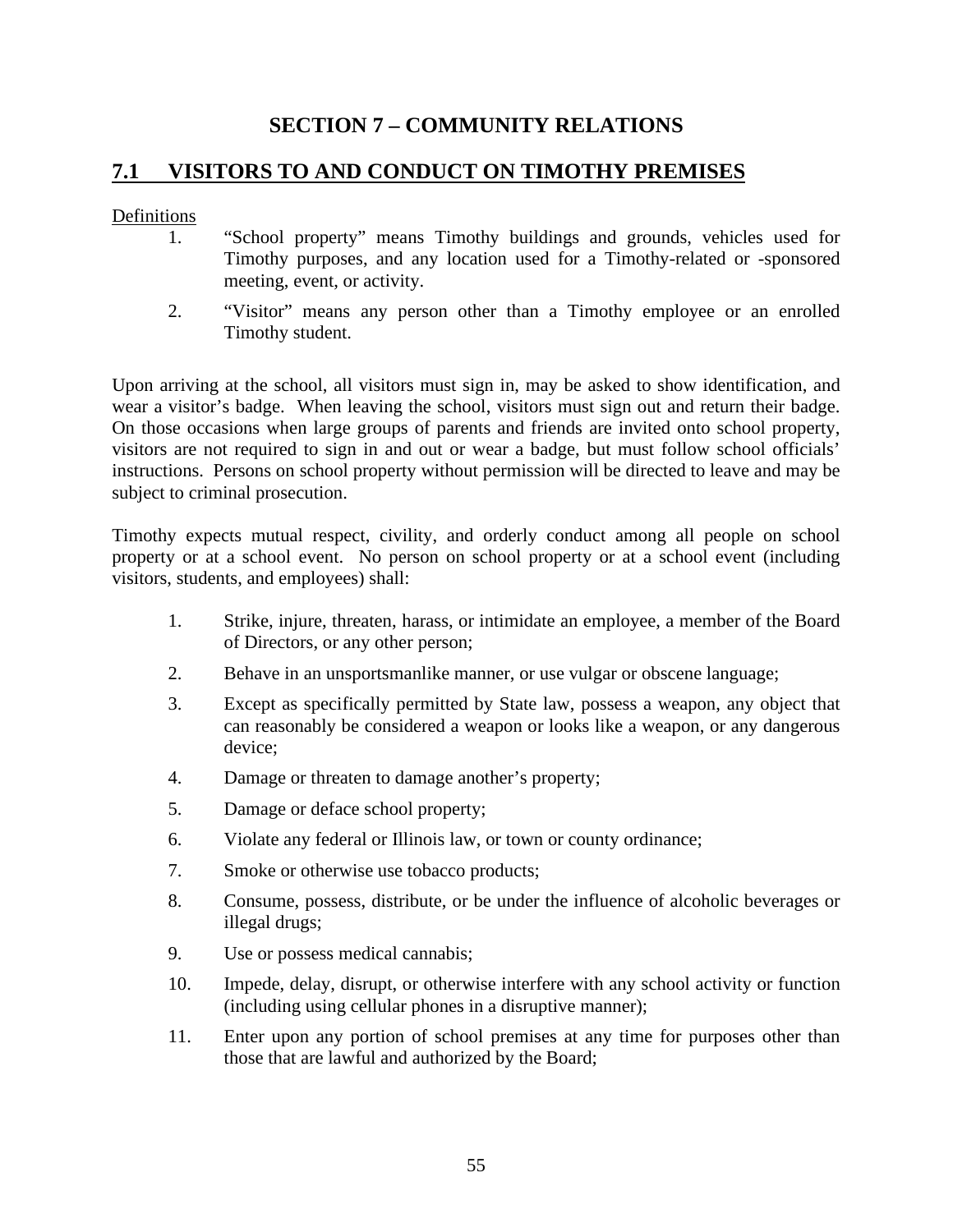# SECTION 7 – COMMUNITY RELATIONS

## 7.1 VISITORS TO AND CONDUCT ON TIMOTHY PREMISES

Definitions

1. "School property" means Timothy buildings and grounds, vehicles used for Timothy purposes, and any location used for a Timothy-related or -sponsored meeting, event, or activity.
2. "Visitor" means any person other than a Timothy employee or an enrolled Timothy student.

Upon arriving at the school, all visitors must sign in, may be asked to show identification, and wear a visitor's badge. When leaving the school, visitors must sign out and return their badge. On those occasions when large groups of parents and friends are invited onto school property, visitors are not required to sign in and out or wear a badge, but must follow school officials' instructions. Persons on school property without permission will be directed to leave and may be subject to criminal prosecution.

Timothy expects mutual respect, civility, and orderly conduct among all people on school property or at a school event. No person on school property or at a school event (including visitors, students, and employees) shall:

1. Strike, injure, threaten, harass, or intimidate an employee, a member of the Board of Directors, or any other person;
2. Behave in an unsportsmanlike manner, or use vulgar or obscene language;
3. Except as specifically permitted by State law, possess a weapon, any object that can reasonably be considered a weapon or looks like a weapon, or any dangerous device;
4. Damage or threaten to damage another's property;
5. Damage or deface school property;
6. Violate any federal or Illinois law, or town or county ordinance;
7. Smoke or otherwise use tobacco products;
8. Consume, possess, distribute, or be under the influence of alcoholic beverages or illegal drugs;
9. Use or possess medical cannabis;
10. Impede, delay, disrupt, or otherwise interfere with any school activity or function (including using cellular phones in a disruptive manner);
11. Enter upon any portion of school premises at any time for purposes other than those that are lawful and authorized by the Board;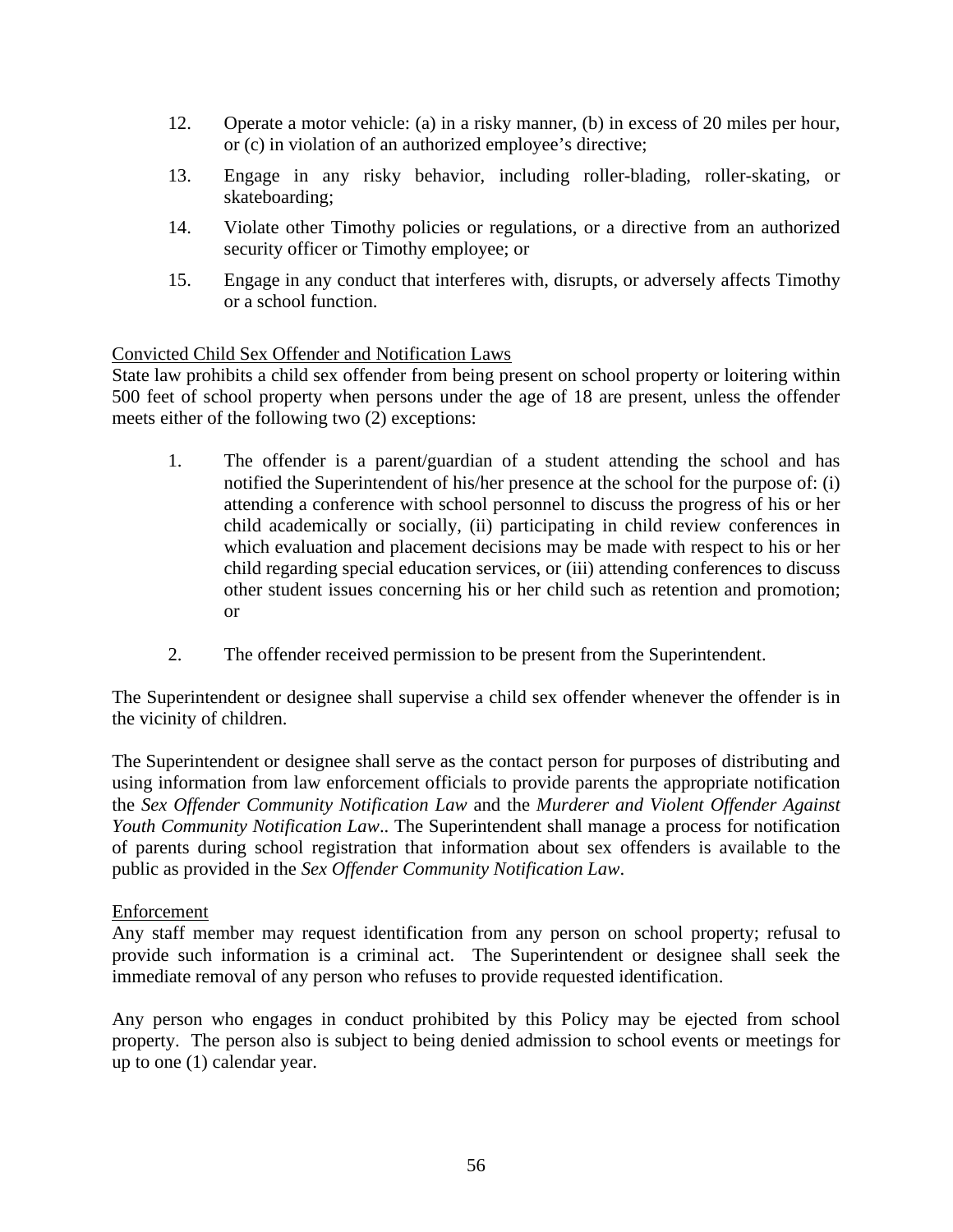12. Operate a motor vehicle: (a) in a risky manner, (b) in excess of 20 miles per hour, or (c) in violation of an authorized employee's directive;

13. Engage in any risky behavior, including roller-blading, roller-skating, or skateboarding;

14. Violate other Timothy policies or regulations, or a directive from an authorized security officer or Timothy employee; or

15. Engage in any conduct that interferes with, disrupts, or adversely affects Timothy or a school function.

Convicted Child Sex Offender and Notification Laws

State law prohibits a child sex offender from being present on school property or loitering within 500 feet of school property when persons under the age of 18 are present, unless the offender meets either of the following two (2) exceptions:

1. The offender is a parent/guardian of a student attending the school and has notified the Superintendent of his/her presence at the school for the purpose of: (i) attending a conference with school personnel to discuss the progress of his or her child academically or socially, (ii) participating in child review conferences in which evaluation and placement decisions may be made with respect to his or her child regarding special education services, or (iii) attending conferences to discuss other student issues concerning his or her child such as retention and promotion; or

2. The offender received permission to be present from the Superintendent.

The Superintendent or designee shall supervise a child sex offender whenever the offender is in the vicinity of children.

The Superintendent or designee shall serve as the contact person for purposes of distributing and using information from law enforcement officials to provide parents the appropriate notification the *Sex Offender Community Notification Law* and the *Murderer and Violent Offender Against Youth Community Notification Law*.. The Superintendent shall manage a process for notification of parents during school registration that information about sex offenders is available to the public as provided in the *Sex Offender Community Notification Law*.

Enforcement

Any staff member may request identification from any person on school property; refusal to provide such information is a criminal act. The Superintendent or designee shall seek the immediate removal of any person who refuses to provide requested identification.

Any person who engages in conduct prohibited by this Policy may be ejected from school property. The person also is subject to being denied admission to school events or meetings for up to one (1) calendar year.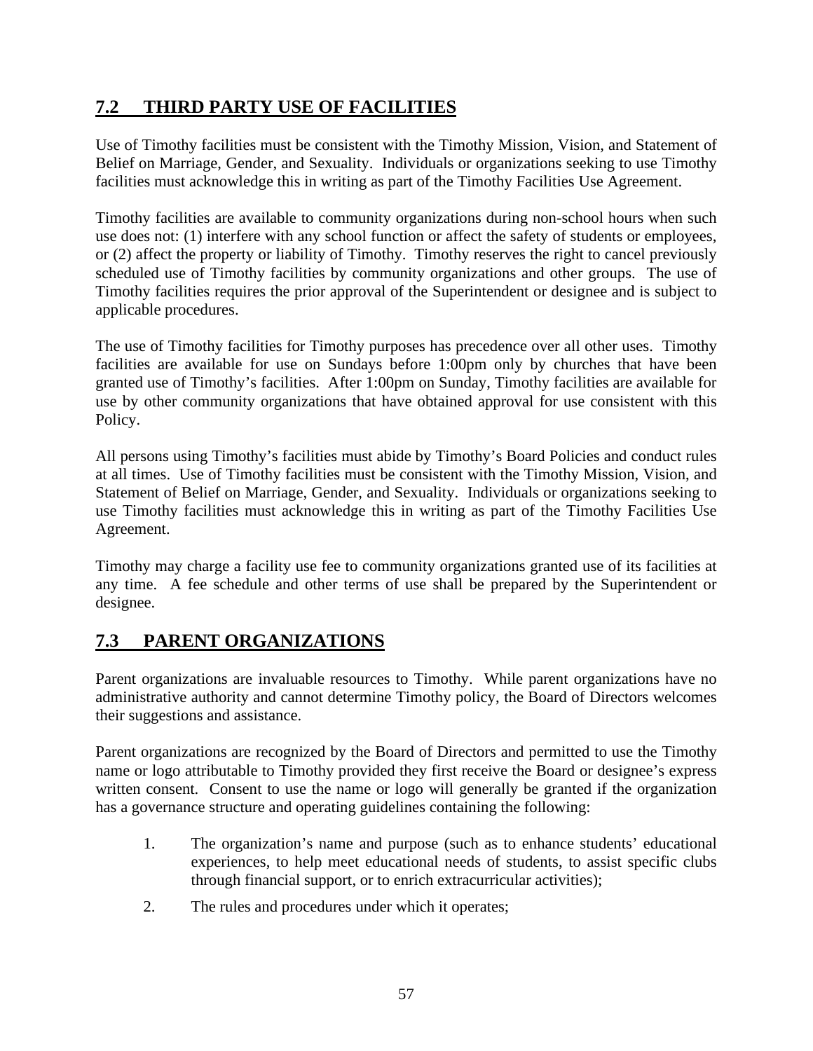## 7.2 THIRD PARTY USE OF FACILITIES

Use of Timothy facilities must be consistent with the Timothy Mission, Vision, and Statement of Belief on Marriage, Gender, and Sexuality. Individuals or organizations seeking to use Timothy facilities must acknowledge this in writing as part of the Timothy Facilities Use Agreement.

Timothy facilities are available to community organizations during non-school hours when such use does not: (1) interfere with any school function or affect the safety of students or employees, or (2) affect the property or liability of Timothy. Timothy reserves the right to cancel previously scheduled use of Timothy facilities by community organizations and other groups. The use of Timothy facilities requires the prior approval of the Superintendent or designee and is subject to applicable procedures.

The use of Timothy facilities for Timothy purposes has precedence over all other uses. Timothy facilities are available for use on Sundays before 1:00pm only by churches that have been granted use of Timothy's facilities. After 1:00pm on Sunday, Timothy facilities are available for use by other community organizations that have obtained approval for use consistent with this Policy.

All persons using Timothy's facilities must abide by Timothy's Board Policies and conduct rules at all times. Use of Timothy facilities must be consistent with the Timothy Mission, Vision, and Statement of Belief on Marriage, Gender, and Sexuality. Individuals or organizations seeking to use Timothy facilities must acknowledge this in writing as part of the Timothy Facilities Use Agreement.

Timothy may charge a facility use fee to community organizations granted use of its facilities at any time. A fee schedule and other terms of use shall be prepared by the Superintendent or designee.

## 7.3 PARENT ORGANIZATIONS

Parent organizations are invaluable resources to Timothy. While parent organizations have no administrative authority and cannot determine Timothy policy, the Board of Directors welcomes their suggestions and assistance.

Parent organizations are recognized by the Board of Directors and permitted to use the Timothy name or logo attributable to Timothy provided they first receive the Board or designee's express written consent. Consent to use the name or logo will generally be granted if the organization has a governance structure and operating guidelines containing the following:

1. The organization's name and purpose (such as to enhance students' educational experiences, to help meet educational needs of students, to assist specific clubs through financial support, or to enrich extracurricular activities);
2. The rules and procedures under which it operates;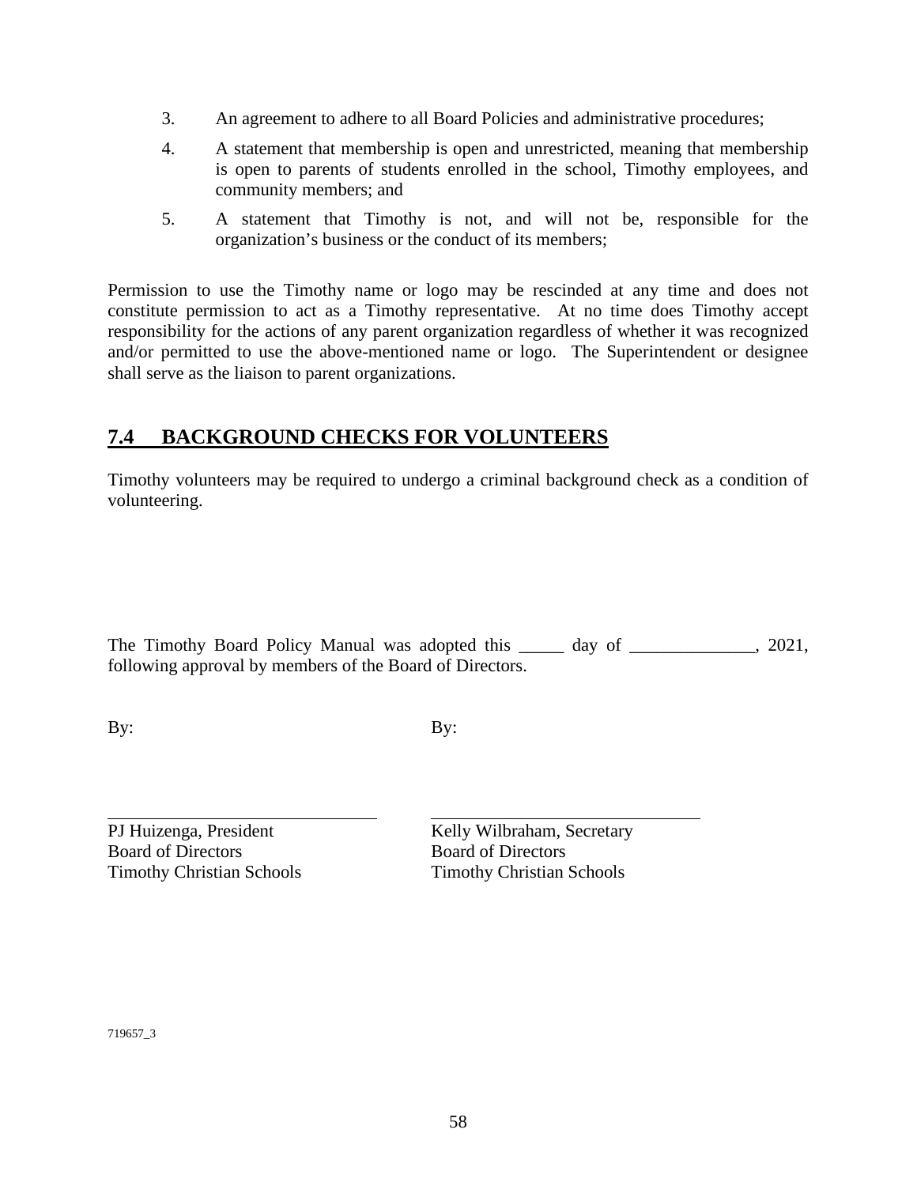3. An agreement to adhere to all Board Policies and administrative procedures;
4. A statement that membership is open and unrestricted, meaning that membership is open to parents of students enrolled in the school, Timothy employees, and community members; and
5. A statement that Timothy is not, and will not be, responsible for the organization's business or the conduct of its members;

Permission to use the Timothy name or logo may be rescinded at any time and does not constitute permission to act as a Timothy representative. At no time does Timothy accept responsibility for the actions of any parent organization regardless of whether it was recognized and/or permitted to use the above-mentioned name or logo. The Superintendent or designee shall serve as the liaison to parent organizations.

## 7.4 BACKGROUND CHECKS FOR VOLUNTEERS

Timothy volunteers may be required to undergo a criminal background check as a condition of volunteering.

The Timothy Board Policy Manual was adopted this _____ day of ______________, 2021, following approval by members of the Board of Directors.

By:

______________________________
PJ Huizenga, President
Board of Directors
Timothy Christian Schools

By:

______________________________
Kelly Wilbraham, Secretary
Board of Directors
Timothy Christian Schools

719657_3